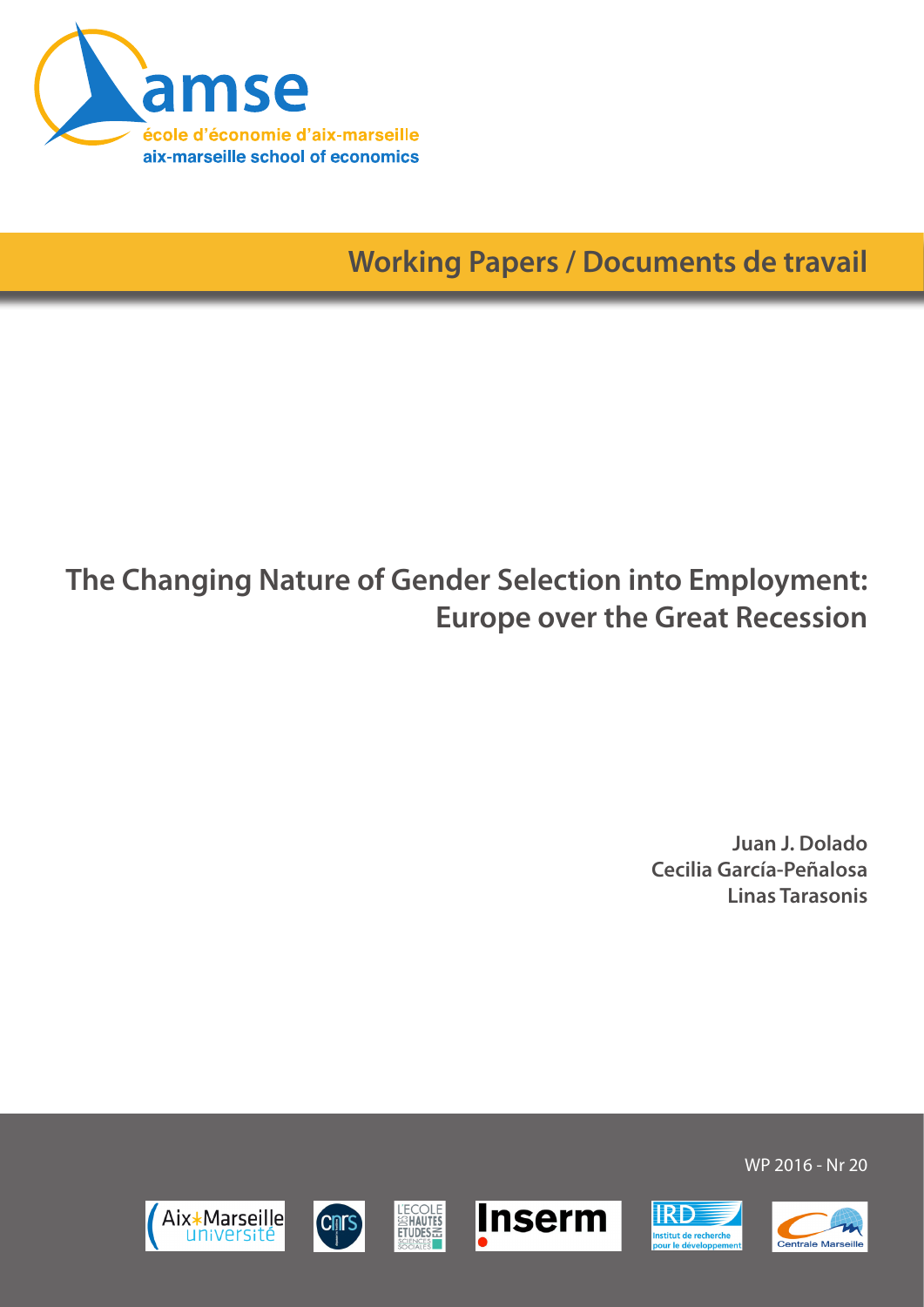amse

école d'économie d'aix-marseille

aix-marseille school of economics

Working Papers / Documents de travail

# The Changing Nature of Gender Selection into Employment: Europe over the Great Recession

**Juan J. Dolado**
**Cecilia García-Peñalosa**
**Linas Tarasonis**

WP 2016 - Nr 20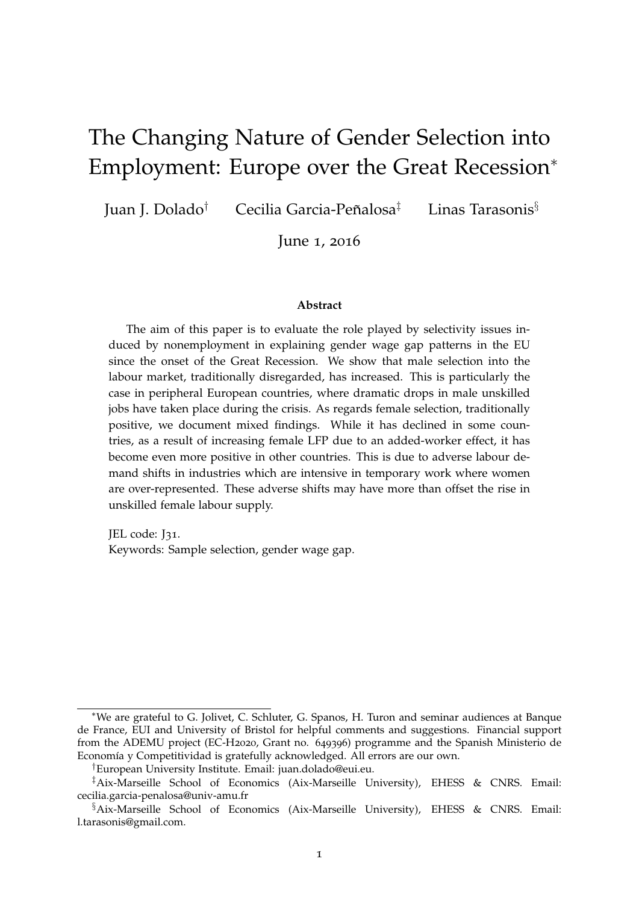# The Changing Nature of Gender Selection into Employment: Europe over the Great Recession*

Juan J. Dolado[†] Cecilia Garcia-Peñalosa[‡] Linas Tarasonis[§]

June 1, 2016

**Abstract**

The aim of this paper is to evaluate the role played by selectivity issues induced by nonemployment in explaining gender wage gap patterns in the EU since the onset of the Great Recession. We show that male selection into the labour market, traditionally disregarded, has increased. This is particularly the case in peripheral European countries, where dramatic drops in male unskilled jobs have taken place during the crisis. As regards female selection, traditionally positive, we document mixed findings. While it has declined in some countries, as a result of increasing female LFP due to an added-worker effect, it has become even more positive in other countries. This is due to adverse labour demand shifts in industries which are intensive in temporary work where women are over-represented. These adverse shifts may have more than offset the rise in unskilled female labour supply.

JEL code: J31.
Keywords: Sample selection, gender wage gap.

---

*We are grateful to G. Jolivet, C. Schluter, G. Spanos, H. Turon and seminar audiences at Banque de France, EUI and University of Bristol for helpful comments and suggestions. Financial support from the ADEMU project (EC-H2020, Grant no. 649396) programme and the Spanish Ministerio de Economía y Competitividad is gratefully acknowledged. All errors are our own.

[†]European University Institute. Email: juan.dolado@eui.eu.

[‡]Aix-Marseille School of Economics (Aix-Marseille University), EHESS & CNRS. Email: cecilia.garcia-penalosa@univ-amu.fr

[§]Aix-Marseille School of Economics (Aix-Marseille University), EHESS & CNRS. Email: l.tarasonis@gmail.com.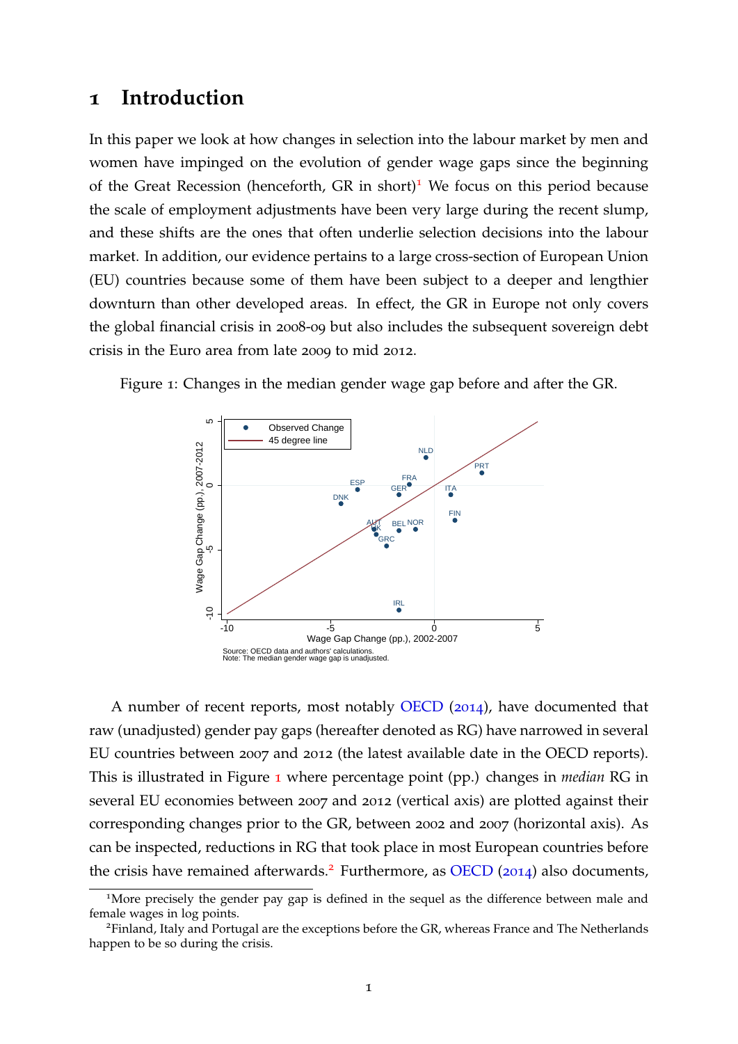# 1 Introduction

In this paper we look at how changes in selection into the labour market by men and women have impinged on the evolution of gender wage gaps since the beginning of the Great Recession (henceforth, GR in short)[1] We focus on this period because the scale of employment adjustments have been very large during the recent slump, and these shifts are the ones that often underlie selection decisions into the labour market. In addition, our evidence pertains to a large cross-section of European Union (EU) countries because some of them have been subject to a deeper and lengthier downturn than other developed areas. In effect, the GR in Europe not only covers the global financial crisis in 2008-09 but also includes the subsequent sovereign debt crisis in the Euro area from late 2009 to mid 2012.

Figure 1: Changes in the median gender wage gap before and after the GR.

Source: OECD data and authors' calculations.
Note: The median gender wage gap is unadjusted.

A number of recent reports, most notably OECD (2014), have documented that raw (unadjusted) gender pay gaps (hereafter denoted as RG) have narrowed in several EU countries between 2007 and 2012 (the latest available date in the OECD reports). This is illustrated in Figure 1 where percentage point (pp.) changes in *median* RG in several EU economies between 2007 and 2012 (vertical axis) are plotted against their corresponding changes prior to the GR, between 2002 and 2007 (horizontal axis). As can be inspected, reductions in RG that took place in most European countries before the crisis have remained afterwards.[2] Furthermore, as OECD (2014) also documents,

[1] More precisely the gender pay gap is defined in the sequel as the difference between male and female wages in log points.

[2] Finland, Italy and Portugal are the exceptions before the GR, whereas France and The Netherlands happen to be so during the crisis.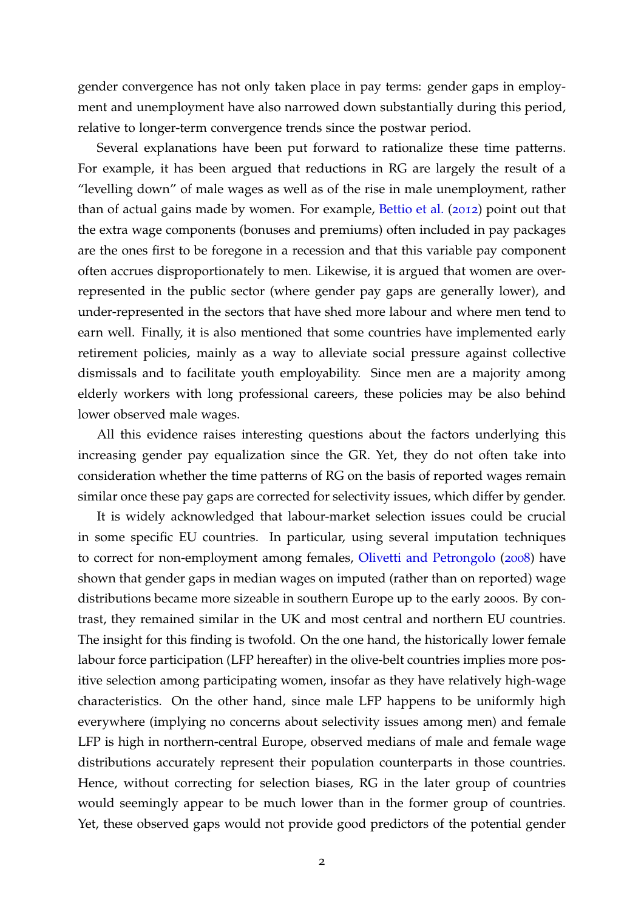gender convergence has not only taken place in pay terms: gender gaps in employment and unemployment have also narrowed down substantially during this period, relative to longer-term convergence trends since the postwar period.

Several explanations have been put forward to rationalize these time patterns. For example, it has been argued that reductions in RG are largely the result of a "levelling down" of male wages as well as of the rise in male unemployment, rather than of actual gains made by women. For example, Bettio et al. (2012) point out that the extra wage components (bonuses and premiums) often included in pay packages are the ones first to be foregone in a recession and that this variable pay component often accrues disproportionately to men. Likewise, it is argued that women are over-represented in the public sector (where gender pay gaps are generally lower), and under-represented in the sectors that have shed more labour and where men tend to earn well. Finally, it is also mentioned that some countries have implemented early retirement policies, mainly as a way to alleviate social pressure against collective dismissals and to facilitate youth employability. Since men are a majority among elderly workers with long professional careers, these policies may be also behind lower observed male wages.

All this evidence raises interesting questions about the factors underlying this increasing gender pay equalization since the GR. Yet, they do not often take into consideration whether the time patterns of RG on the basis of reported wages remain similar once these pay gaps are corrected for selectivity issues, which differ by gender.

It is widely acknowledged that labour-market selection issues could be crucial in some specific EU countries. In particular, using several imputation techniques to correct for non-employment among females, Olivetti and Petrongolo (2008) have shown that gender gaps in median wages on imputed (rather than on reported) wage distributions became more sizeable in southern Europe up to the early 2000s. By contrast, they remained similar in the UK and most central and northern EU countries. The insight for this finding is twofold. On the one hand, the historically lower female labour force participation (LFP hereafter) in the olive-belt countries implies more positive selection among participating women, insofar as they have relatively high-wage characteristics. On the other hand, since male LFP happens to be uniformly high everywhere (implying no concerns about selectivity issues among men) and female LFP is high in northern-central Europe, observed medians of male and female wage distributions accurately represent their population counterparts in those countries. Hence, without correcting for selection biases, RG in the later group of countries would seemingly appear to be much lower than in the former group of countries. Yet, these observed gaps would not provide good predictors of the potential gender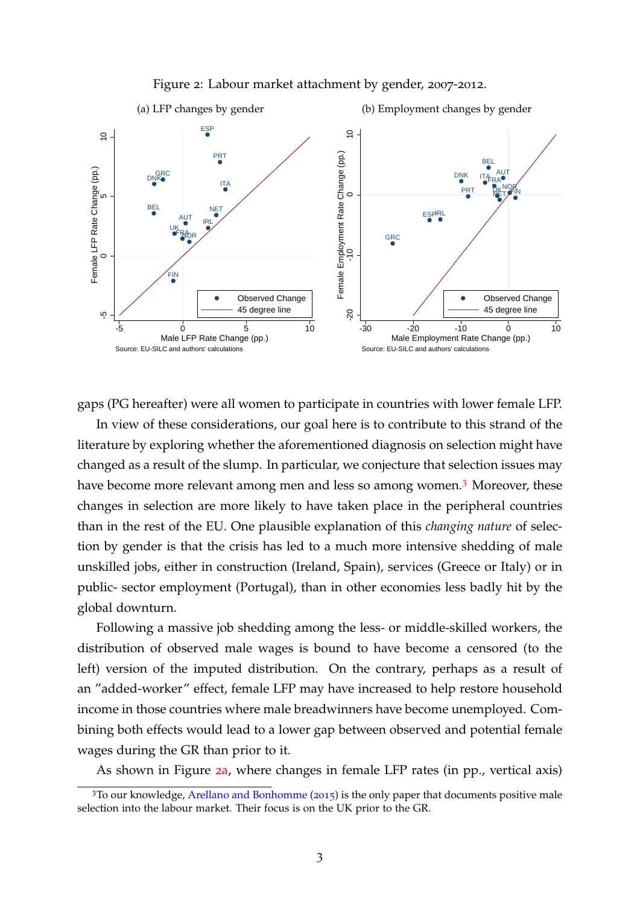Figure 2: Labour market attachment by gender, 2007-2012.

(a) LFP changes by gender

(b) Employment changes by gender

Source: EU-SILC and authors' calculations

gaps (PG hereafter) were all women to participate in countries with lower female LFP.

In view of these considerations, our goal here is to contribute to this strand of the literature by exploring whether the aforementioned diagnosis on selection might have changed as a result of the slump. In particular, we conjecture that selection issues may have become more relevant among men and less so among women.[3] Moreover, these changes in selection are more likely to have taken place in the peripheral countries than in the rest of the EU. One plausible explanation of this *changing nature* of selection by gender is that the crisis has led to a much more intensive shedding of male unskilled jobs, either in construction (Ireland, Spain), services (Greece or Italy) or in public- sector employment (Portugal), than in other economies less badly hit by the global downturn.

Following a massive job shedding among the less- or middle-skilled workers, the distribution of observed male wages is bound to have become a censored (to the left) version of the imputed distribution. On the contrary, perhaps as a result of an "added-worker" effect, female LFP may have increased to help restore household income in those countries where male breadwinners have become unemployed. Combining both effects would lead to a lower gap between observed and potential female wages during the GR than prior to it.

As shown in Figure 2a, where changes in female LFP rates (in pp., vertical axis)

[3] To our knowledge, Arellano and Bonhomme (2015) is the only paper that documents positive male selection into the labour market. Their focus is on the UK prior to the GR.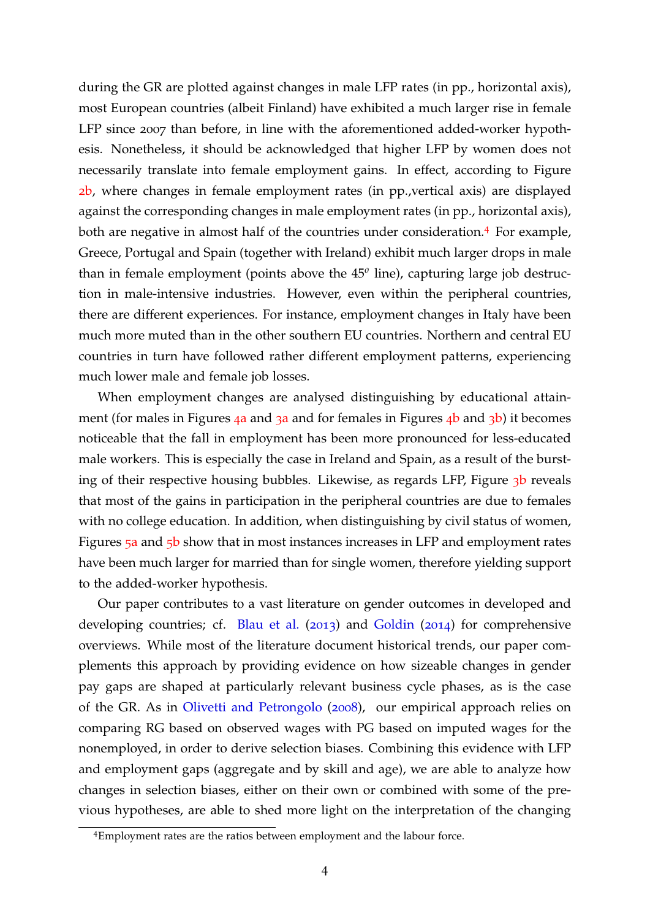during the GR are plotted against changes in male LFP rates (in pp., horizontal axis), most European countries (albeit Finland) have exhibited a much larger rise in female LFP since 2007 than before, in line with the aforementioned added-worker hypothesis. Nonetheless, it should be acknowledged that higher LFP by women does not necessarily translate into female employment gains. In effect, according to Figure 2b, where changes in female employment rates (in pp.,vertical axis) are displayed against the corresponding changes in male employment rates (in pp., horizontal axis), both are negative in almost half of the countries under consideration.[4] For example, Greece, Portugal and Spain (together with Ireland) exhibit much larger drops in male than in female employment (points above the $45^o$ line), capturing large job destruction in male-intensive industries. However, even within the peripheral countries, there are different experiences. For instance, employment changes in Italy have been much more muted than in the other southern EU countries. Northern and central EU countries in turn have followed rather different employment patterns, experiencing much lower male and female job losses.

When employment changes are analysed distinguishing by educational attainment (for males in Figures 4a and 3a and for females in Figures 4b and 3b) it becomes noticeable that the fall in employment has been more pronounced for less-educated male workers. This is especially the case in Ireland and Spain, as a result of the bursting of their respective housing bubbles. Likewise, as regards LFP, Figure 3b reveals that most of the gains in participation in the peripheral countries are due to females with no college education. In addition, when distinguishing by civil status of women, Figures 5a and 5b show that in most instances increases in LFP and employment rates have been much larger for married than for single women, therefore yielding support to the added-worker hypothesis.

Our paper contributes to a vast literature on gender outcomes in developed and developing countries; cf. Blau et al. (2013) and Goldin (2014) for comprehensive overviews. While most of the literature document historical trends, our paper complements this approach by providing evidence on how sizeable changes in gender pay gaps are shaped at particularly relevant business cycle phases, as is the case of the GR. As in Olivetti and Petrongolo (2008), our empirical approach relies on comparing RG based on observed wages with PG based on imputed wages for the nonemployed, in order to derive selection biases. Combining this evidence with LFP and employment gaps (aggregate and by skill and age), we are able to analyze how changes in selection biases, either on their own or combined with some of the previous hypotheses, are able to shed more light on the interpretation of the changing

[4] Employment rates are the ratios between employment and the labour force.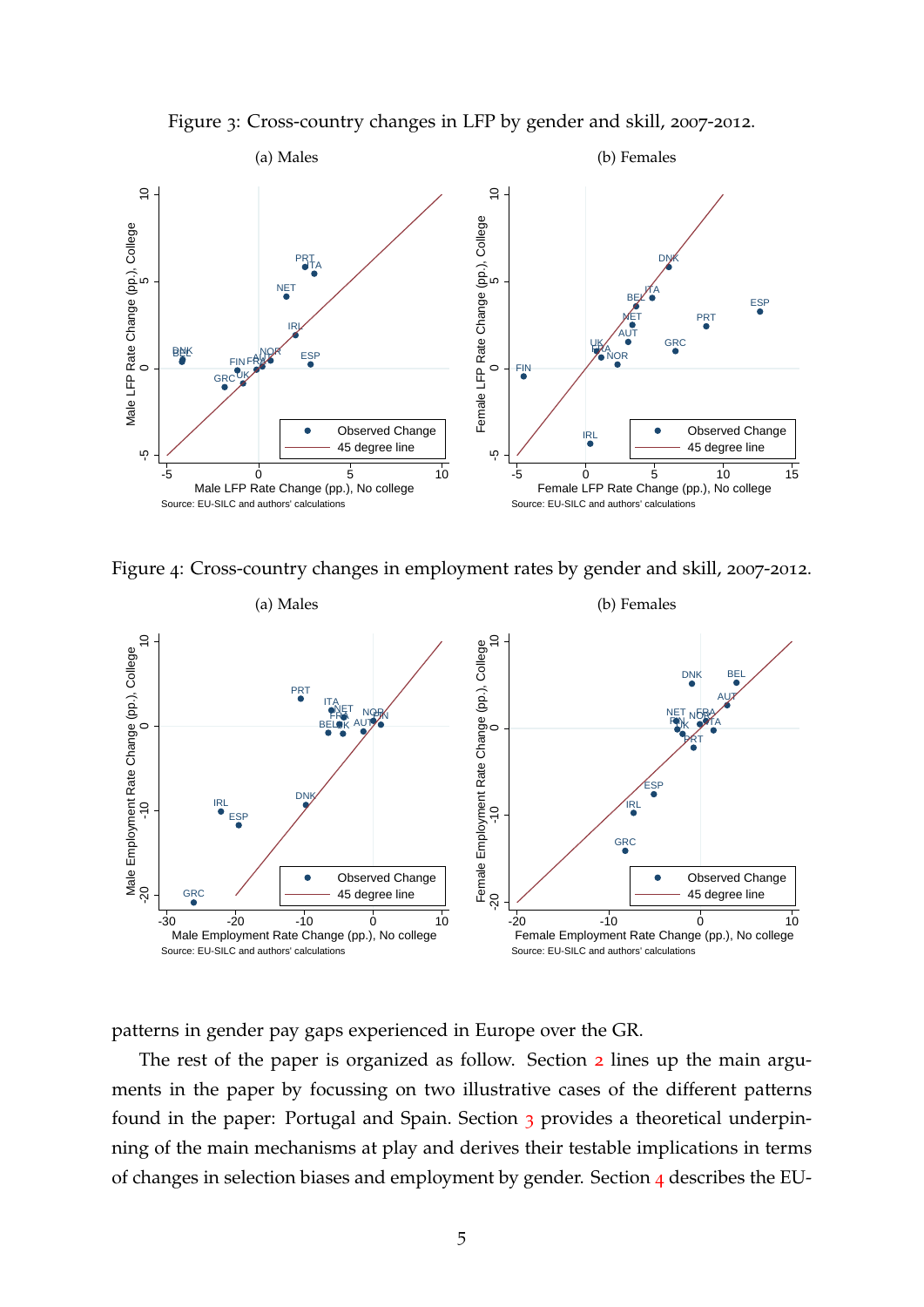Figure 3: Cross-country changes in LFP by gender and skill, 2007-2012.

(a) Males

(b) Females

Source: EU-SILC and authors' calculations

Figure 4: Cross-country changes in employment rates by gender and skill, 2007-2012.

(a) Males

(b) Females

Source: EU-SILC and authors' calculations

patterns in gender pay gaps experienced in Europe over the GR.

The rest of the paper is organized as follow. Section 2 lines up the main arguments in the paper by focussing on two illustrative cases of the different patterns found in the paper: Portugal and Spain. Section 3 provides a theoretical underpinning of the main mechanisms at play and derives their testable implications in terms of changes in selection biases and employment by gender. Section 4 describes the EU-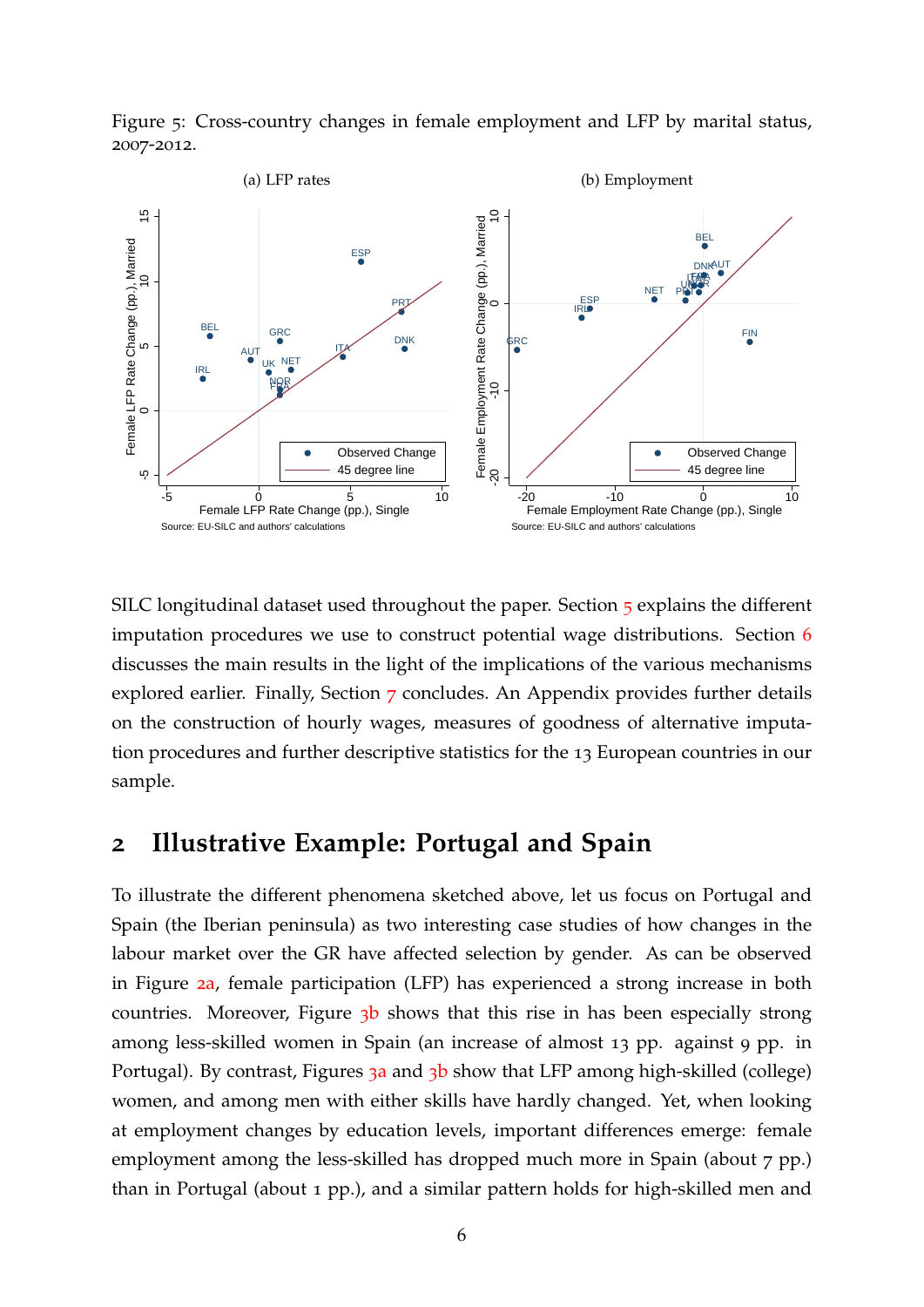Figure 5: Cross-country changes in female employment and LFP by marital status, 2007-2012.

SILC longitudinal dataset used throughout the paper. Section 5 explains the different imputation procedures we use to construct potential wage distributions. Section 6 discusses the main results in the light of the implications of the various mechanisms explored earlier. Finally, Section 7 concludes. An Appendix provides further details on the construction of hourly wages, measures of goodness of alternative imputation procedures and further descriptive statistics for the 13 European countries in our sample.

## 2 Illustrative Example: Portugal and Spain

To illustrate the different phenomena sketched above, let us focus on Portugal and Spain (the Iberian peninsula) as two interesting case studies of how changes in the labour market over the GR have affected selection by gender. As can be observed in Figure 2a, female participation (LFP) has experienced a strong increase in both countries. Moreover, Figure 3b shows that this rise in has been especially strong among less-skilled women in Spain (an increase of almost 13 pp. against 9 pp. in Portugal). By contrast, Figures 3a and 3b show that LFP among high-skilled (college) women, and among men with either skills have hardly changed. Yet, when looking at employment changes by education levels, important differences emerge: female employment among the less-skilled has dropped much more in Spain (about 7 pp.) than in Portugal (about 1 pp.), and a similar pattern holds for high-skilled men and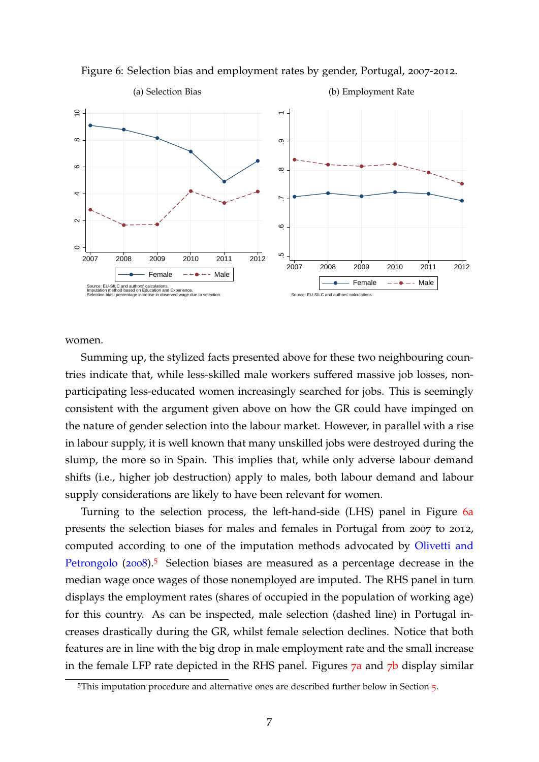Figure 6: Selection bias and employment rates by gender, Portugal, 2007-2012.

(a) Selection Bias

(b) Employment Rate

Source: EU-SILC and authors' calculations.
Imputation method based on Education and Experience.
Selection bias: percentage increase in observed wage due to selection.

Source: EU-SILC and authors' calculations.

women.

Summing up, the stylized facts presented above for these two neighbouring countries indicate that, while less-skilled male workers suffered massive job losses, non-participating less-educated women increasingly searched for jobs. This is seemingly consistent with the argument given above on how the GR could have impinged on the nature of gender selection into the labour market. However, in parallel with a rise in labour supply, it is well known that many unskilled jobs were destroyed during the slump, the more so in Spain. This implies that, while only adverse labour demand shifts (i.e., higher job destruction) apply to males, both labour demand and labour supply considerations are likely to have been relevant for women.

Turning to the selection process, the left-hand-side (LHS) panel in Figure 6a presents the selection biases for males and females in Portugal from 2007 to 2012, computed according to one of the imputation methods advocated by Olivetti and Petrongolo (2008).[5] Selection biases are measured as a percentage decrease in the median wage once wages of those nonemployed are imputed. The RHS panel in turn displays the employment rates (shares of occupied in the population of working age) for this country. As can be inspected, male selection (dashed line) in Portugal increases drastically during the GR, whilst female selection declines. Notice that both features are in line with the big drop in male employment rate and the small increase in the female LFP rate depicted in the RHS panel. Figures 7a and 7b display similar

[5] This imputation procedure and alternative ones are described further below in Section 5.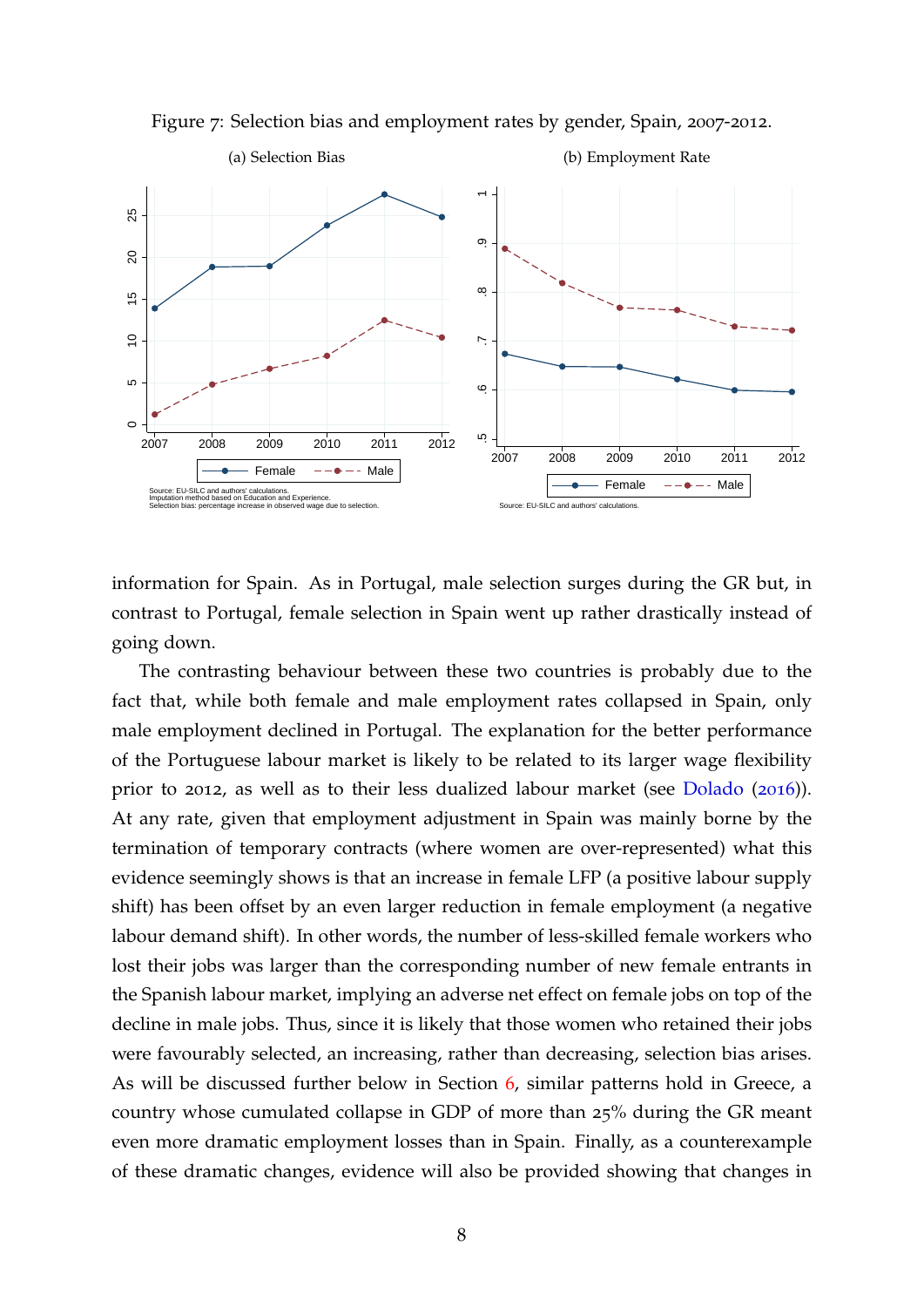Figure 7: Selection bias and employment rates by gender, Spain, 2007-2012.

(a) Selection Bias

Source: EU-SILC and authors' calculations.
Imputation method based on Education and Experience.
Selection bias: percentage increase in observed wage due to selection.

(b) Employment Rate

Source: EU-SILC and authors' calculations.

information for Spain. As in Portugal, male selection surges during the GR but, in contrast to Portugal, female selection in Spain went up rather drastically instead of going down.

The contrasting behaviour between these two countries is probably due to the fact that, while both female and male employment rates collapsed in Spain, only male employment declined in Portugal. The explanation for the better performance of the Portuguese labour market is likely to be related to its larger wage flexibility prior to 2012, as well as to their less dualized labour market (see Dolado (2016)). At any rate, given that employment adjustment in Spain was mainly borne by the termination of temporary contracts (where women are over-represented) what this evidence seemingly shows is that an increase in female LFP (a positive labour supply shift) has been offset by an even larger reduction in female employment (a negative labour demand shift). In other words, the number of less-skilled female workers who lost their jobs was larger than the corresponding number of new female entrants in the Spanish labour market, implying an adverse net effect on female jobs on top of the decline in male jobs. Thus, since it is likely that those women who retained their jobs were favourably selected, an increasing, rather than decreasing, selection bias arises. As will be discussed further below in Section 6, similar patterns hold in Greece, a country whose cumulated collapse in GDP of more than 25% during the GR meant even more dramatic employment losses than in Spain. Finally, as a counterexample of these dramatic changes, evidence will also be provided showing that changes in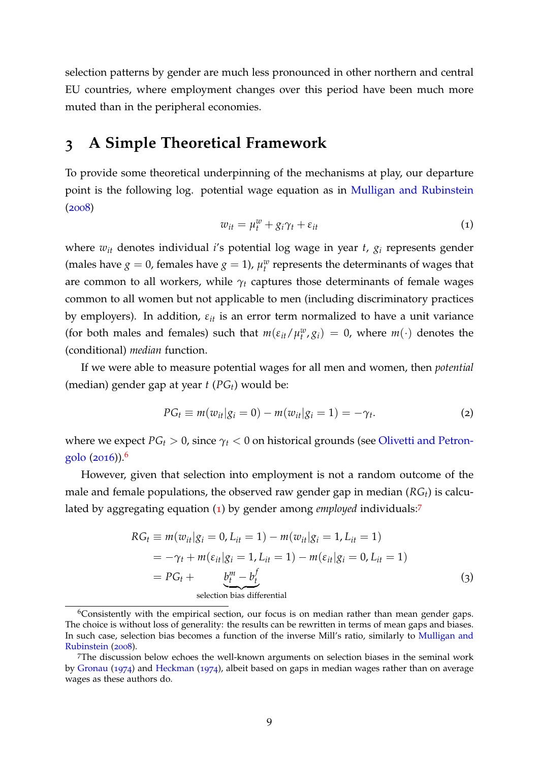selection patterns by gender are much less pronounced in other northern and central EU countries, where employment changes over this period have been much more muted than in the peripheral economies.

# 3 A Simple Theoretical Framework

To provide some theoretical underpinning of the mechanisms at play, our departure point is the following log. potential wage equation as in Mulligan and Rubinstein (2008)

$$w_{it} = \mu_t^w + g_i \gamma_t + \varepsilon_{it} \tag{1}$$

where $w_{it}$ denotes individual $i$'s potential log wage in year $t$, $g_i$ represents gender (males have $g = 0$, females have $g = 1$), $\mu_t^w$ represents the determinants of wages that are common to all workers, while $\gamma_t$ captures those determinants of female wages common to all women but not applicable to men (including discriminatory practices by employers). In addition, $\varepsilon_{it}$ is an error term normalized to have a unit variance (for both males and females) such that $m(\varepsilon_{it}/\mu_t^w, g_i) = 0$, where $m(\cdot)$ denotes the (conditional) *median* function.

If we were able to measure potential wages for all men and women, then *potential* (median) gender gap at year $t$ ($PG_t$) would be:

$$PG_t \equiv m(w_{it}|g_i = 0) - m(w_{it}|g_i = 1) = -\gamma_t. \tag{2}$$

where we expect $PG_t > 0$, since $\gamma_t < 0$ on historical grounds (see Olivetti and Petrongolo (2016)).[6]

However, given that selection into employment is not a random outcome of the male and female populations, the observed raw gender gap in median ($RG_t$) is calculated by aggregating equation (1) by gender among *employed* individuals:[7]

$$\begin{aligned} RG_t &\equiv m(w_{it}|g_i = 0, L_{it} = 1) - m(w_{it}|g_i = 1, L_{it} = 1) \\ &= -\gamma_t + m(\varepsilon_{it}|g_i = 1, L_{it} = 1) - m(\varepsilon_{it}|g_i = 0, L_{it} = 1) \\ &= PG_t + \underbrace{b_t^m - b_t^f}_{\text{selection bias differential}} \end{aligned} \tag{3}$$

[6]Consistently with the empirical section, our focus is on median rather than mean gender gaps. The choice is without loss of generality: the results can be rewritten in terms of mean gaps and biases. In such case, selection bias becomes a function of the inverse Mill's ratio, similarly to Mulligan and Rubinstein (2008).

[7]The discussion below echoes the well-known arguments on selection biases in the seminal work by Gronau (1974) and Heckman (1974), albeit based on gaps in median wages rather than on average wages as these authors do.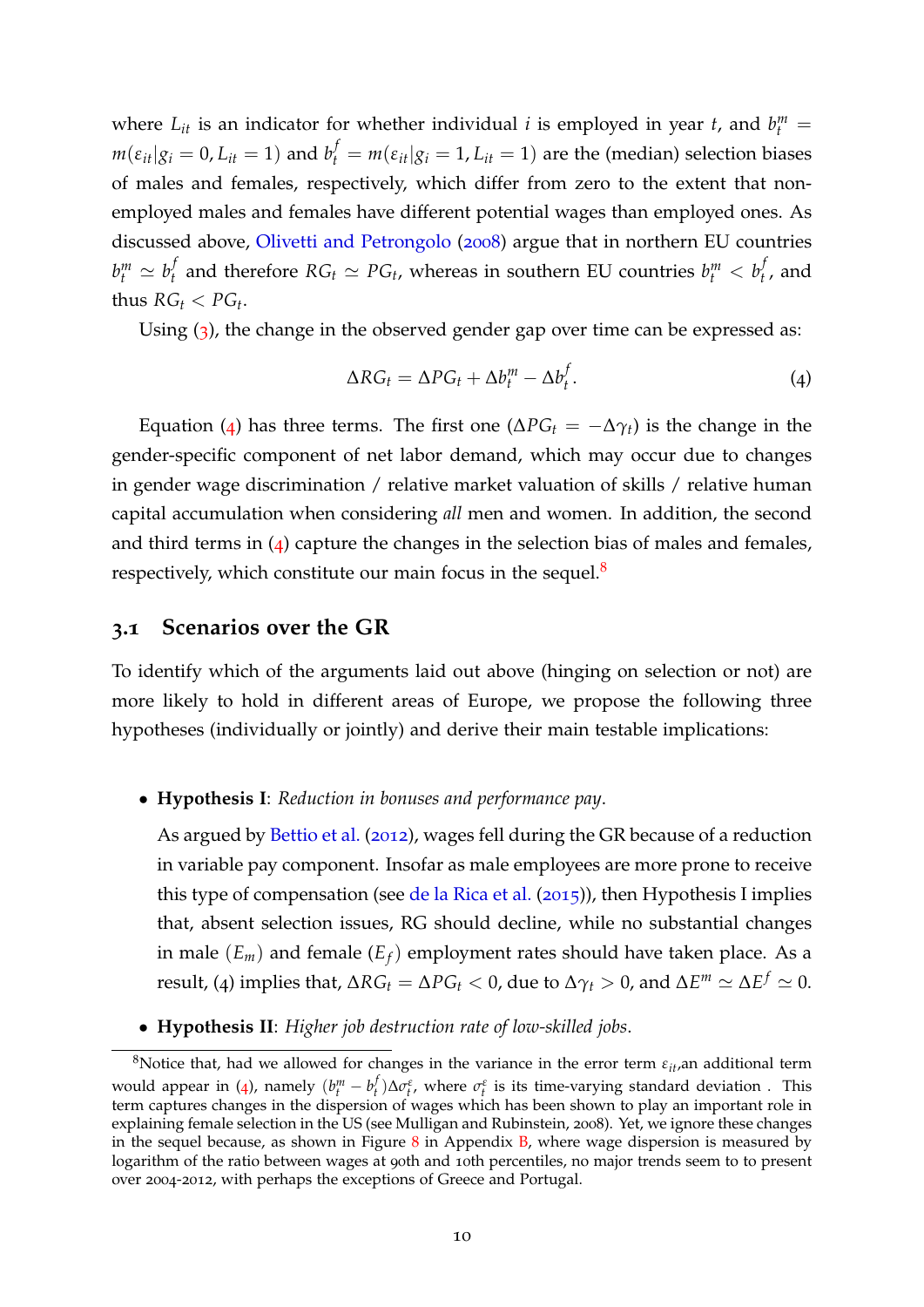where $L_{it}$ is an indicator for whether individual $i$ is employed in year $t$, and $b_t^m = m(\varepsilon_{it}|g_i = 0, L_{it} = 1)$ and $b_t^f = m(\varepsilon_{it}|g_i = 1, L_{it} = 1)$ are the (median) selection biases of males and females, respectively, which differ from zero to the extent that non-employed males and females have different potential wages than employed ones. As discussed above, Olivetti and Petrongolo (2008) argue that in northern EU countries $b_t^m \simeq b_t^f$ and therefore $RG_t \simeq PG_t$, whereas in southern EU countries $b_t^m < b_t^f$, and thus $RG_t < PG_t$.

Using (3), the change in the observed gender gap over time can be expressed as:

$$\Delta RG_t = \Delta PG_t + \Delta b_t^m - \Delta b_t^f. \tag{4}$$

Equation (4) has three terms. The first one ($\Delta PG_t = -\Delta \gamma_t$) is the change in the gender-specific component of net labor demand, which may occur due to changes in gender wage discrimination / relative market valuation of skills / relative human capital accumulation when considering *all* men and women. In addition, the second and third terms in (4) capture the changes in the selection bias of males and females, respectively, which constitute our main focus in the sequel.[8]

## 3.1 Scenarios over the GR

To identify which of the arguments laid out above (hinging on selection or not) are more likely to hold in different areas of Europe, we propose the following three hypotheses (individually or jointly) and derive their main testable implications:

- **Hypothesis I**: *Reduction in bonuses and performance pay*.

  As argued by Bettio et al. (2012), wages fell during the GR because of a reduction in variable pay component. Insofar as male employees are more prone to receive this type of compensation (see de la Rica et al. (2015)), then Hypothesis I implies that, absent selection issues, RG should decline, while no substantial changes in male ($E_m$) and female ($E_f$) employment rates should have taken place. As a result, (4) implies that, $\Delta RG_t = \Delta PG_t < 0$, due to $\Delta \gamma_t > 0$, and $\Delta E^m \simeq \Delta E^f \simeq 0$.

- **Hypothesis II**: *Higher job destruction rate of low-skilled jobs*.

[8] Notice that, had we allowed for changes in the variance in the error term $\varepsilon_{it}$,an additional term would appear in (4), namely $(b_t^m - b_t^f)\Delta\sigma_t^\varepsilon$, where $\sigma_t^\varepsilon$ is its time-varying standard deviation . This term captures changes in the dispersion of wages which has been shown to play an important role in explaining female selection in the US (see Mulligan and Rubinstein, 2008). Yet, we ignore these changes in the sequel because, as shown in Figure 8 in Appendix B, where wage dispersion is measured by logarithm of the ratio between wages at 90th and 10th percentiles, no major trends seem to to present over 2004-2012, with perhaps the exceptions of Greece and Portugal.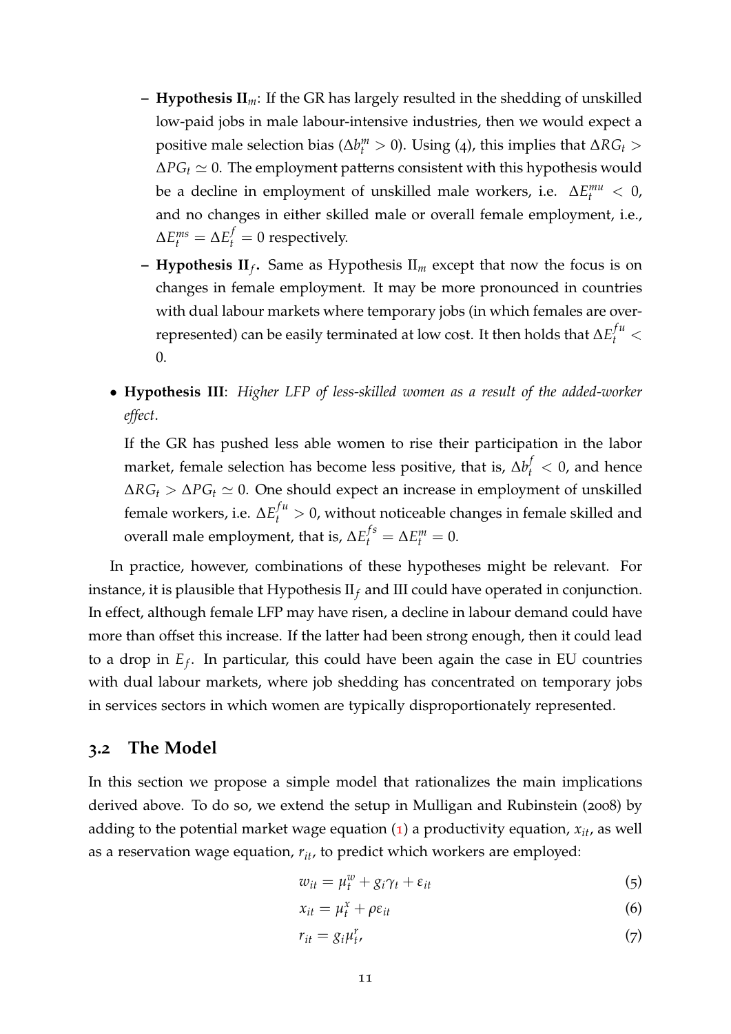- **Hypothesis II$_m$**: If the GR has largely resulted in the shedding of unskilled low-paid jobs in male labour-intensive industries, then we would expect a positive male selection bias ($\Delta b_t^m > 0$). Using (4), this implies that $\Delta RG_t > \Delta PG_t \simeq 0$. The employment patterns consistent with this hypothesis would be a decline in employment of unskilled male workers, i.e. $\Delta E_t^{mu} < 0$, and no changes in either skilled male or overall female employment, i.e., $\Delta E_t^{ms} = \Delta E_t^f = 0$ respectively.
  - **Hypothesis II$_f$.** Same as Hypothesis II$_m$ except that now the focus is on changes in female employment. It may be more pronounced in countries with dual labour markets where temporary jobs (in which females are over-represented) can be easily terminated at low cost. It then holds that $\Delta E_t^{fu} < 0$.

- **Hypothesis III**: *Higher LFP of less-skilled women as a result of the added-worker effect*.

  If the GR has pushed less able women to rise their participation in the labor market, female selection has become less positive, that is, $\Delta b_t^f < 0$, and hence $\Delta RG_t > \Delta PG_t \simeq 0$. One should expect an increase in employment of unskilled female workers, i.e. $\Delta E_t^{fu} > 0$, without noticeable changes in female skilled and overall male employment, that is, $\Delta E_t^{fs} = \Delta E_t^m = 0$.

In practice, however, combinations of these hypotheses might be relevant. For instance, it is plausible that Hypothesis II$_f$ and III could have operated in conjunction. In effect, although female LFP may have risen, a decline in labour demand could have more than offset this increase. If the latter had been strong enough, then it could lead to a drop in $E_f$. In particular, this could have been again the case in EU countries with dual labour markets, where job shedding has concentrated on temporary jobs in services sectors in which women are typically disproportionately represented.

## 3.2 The Model

In this section we propose a simple model that rationalizes the main implications derived above. To do so, we extend the setup in Mulligan and Rubinstein (2008) by adding to the potential market wage equation (1) a productivity equation, $x_{it}$, as well as a reservation wage equation, $r_{it}$, to predict which workers are employed:

$$w_{it} = \mu_t^w + g_i\gamma_t + \varepsilon_{it} \tag{5}$$

$$x_{it} = \mu_t^x + \rho\varepsilon_{it} \tag{6}$$

$$r_{it} = g_i\mu_t^r, \tag{7}$$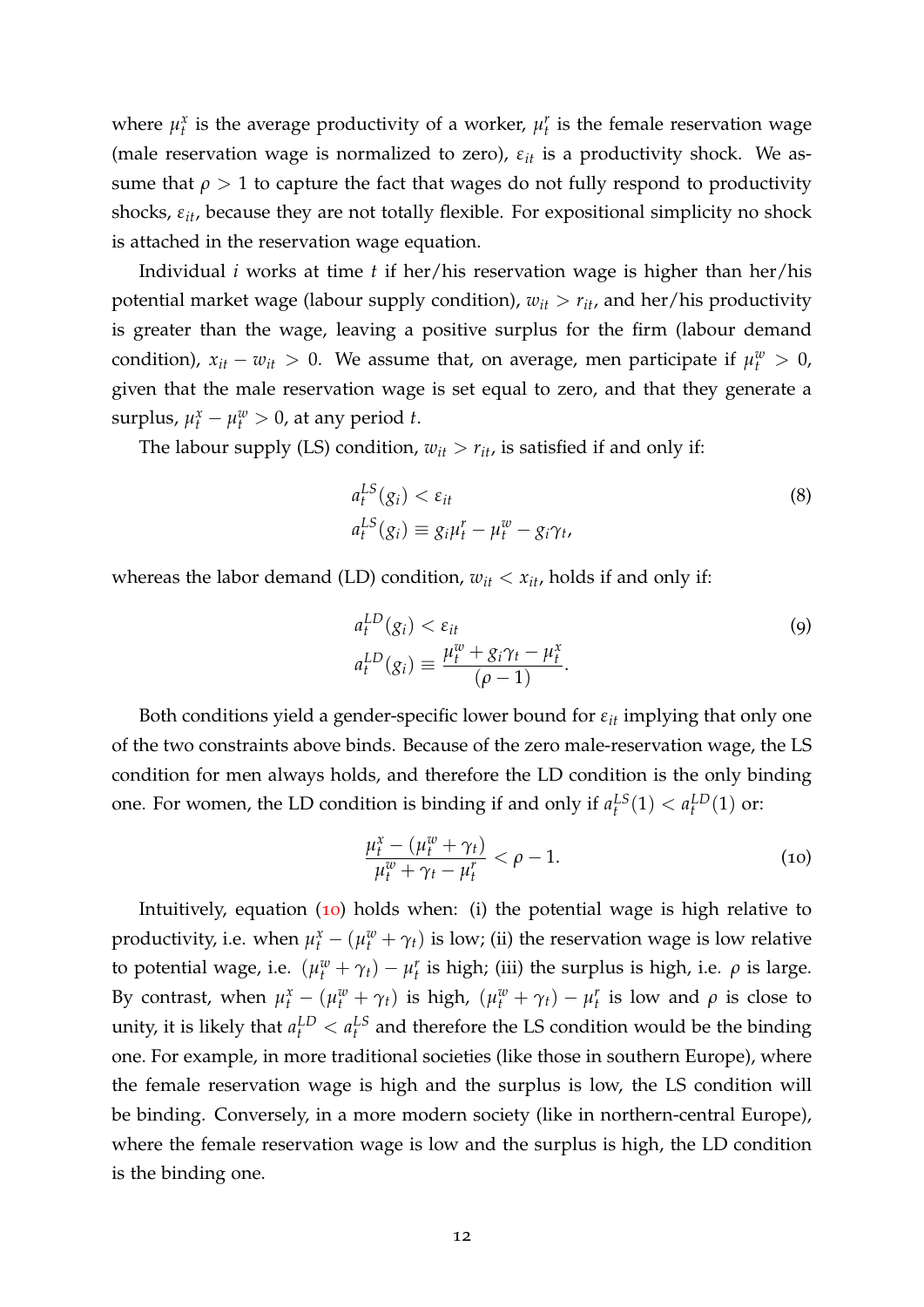where $\mu_t^x$ is the average productivity of a worker, $\mu_t^r$ is the female reservation wage (male reservation wage is normalized to zero), $\varepsilon_{it}$ is a productivity shock. We assume that $\rho > 1$ to capture the fact that wages do not fully respond to productivity shocks, $\varepsilon_{it}$, because they are not totally flexible. For expositional simplicity no shock is attached in the reservation wage equation.

Individual $i$ works at time $t$ if her/his reservation wage is higher than her/his potential market wage (labour supply condition), $w_{it} > r_{it}$, and her/his productivity is greater than the wage, leaving a positive surplus for the firm (labour demand condition), $x_{it} - w_{it} > 0$. We assume that, on average, men participate if $\mu_t^w > 0$, given that the male reservation wage is set equal to zero, and that they generate a surplus, $\mu_t^x - \mu_t^w > 0$, at any period $t$.

The labour supply (LS) condition, $w_{it} > r_{it}$, is satisfied if and only if:

$$
\begin{aligned}
& a_t^{LS}(g_i) < \varepsilon_{it} \\
& a_t^{LS}(g_i) \equiv g_i \mu_t^r - \mu_t^w - g_i \gamma_t,
\end{aligned}
\tag{8}
$$

whereas the labor demand (LD) condition, $w_{it} < x_{it}$, holds if and only if:

$$
\begin{aligned}
& a_t^{LD}(g_i) < \varepsilon_{it} \\
& a_t^{LD}(g_i) \equiv \frac{\mu_t^w + g_i \gamma_t - \mu_t^x}{(\rho - 1)}.
\end{aligned}
\tag{9}
$$

Both conditions yield a gender-specific lower bound for $\varepsilon_{it}$ implying that only one of the two constraints above binds. Because of the zero male-reservation wage, the LS condition for men always holds, and therefore the LD condition is the only binding one. For women, the LD condition is binding if and only if $a_t^{LS}(1) < a_t^{LD}(1)$ or:

$$
\frac{\mu_t^x - (\mu_t^w + \gamma_t)}{\mu_t^w + \gamma_t - \mu_t^r} < \rho - 1. \tag{10}
$$

Intuitively, equation (10) holds when: (i) the potential wage is high relative to productivity, i.e. when $\mu_t^x - (\mu_t^w + \gamma_t)$ is low; (ii) the reservation wage is low relative to potential wage, i.e. $(\mu_t^w + \gamma_t) - \mu_t^r$ is high; (iii) the surplus is high, i.e. $\rho$ is large. By contrast, when $\mu_t^x - (\mu_t^w + \gamma_t)$ is high, $(\mu_t^w + \gamma_t) - \mu_t^r$ is low and $\rho$ is close to unity, it is likely that $a_t^{LD} < a_t^{LS}$ and therefore the LS condition would be the binding one. For example, in more traditional societies (like those in southern Europe), where the female reservation wage is high and the surplus is low, the LS condition will be binding. Conversely, in a more modern society (like in northern-central Europe), where the female reservation wage is low and the surplus is high, the LD condition is the binding one.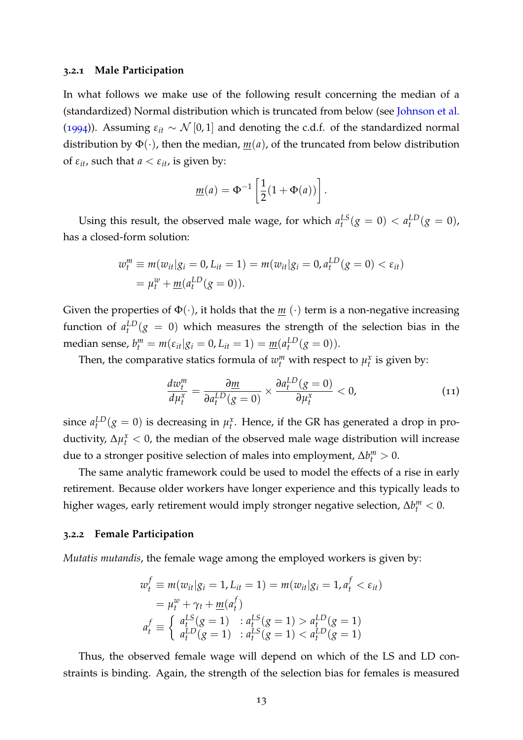#### 3.2.1 Male Participation

In what follows we make use of the following result concerning the median of a (standardized) Normal distribution which is truncated from below (see Johnson et al. (1994)). Assuming $\varepsilon_{it} \sim \mathcal{N}[0,1]$ and denoting the c.d.f. of the standardized normal distribution by $\Phi(\cdot)$, then the median, $\underline{m}(a)$, of the truncated from below distribution of $\varepsilon_{it}$, such that $a < \varepsilon_{it}$, is given by:

$$\underline{m}(a) = \Phi^{-1}\left[\frac{1}{2}(1+\Phi(a))\right].$$

Using this result, the observed male wage, for which $a_t^{LS}(g=0) < a_t^{LD}(g=0)$, has a closed-form solution:

$$\begin{aligned}
w_t^m &\equiv m(w_{it}|g_i = 0, L_{it} = 1) = m(w_{it}|g_i = 0, a_t^{LD}(g=0) < \varepsilon_{it}) \\
&= \mu_t^w + \underline{m}(a_t^{LD}(g=0)).
\end{aligned}$$

Given the properties of $\Phi(\cdot)$, it holds that the $\underline{m}\ (\cdot)$ term is a non-negative increasing function of $a_t^{LD}(g=0)$ which measures the strength of the selection bias in the median sense, $b_t^m = m(\varepsilon_{it}|g_i = 0, L_{it} = 1) = \underline{m}(a_t^{LD}(g=0))$.

Then, the comparative statics formula of $w_t^m$ with respect to $\mu_t^x$ is given by:

$$\frac{dw_t^m}{d\mu_t^x} = \frac{\partial \underline{m}}{\partial a_t^{LD}(g=0)} \times \frac{\partial a_t^{LD}(g=0)}{\partial \mu_t^x} < 0, \tag{11}$$

since $a_t^{LD}(g=0)$ is decreasing in $\mu_t^x$. Hence, if the GR has generated a drop in productivity, $\Delta\mu_t^x < 0$, the median of the observed male wage distribution will increase due to a stronger positive selection of males into employment, $\Delta b_t^m > 0$.

The same analytic framework could be used to model the effects of a rise in early retirement. Because older workers have longer experience and this typically leads to higher wages, early retirement would imply stronger negative selection, $\Delta b_t^m < 0$.

#### 3.2.2 Female Participation

*Mutatis mutandis*, the female wage among the employed workers is given by:

$$\begin{aligned}
w_t^f &\equiv m(w_{it}|g_i = 1, L_{it} = 1) = m(w_{it}|g_i = 1, a_t^f < \varepsilon_{it}) \\
&= \mu_t^w + \gamma_t + \underline{m}(a_t^f) \\
a_t^f &\equiv \begin{cases} a_t^{LS}(g=1) & : a_t^{LS}(g=1) > a_t^{LD}(g=1) \\ a_t^{LD}(g=1) & : a_t^{LS}(g=1) < a_t^{LD}(g=1) \end{cases}
\end{aligned}$$

Thus, the observed female wage will depend on which of the LS and LD constraints is binding. Again, the strength of the selection bias for females is measured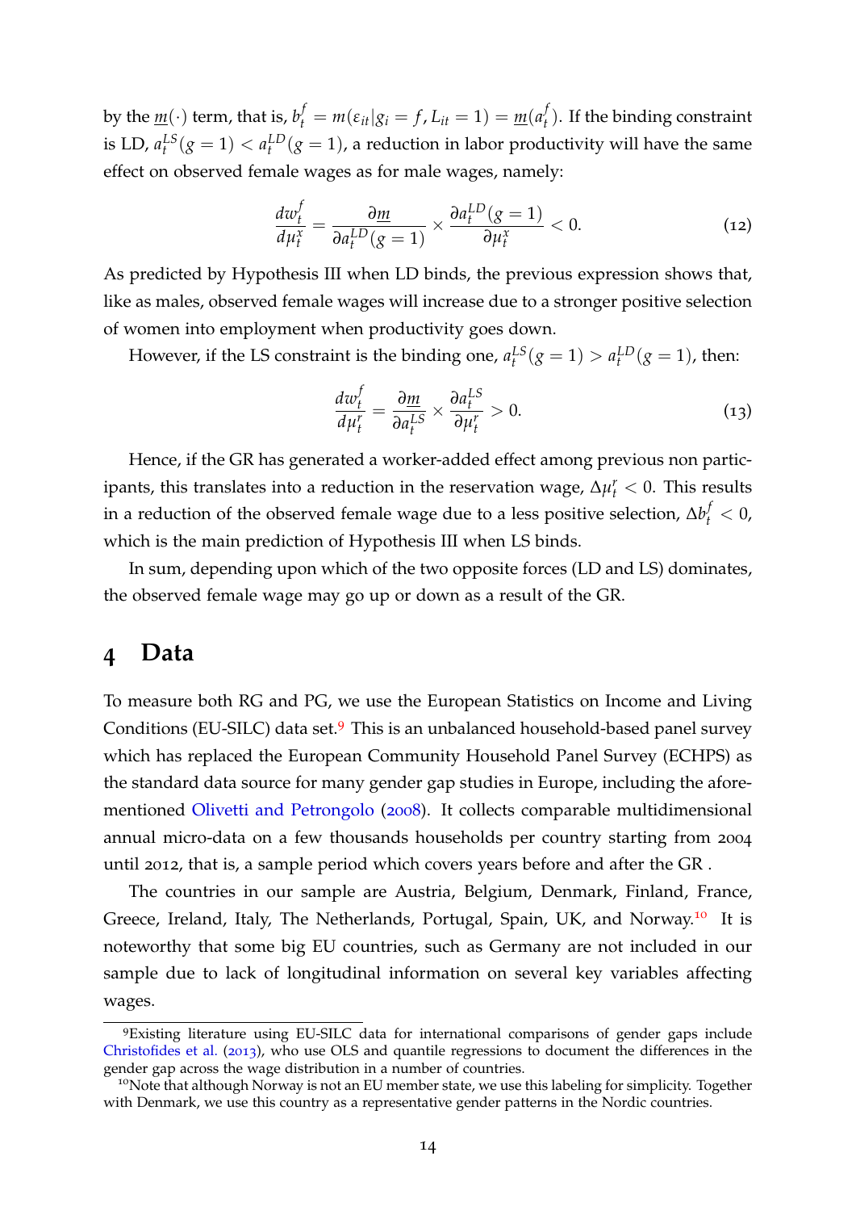by the $\underline{m}(\cdot)$ term, that is, $b_t^f = m(\varepsilon_{it}|g_i = f, L_{it} = 1) = \underline{m}(a_t^f)$. If the binding constraint is LD, $a_t^{LS}(g=1) < a_t^{LD}(g=1)$, a reduction in labor productivity will have the same effect on observed female wages as for male wages, namely:

$$\frac{dw_t^f}{d\mu_t^x} = \frac{\partial \underline{m}}{\partial a_t^{LD}(g=1)} \times \frac{\partial a_t^{LD}(g=1)}{\partial \mu_t^x} < 0. \tag{12}$$

As predicted by Hypothesis III when LD binds, the previous expression shows that, like as males, observed female wages will increase due to a stronger positive selection of women into employment when productivity goes down.

However, if the LS constraint is the binding one, $a_t^{LS}(g=1) > a_t^{LD}(g=1)$, then:

$$\frac{dw_t^f}{d\mu_t^r} = \frac{\partial \underline{m}}{\partial a_t^{LS}} \times \frac{\partial a_t^{LS}}{\partial \mu_t^r} > 0. \tag{13}$$

Hence, if the GR has generated a worker-added effect among previous non participants, this translates into a reduction in the reservation wage, $\Delta\mu_t^r < 0$. This results in a reduction of the observed female wage due to a less positive selection, $\Delta b_t^f < 0$, which is the main prediction of Hypothesis III when LS binds.

In sum, depending upon which of the two opposite forces (LD and LS) dominates, the observed female wage may go up or down as a result of the GR.

# 4 Data

To measure both RG and PG, we use the European Statistics on Income and Living Conditions (EU-SILC) data set.[9] This is an unbalanced household-based panel survey which has replaced the European Community Household Panel Survey (ECHPS) as the standard data source for many gender gap studies in Europe, including the aforementioned Olivetti and Petrongolo (2008). It collects comparable multidimensional annual micro-data on a few thousands households per country starting from 2004 until 2012, that is, a sample period which covers years before and after the GR .

The countries in our sample are Austria, Belgium, Denmark, Finland, France, Greece, Ireland, Italy, The Netherlands, Portugal, Spain, UK, and Norway.[10] It is noteworthy that some big EU countries, such as Germany are not included in our sample due to lack of longitudinal information on several key variables affecting wages.

[9]Existing literature using EU-SILC data for international comparisons of gender gaps include Christofides et al. (2013), who use OLS and quantile regressions to document the differences in the gender gap across the wage distribution in a number of countries.

[10]Note that although Norway is not an EU member state, we use this labeling for simplicity. Together with Denmark, we use this country as a representative gender patterns in the Nordic countries.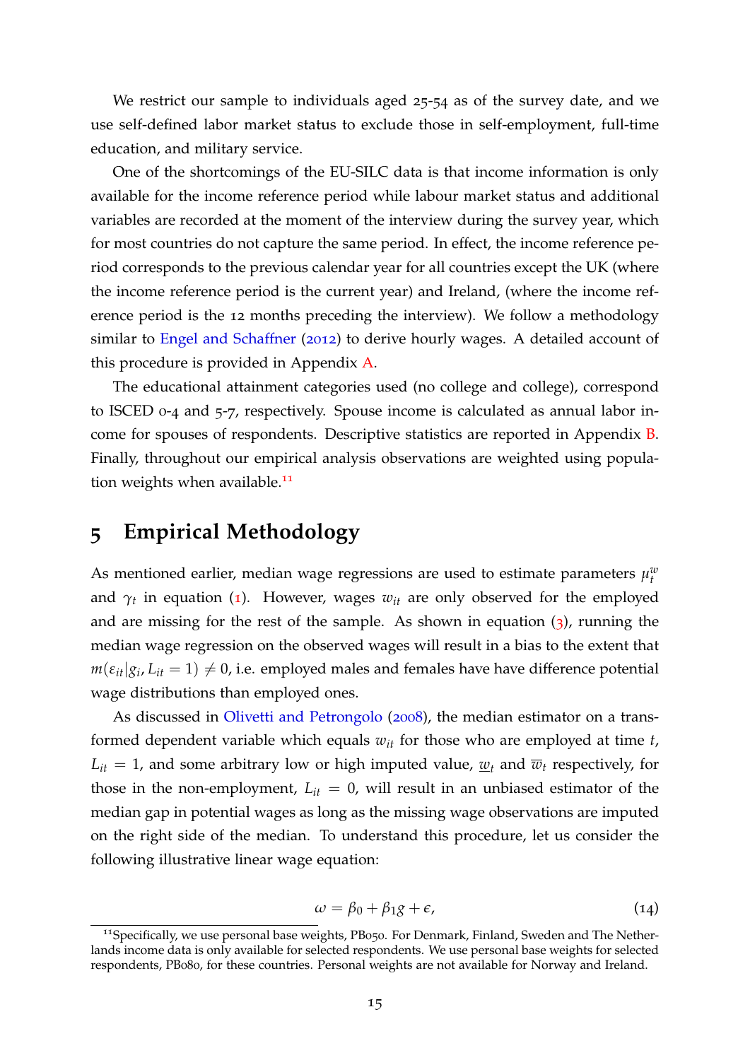We restrict our sample to individuals aged 25-54 as of the survey date, and we use self-defined labor market status to exclude those in self-employment, full-time education, and military service.

One of the shortcomings of the EU-SILC data is that income information is only available for the income reference period while labour market status and additional variables are recorded at the moment of the interview during the survey year, which for most countries do not capture the same period. In effect, the income reference period corresponds to the previous calendar year for all countries except the UK (where the income reference period is the current year) and Ireland, (where the income reference period is the 12 months preceding the interview). We follow a methodology similar to Engel and Schaffner (2012) to derive hourly wages. A detailed account of this procedure is provided in Appendix A.

The educational attainment categories used (no college and college), correspond to ISCED 0-4 and 5-7, respectively. Spouse income is calculated as annual labor income for spouses of respondents. Descriptive statistics are reported in Appendix B. Finally, throughout our empirical analysis observations are weighted using population weights when available.[11]

# 5 Empirical Methodology

As mentioned earlier, median wage regressions are used to estimate parameters $\mu_t^w$ and $\gamma_t$ in equation (1). However, wages $w_{it}$ are only observed for the employed and are missing for the rest of the sample. As shown in equation (3), running the median wage regression on the observed wages will result in a bias to the extent that $m(\varepsilon_{it}|g_i, L_{it} = 1) \neq 0$, i.e. employed males and females have have difference potential wage distributions than employed ones.

As discussed in Olivetti and Petrongolo (2008), the median estimator on a transformed dependent variable which equals $w_{it}$ for those who are employed at time $t$, $L_{it} = 1$, and some arbitrary low or high imputed value, $\underline{w}_t$ and $\overline{w}_t$ respectively, for those in the non-employment, $L_{it} = 0$, will result in an unbiased estimator of the median gap in potential wages as long as the missing wage observations are imputed on the right side of the median. To understand this procedure, let us consider the following illustrative linear wage equation:

$$\omega = \beta_0 + \beta_1 g + \epsilon, \tag{14}$$

[11] Specifically, we use personal base weights, PB050. For Denmark, Finland, Sweden and The Netherlands income data is only available for selected respondents. We use personal base weights for selected respondents, PB080, for these countries. Personal weights are not available for Norway and Ireland.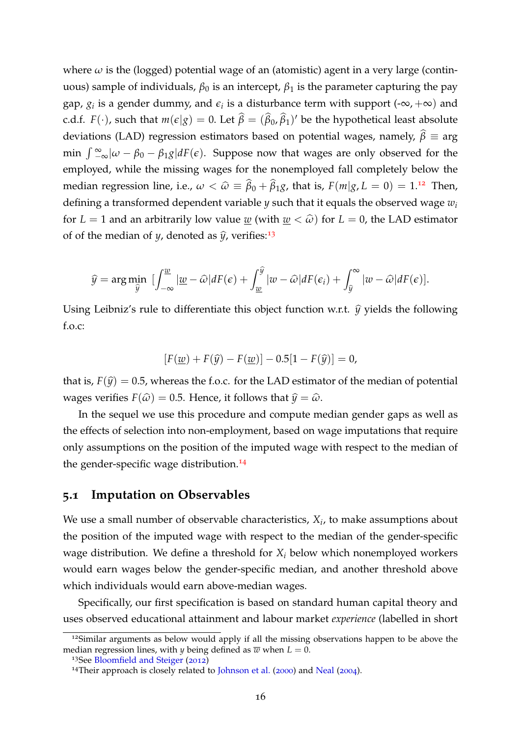where $\omega$ is the (logged) potential wage of an (atomistic) agent in a very large (continuous) sample of individuals, $\beta_0$ is an intercept, $\beta_1$ is the parameter capturing the pay gap, $g_i$ is a gender dummy, and $\epsilon_i$ is a disturbance term with support (-$\infty$, +$\infty$) and c.d.f. $F(\cdot)$, such that $m(\epsilon|g) = 0$. Let $\widehat{\beta} = (\widehat{\beta}_0, \widehat{\beta}_1)'$ be the hypothetical least absolute deviations (LAD) regression estimators based on potential wages, namely, $\widehat{\beta} \equiv$ arg min $\int_{-\infty}^{\infty} |\omega - \beta_0 - \beta_1 g| dF(\epsilon)$. Suppose now that wages are only observed for the employed, while the missing wages for the nonemployed fall completely below the median regression line, i.e., $\omega < \widehat{\omega} \equiv \widehat{\beta}_0 + \widehat{\beta}_1 g$, that is, $F(m|g, L = 0) = 1$.[12] Then, defining a transformed dependent variable $y$ such that it equals the observed wage $w_i$ for $L = 1$ and an arbitrarily low value $\underline{w}$ (with $\underline{w} < \widehat{\omega}$) for $L = 0$, the LAD estimator of of the median of $y$, denoted as $\widehat{y}$, verifies:[13]

$$\widehat{y} = \arg\min_{\widehat{y}} \left[\int_{-\infty}^{\underline{w}} |\underline{w} - \widehat{\omega}| dF(\epsilon) + \int_{\underline{w}}^{\widehat{y}} |w - \widehat{\omega}| dF(\epsilon_i) + \int_{\widehat{y}}^{\infty} |w - \widehat{\omega}| dF(\epsilon)\right].$$

Using Leibniz's rule to differentiate this object function w.r.t. $\widehat{y}$ yields the following f.o.c:

$$[F(\underline{w}) + F(\widehat{y}) - F(\underline{w})] - 0.5[1 - F(\widehat{y})] = 0,$$

that is, $F(\widehat{y}) = 0.5$, whereas the f.o.c. for the LAD estimator of the median of potential wages verifies $F(\widehat{\omega}) = 0.5$. Hence, it follows that $\widehat{y} = \widehat{\omega}$.

In the sequel we use this procedure and compute median gender gaps as well as the effects of selection into non-employment, based on wage imputations that require only assumptions on the position of the imputed wage with respect to the median of the gender-specific wage distribution.[14]

## 5.1 Imputation on Observables

We use a small number of observable characteristics, $X_i$, to make assumptions about the position of the imputed wage with respect to the median of the gender-specific wage distribution. We define a threshold for $X_i$ below which nonemployed workers would earn wages below the gender-specific median, and another threshold above which individuals would earn above-median wages.

Specifically, our first specification is based on standard human capital theory and uses observed educational attainment and labour market *experience* (labelled in short

[12] Similar arguments as below would apply if all the missing observations happen to be above the median regression lines, with $y$ being defined as $\overline{w}$ when $L = 0$.

[13] See Bloomfield and Steiger (2012)

[14] Their approach is closely related to Johnson et al. (2000) and Neal (2004).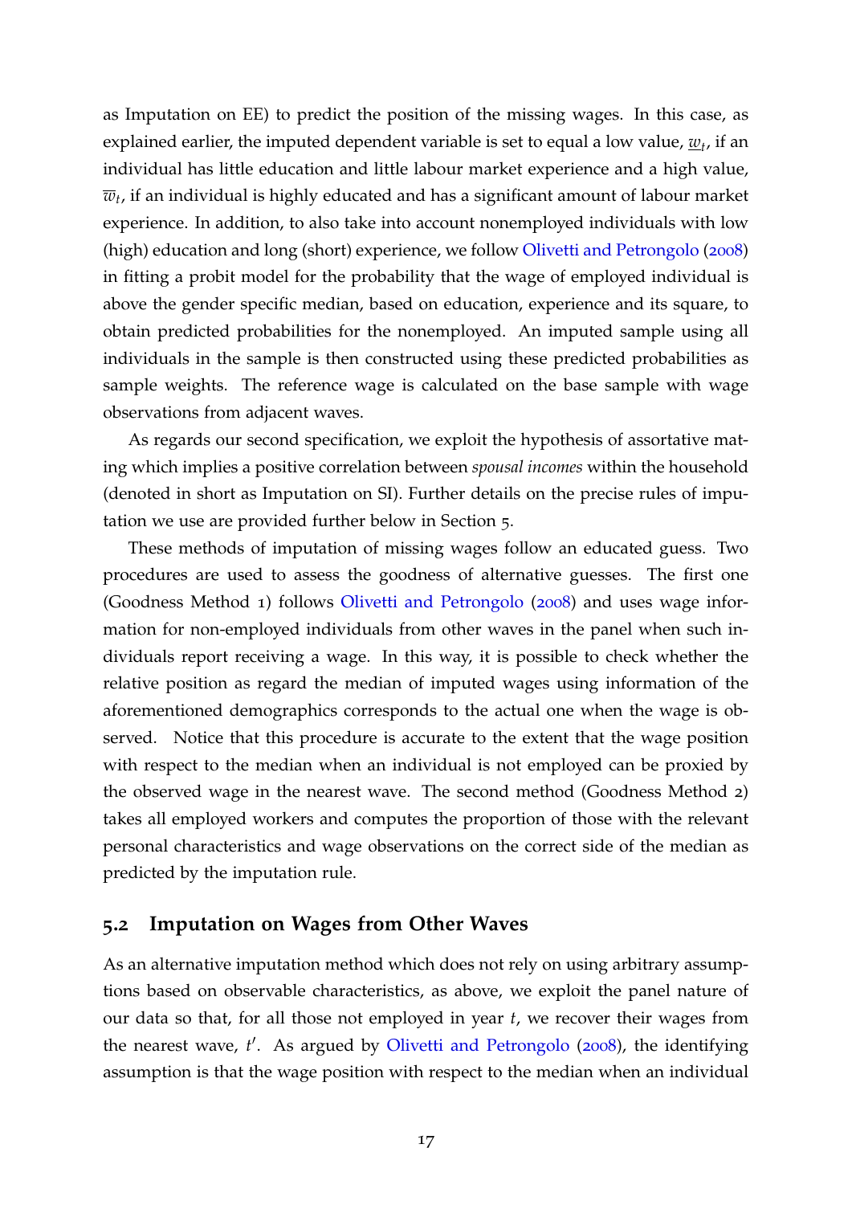as Imputation on EE) to predict the position of the missing wages. In this case, as explained earlier, the imputed dependent variable is set to equal a low value, $\underline{w}_t$, if an individual has little education and little labour market experience and a high value, $\overline{w}_t$, if an individual is highly educated and has a significant amount of labour market experience. In addition, to also take into account nonemployed individuals with low (high) education and long (short) experience, we follow Olivetti and Petrongolo (2008) in fitting a probit model for the probability that the wage of employed individual is above the gender specific median, based on education, experience and its square, to obtain predicted probabilities for the nonemployed. An imputed sample using all individuals in the sample is then constructed using these predicted probabilities as sample weights. The reference wage is calculated on the base sample with wage observations from adjacent waves.

As regards our second specification, we exploit the hypothesis of assortative mating which implies a positive correlation between *spousal incomes* within the household (denoted in short as Imputation on SI). Further details on the precise rules of imputation we use are provided further below in Section 5.

These methods of imputation of missing wages follow an educated guess. Two procedures are used to assess the goodness of alternative guesses. The first one (Goodness Method 1) follows Olivetti and Petrongolo (2008) and uses wage information for non-employed individuals from other waves in the panel when such individuals report receiving a wage. In this way, it is possible to check whether the relative position as regard the median of imputed wages using information of the aforementioned demographics corresponds to the actual one when the wage is observed. Notice that this procedure is accurate to the extent that the wage position with respect to the median when an individual is not employed can be proxied by the observed wage in the nearest wave. The second method (Goodness Method 2) takes all employed workers and computes the proportion of those with the relevant personal characteristics and wage observations on the correct side of the median as predicted by the imputation rule.

## 5.2 Imputation on Wages from Other Waves

As an alternative imputation method which does not rely on using arbitrary assumptions based on observable characteristics, as above, we exploit the panel nature of our data so that, for all those not employed in year $t$, we recover their wages from the nearest wave, $t'$. As argued by Olivetti and Petrongolo (2008), the identifying assumption is that the wage position with respect to the median when an individual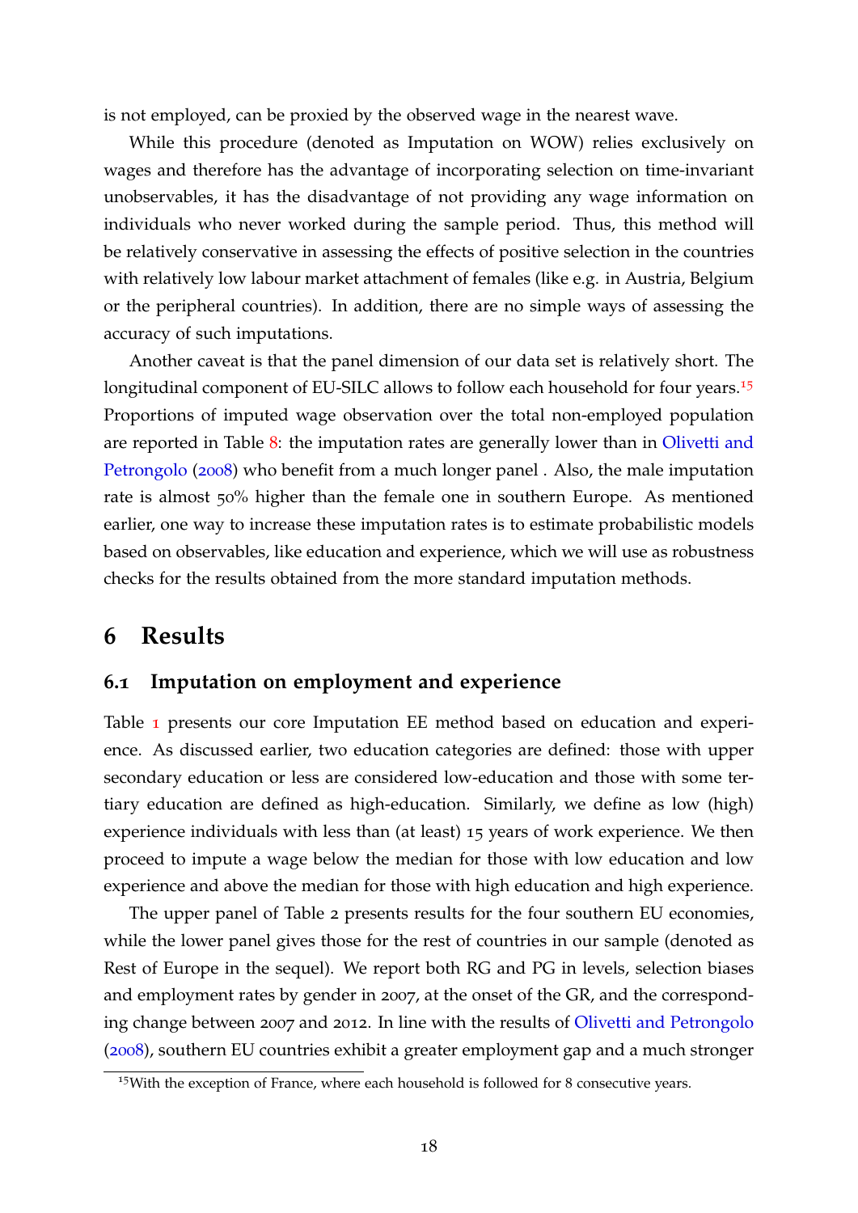is not employed, can be proxied by the observed wage in the nearest wave.

While this procedure (denoted as Imputation on WOW) relies exclusively on wages and therefore has the advantage of incorporating selection on time-invariant unobservables, it has the disadvantage of not providing any wage information on individuals who never worked during the sample period. Thus, this method will be relatively conservative in assessing the effects of positive selection in the countries with relatively low labour market attachment of females (like e.g. in Austria, Belgium or the peripheral countries). In addition, there are no simple ways of assessing the accuracy of such imputations.

Another caveat is that the panel dimension of our data set is relatively short. The longitudinal component of EU-SILC allows to follow each household for four years.[15] Proportions of imputed wage observation over the total non-employed population are reported in Table 8: the imputation rates are generally lower than in Olivetti and Petrongolo (2008) who benefit from a much longer panel . Also, the male imputation rate is almost 50% higher than the female one in southern Europe. As mentioned earlier, one way to increase these imputation rates is to estimate probabilistic models based on observables, like education and experience, which we will use as robustness checks for the results obtained from the more standard imputation methods.

# 6 Results

## 6.1 Imputation on employment and experience

Table 1 presents our core Imputation EE method based on education and experience. As discussed earlier, two education categories are defined: those with upper secondary education or less are considered low-education and those with some tertiary education are defined as high-education. Similarly, we define as low (high) experience individuals with less than (at least) 15 years of work experience. We then proceed to impute a wage below the median for those with low education and low experience and above the median for those with high education and high experience.

The upper panel of Table 2 presents results for the four southern EU economies, while the lower panel gives those for the rest of countries in our sample (denoted as Rest of Europe in the sequel). We report both RG and PG in levels, selection biases and employment rates by gender in 2007, at the onset of the GR, and the corresponding change between 2007 and 2012. In line with the results of Olivetti and Petrongolo (2008), southern EU countries exhibit a greater employment gap and a much stronger

[15] With the exception of France, where each household is followed for 8 consecutive years.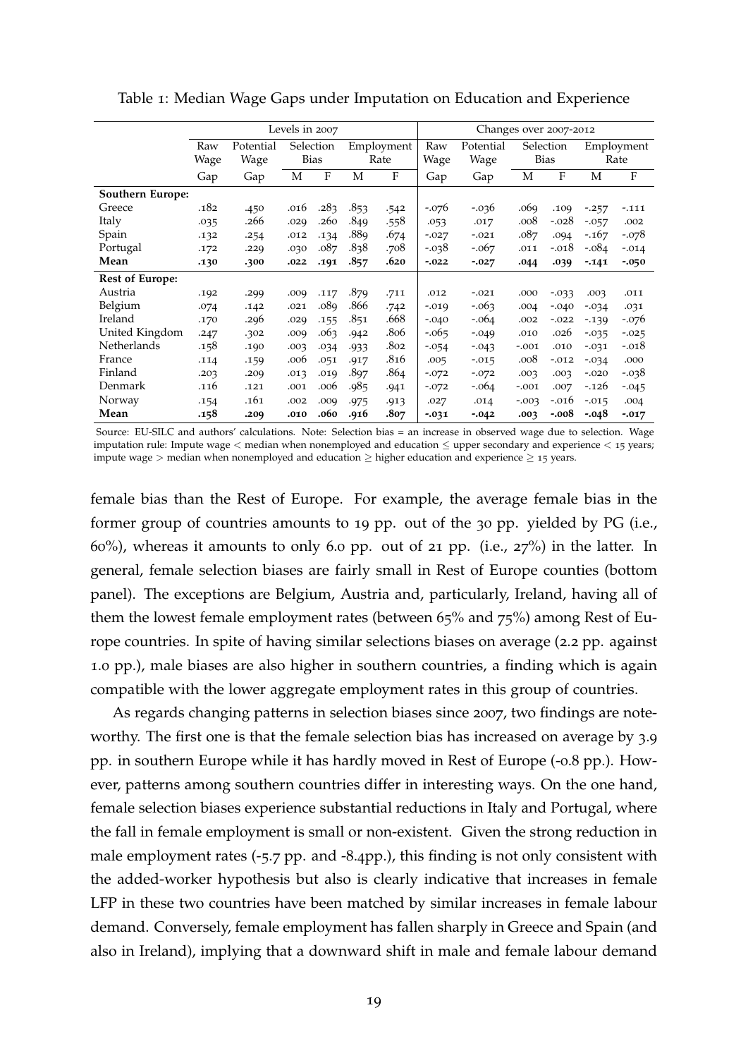Table 1: Median Wage Gaps under Imputation on Education and Experience

| | Levels in 2007 | | | | | | Changes over 2007-2012 | | | | | |
|---|---|---|---|---|---|---|---|---|---|---|---|---|
| | Raw Wage | Potential Wage | Selection Bias | | Employment Rate | | Raw Wage | Potential Wage | Selection Bias | | Employment Rate | |
| | Gap | Gap | M | F | M | F | Gap | Gap | M | F | M | F |
| **Southern Europe:** | | | | | | | | | | | | |
| Greece | .182 | .450 | .016 | .283 | .853 | .542 | -.076 | -.036 | .069 | .109 | -.257 | -.111 |
| Italy | .035 | .266 | .029 | .260 | .849 | .558 | .053 | .017 | .008 | -.028 | -.057 | .002 |
| Spain | .132 | .254 | .012 | .134 | .889 | .674 | -.027 | -.021 | .087 | .094 | -.167 | -.078 |
| Portugal | .172 | .229 | .030 | .087 | .838 | .708 | -.038 | -.067 | .011 | -.018 | -.084 | -.014 |
| **Mean** | **.130** | **.300** | **.022** | **.191** | **.857** | **.620** | **-.022** | **-.027** | **.044** | **.039** | **-.141** | **-.050** |
| **Rest of Europe:** | | | | | | | | | | | | |
| Austria | .192 | .299 | .009 | .117 | .879 | .711 | .012 | -.021 | .000 | -.033 | .003 | .011 |
| Belgium | .074 | .142 | .021 | .089 | .866 | .742 | -.019 | -.063 | .004 | -.040 | -.034 | .031 |
| Ireland | .170 | .296 | .029 | .155 | .851 | .668 | -.040 | -.064 | .002 | -.022 | -.139 | -.076 |
| United Kingdom | .247 | .302 | .009 | .063 | .942 | .806 | -.065 | -.049 | .010 | .026 | -.035 | -.025 |
| Netherlands | .158 | .190 | .003 | .034 | .933 | .802 | -.054 | -.043 | -.001 | .010 | -.031 | -.018 |
| France | .114 | .159 | .006 | .051 | .917 | .816 | .005 | -.015 | .008 | -.012 | -.034 | .000 |
| Finland | .203 | .209 | .013 | .019 | .897 | .864 | -.072 | -.072 | .003 | .003 | -.020 | -.038 |
| Denmark | .116 | .121 | .001 | .006 | .985 | .941 | -.072 | -.064 | -.001 | .007 | -.126 | -.045 |
| Norway | .154 | .161 | .002 | .009 | .975 | .913 | .027 | .014 | -.003 | -.016 | -.015 | .004 |
| **Mean** | **.158** | **.209** | **.010** | **.060** | **.916** | **.807** | **-.031** | **-.042** | **.003** | **-.008** | **-.048** | **-.017** |

Source: EU-SILC and authors' calculations. Note: Selection bias = an increase in observed wage due to selection. Wage imputation rule: Impute wage < median when nonemployed and education ≤ upper secondary and experience < 15 years; impute wage > median when nonemployed and education ≥ higher education and experience ≥ 15 years.

female bias than the Rest of Europe. For example, the average female bias in the former group of countries amounts to 19 pp. out of the 30 pp. yielded by PG (i.e., 60%), whereas it amounts to only 6.0 pp. out of 21 pp. (i.e., 27%) in the latter. In general, female selection biases are fairly small in Rest of Europe counties (bottom panel). The exceptions are Belgium, Austria and, particularly, Ireland, having all of them the lowest female employment rates (between 65% and 75%) among Rest of Europe countries. In spite of having similar selections biases on average (2.2 pp. against 1.0 pp.), male biases are also higher in southern countries, a finding which is again compatible with the lower aggregate employment rates in this group of countries.

As regards changing patterns in selection biases since 2007, two findings are noteworthy. The first one is that the female selection bias has increased on average by 3.9 pp. in southern Europe while it has hardly moved in Rest of Europe (-0.8 pp.). However, patterns among southern countries differ in interesting ways. On the one hand, female selection biases experience substantial reductions in Italy and Portugal, where the fall in female employment is small or non-existent. Given the strong reduction in male employment rates (-5.7 pp. and -8.4pp.), this finding is not only consistent with the added-worker hypothesis but also is clearly indicative that increases in female LFP in these two countries have been matched by similar increases in female labour demand. Conversely, female employment has fallen sharply in Greece and Spain (and also in Ireland), implying that a downward shift in male and female labour demand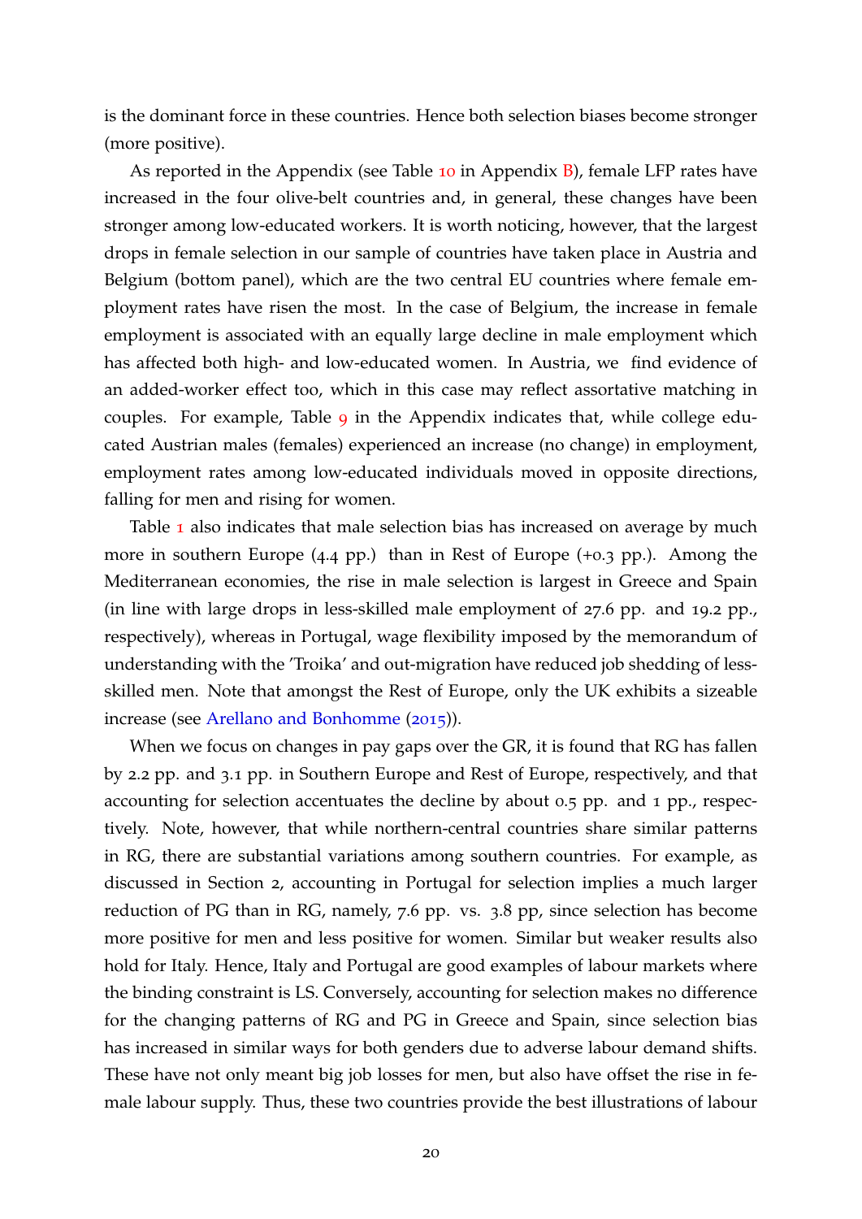is the dominant force in these countries. Hence both selection biases become stronger (more positive).

As reported in the Appendix (see Table 10 in Appendix B), female LFP rates have increased in the four olive-belt countries and, in general, these changes have been stronger among low-educated workers. It is worth noticing, however, that the largest drops in female selection in our sample of countries have taken place in Austria and Belgium (bottom panel), which are the two central EU countries where female employment rates have risen the most. In the case of Belgium, the increase in female employment is associated with an equally large decline in male employment which has affected both high- and low-educated women. In Austria, we find evidence of an added-worker effect too, which in this case may reflect assortative matching in couples. For example, Table 9 in the Appendix indicates that, while college educated Austrian males (females) experienced an increase (no change) in employment, employment rates among low-educated individuals moved in opposite directions, falling for men and rising for women.

Table 1 also indicates that male selection bias has increased on average by much more in southern Europe (4.4 pp.) than in Rest of Europe (+0.3 pp.). Among the Mediterranean economies, the rise in male selection is largest in Greece and Spain (in line with large drops in less-skilled male employment of 27.6 pp. and 19.2 pp., respectively), whereas in Portugal, wage flexibility imposed by the memorandum of understanding with the 'Troika' and out-migration have reduced job shedding of less-skilled men. Note that amongst the Rest of Europe, only the UK exhibits a sizeable increase (see Arellano and Bonhomme (2015)).

When we focus on changes in pay gaps over the GR, it is found that RG has fallen by 2.2 pp. and 3.1 pp. in Southern Europe and Rest of Europe, respectively, and that accounting for selection accentuates the decline by about 0.5 pp. and 1 pp., respectively. Note, however, that while northern-central countries share similar patterns in RG, there are substantial variations among southern countries. For example, as discussed in Section 2, accounting in Portugal for selection implies a much larger reduction of PG than in RG, namely, 7.6 pp. vs. 3.8 pp, since selection has become more positive for men and less positive for women. Similar but weaker results also hold for Italy. Hence, Italy and Portugal are good examples of labour markets where the binding constraint is LS. Conversely, accounting for selection makes no difference for the changing patterns of RG and PG in Greece and Spain, since selection bias has increased in similar ways for both genders due to adverse labour demand shifts. These have not only meant big job losses for men, but also have offset the rise in female labour supply. Thus, these two countries provide the best illustrations of labour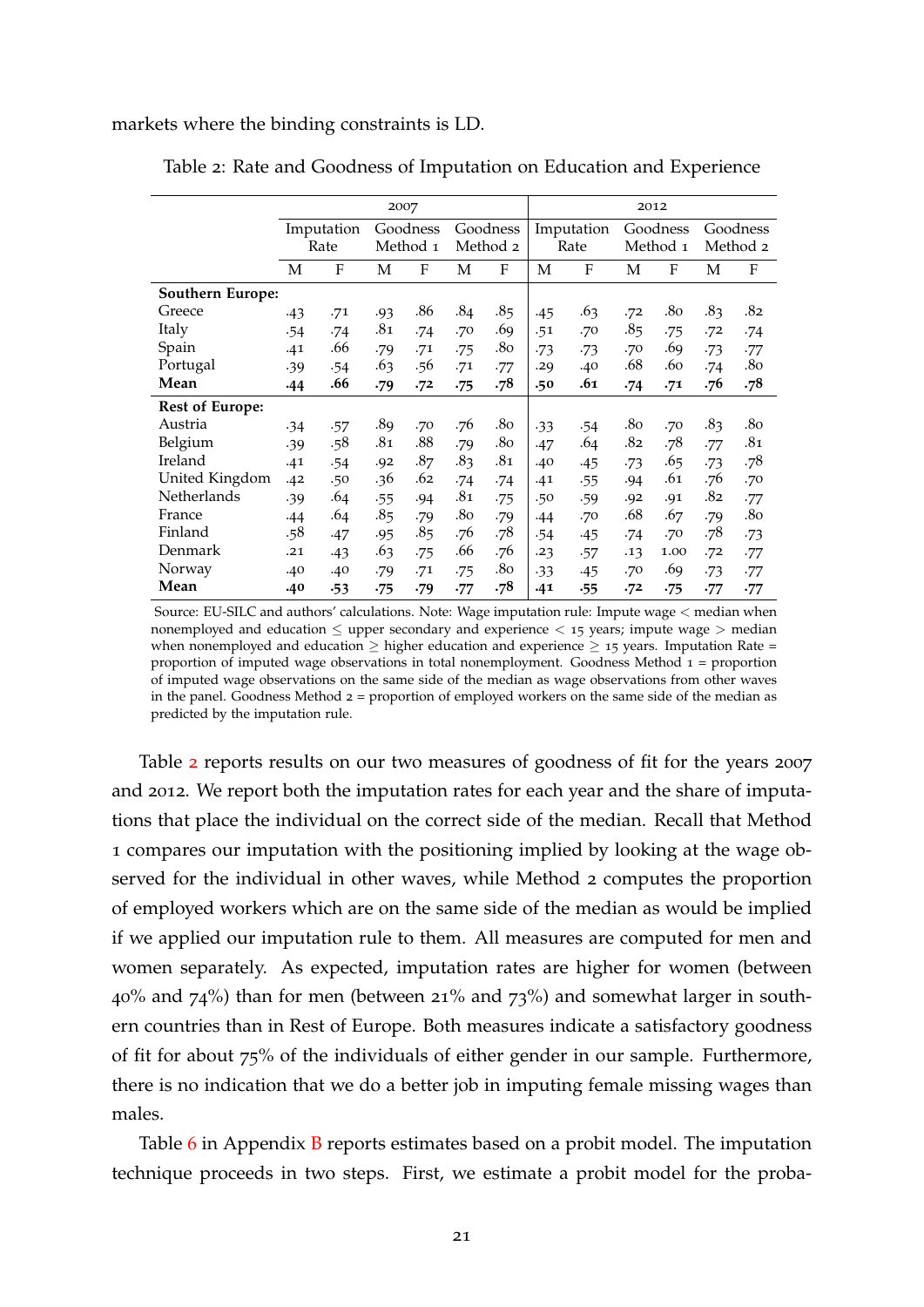markets where the binding constraints is LD.

Table 2: Rate and Goodness of Imputation on Education and Experience

| | 2007 | | | | | | 2012 | | | | | |
|---|---|---|---|---|---|---|---|---|---|---|---|---|
| | Imputation Rate | | Goodness Method 1 | | Goodness Method 2 | | Imputation Rate | | Goodness Method 1 | | Goodness Method 2 | |
| | M | F | M | F | M | F | M | F | M | F | M | F |
| **Southern Europe:** | | | | | | | | | | | | |
| Greece | .43 | .71 | .93 | .86 | .84 | .85 | .45 | .63 | .72 | .80 | .83 | .82 |
| Italy | .54 | .74 | .81 | .74 | .70 | .69 | .51 | .70 | .85 | .75 | .72 | .74 |
| Spain | .41 | .66 | .79 | .71 | .75 | .80 | .73 | .73 | .70 | .69 | .73 | .77 |
| Portugal | .39 | .54 | .63 | .56 | .71 | .77 | .29 | .40 | .68 | .60 | .74 | .80 |
| **Mean** | **.44** | **.66** | **.79** | **.72** | **.75** | **.78** | **.50** | **.61** | **.74** | **.71** | **.76** | **.78** |
| **Rest of Europe:** | | | | | | | | | | | | |
| Austria | .34 | .57 | .89 | .70 | .76 | .80 | .33 | .54 | .80 | .70 | .83 | .80 |
| Belgium | .39 | .58 | .81 | .88 | .79 | .80 | .47 | .64 | .82 | .78 | .77 | .81 |
| Ireland | .41 | .54 | .92 | .87 | .83 | .81 | .40 | .45 | .73 | .65 | .73 | .78 |
| United Kingdom | .42 | .50 | .36 | .62 | .74 | .74 | .41 | .55 | .94 | .61 | .76 | .70 |
| Netherlands | .39 | .64 | .55 | .94 | .81 | .75 | .50 | .59 | .92 | .91 | .82 | .77 |
| France | .44 | .64 | .85 | .79 | .80 | .79 | .44 | .70 | .68 | .67 | .79 | .80 |
| Finland | .58 | .47 | .95 | .85 | .76 | .78 | .54 | .45 | .74 | .70 | .78 | .73 |
| Denmark | .21 | .43 | .63 | .75 | .66 | .76 | .23 | .57 | .13 | 1.00 | .72 | .77 |
| Norway | .40 | .40 | .79 | .71 | .75 | .80 | .33 | .45 | .70 | .69 | .73 | .77 |
| **Mean** | **.40** | **.53** | **.75** | **.79** | **.77** | **.78** | **.41** | **.55** | **.72** | **.75** | **.77** | **.77** |

Source: EU-SILC and authors' calculations. Note: Wage imputation rule: Impute wage < median when nonemployed and education ≤ upper secondary and experience < 15 years; impute wage > median when nonemployed and education ≥ higher education and experience ≥ 15 years. Imputation Rate = proportion of imputed wage observations in total nonemployment. Goodness Method 1 = proportion of imputed wage observations on the same side of the median as wage observations from other waves in the panel. Goodness Method 2 = proportion of employed workers on the same side of the median as predicted by the imputation rule.

Table 2 reports results on our two measures of goodness of fit for the years 2007 and 2012. We report both the imputation rates for each year and the share of imputations that place the individual on the correct side of the median. Recall that Method 1 compares our imputation with the positioning implied by looking at the wage observed for the individual in other waves, while Method 2 computes the proportion of employed workers which are on the same side of the median as would be implied if we applied our imputation rule to them. All measures are computed for men and women separately. As expected, imputation rates are higher for women (between 40% and 74%) than for men (between 21% and 73%) and somewhat larger in southern countries than in Rest of Europe. Both measures indicate a satisfactory goodness of fit for about 75% of the individuals of either gender in our sample. Furthermore, there is no indication that we do a better job in imputing female missing wages than males.

Table 6 in Appendix B reports estimates based on a probit model. The imputation technique proceeds in two steps. First, we estimate a probit model for the proba-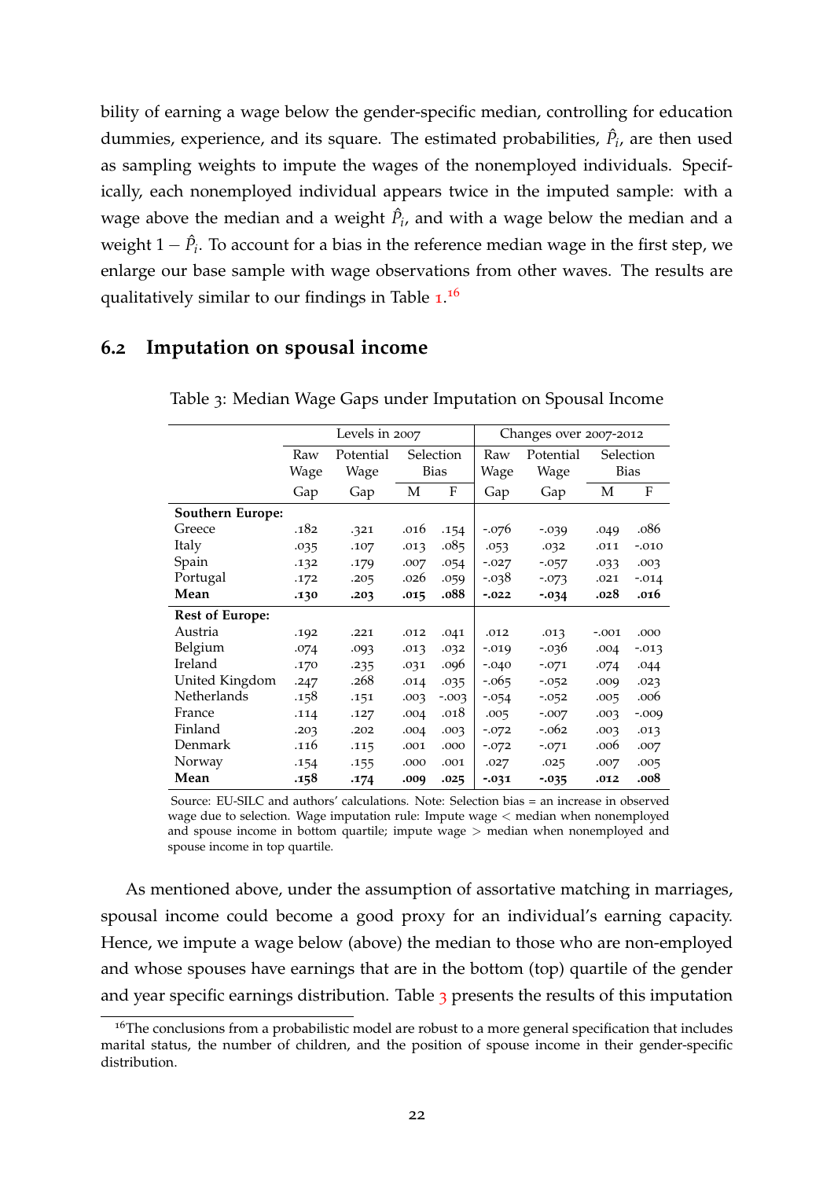bility of earning a wage below the gender-specific median, controlling for education dummies, experience, and its square. The estimated probabilities, $\hat{P}_i$, are then used as sampling weights to impute the wages of the nonemployed individuals. Specifically, each nonemployed individual appears twice in the imputed sample: with a wage above the median and a weight $\hat{P}_i$, and with a wage below the median and a weight $1 - \hat{P}_i$. To account for a bias in the reference median wage in the first step, we enlarge our base sample with wage observations from other waves. The results are qualitatively similar to our findings in Table 1.[16]

## 6.2 Imputation on spousal income

Table 3: Median Wage Gaps under Imputation on Spousal Income

| | Levels in 2007 | | | | Changes over 2007-2012 | | | |
|---|---|---|---|---|---|---|---|---|
| | Raw Wage Gap | Potential Wage Gap | Selection Bias M | Selection Bias F | Raw Wage Gap | Potential Wage Gap | Selection Bias M | Selection Bias F |
| **Southern Europe:** | | | | | | | | |
| Greece | .182 | .321 | .016 | .154 | -.076 | -.039 | .049 | .086 |
| Italy | .035 | .107 | .013 | .085 | .053 | .032 | .011 | -.010 |
| Spain | .132 | .179 | .007 | .054 | -.027 | -.057 | .033 | .003 |
| Portugal | .172 | .205 | .026 | .059 | -.038 | -.073 | .021 | -.014 |
| **Mean** | **.130** | **.203** | **.015** | **.088** | **-.022** | **-.034** | **.028** | **.016** |
| **Rest of Europe:** | | | | | | | | |
| Austria | .192 | .221 | .012 | .041 | .012 | .013 | -.001 | .000 |
| Belgium | .074 | .093 | .013 | .032 | -.019 | -.036 | .004 | -.013 |
| Ireland | .170 | .235 | .031 | .096 | -.040 | -.071 | .074 | .044 |
| United Kingdom | .247 | .268 | .014 | .035 | -.065 | -.052 | .009 | .023 |
| Netherlands | .158 | .151 | .003 | -.003 | -.054 | -.052 | .005 | .006 |
| France | .114 | .127 | .004 | .018 | .005 | -.007 | .003 | -.009 |
| Finland | .203 | .202 | .004 | .003 | -.072 | -.062 | .003 | .013 |
| Denmark | .116 | .115 | .001 | .000 | -.072 | -.071 | .006 | .007 |
| Norway | .154 | .155 | .000 | .001 | .027 | .025 | .007 | .005 |
| **Mean** | **.158** | **.174** | **.009** | **.025** | **-.031** | **-.035** | **.012** | **.008** |

Source: EU-SILC and authors' calculations. Note: Selection bias = an increase in observed wage due to selection. Wage imputation rule: Impute wage < median when nonemployed and spouse income in bottom quartile; impute wage > median when nonemployed and spouse income in top quartile.

As mentioned above, under the assumption of assortative matching in marriages, spousal income could become a good proxy for an individual's earning capacity. Hence, we impute a wage below (above) the median to those who are non-employed and whose spouses have earnings that are in the bottom (top) quartile of the gender and year specific earnings distribution. Table 3 presents the results of this imputation

[16] The conclusions from a probabilistic model are robust to a more general specification that includes marital status, the number of children, and the position of spouse income in their gender-specific distribution.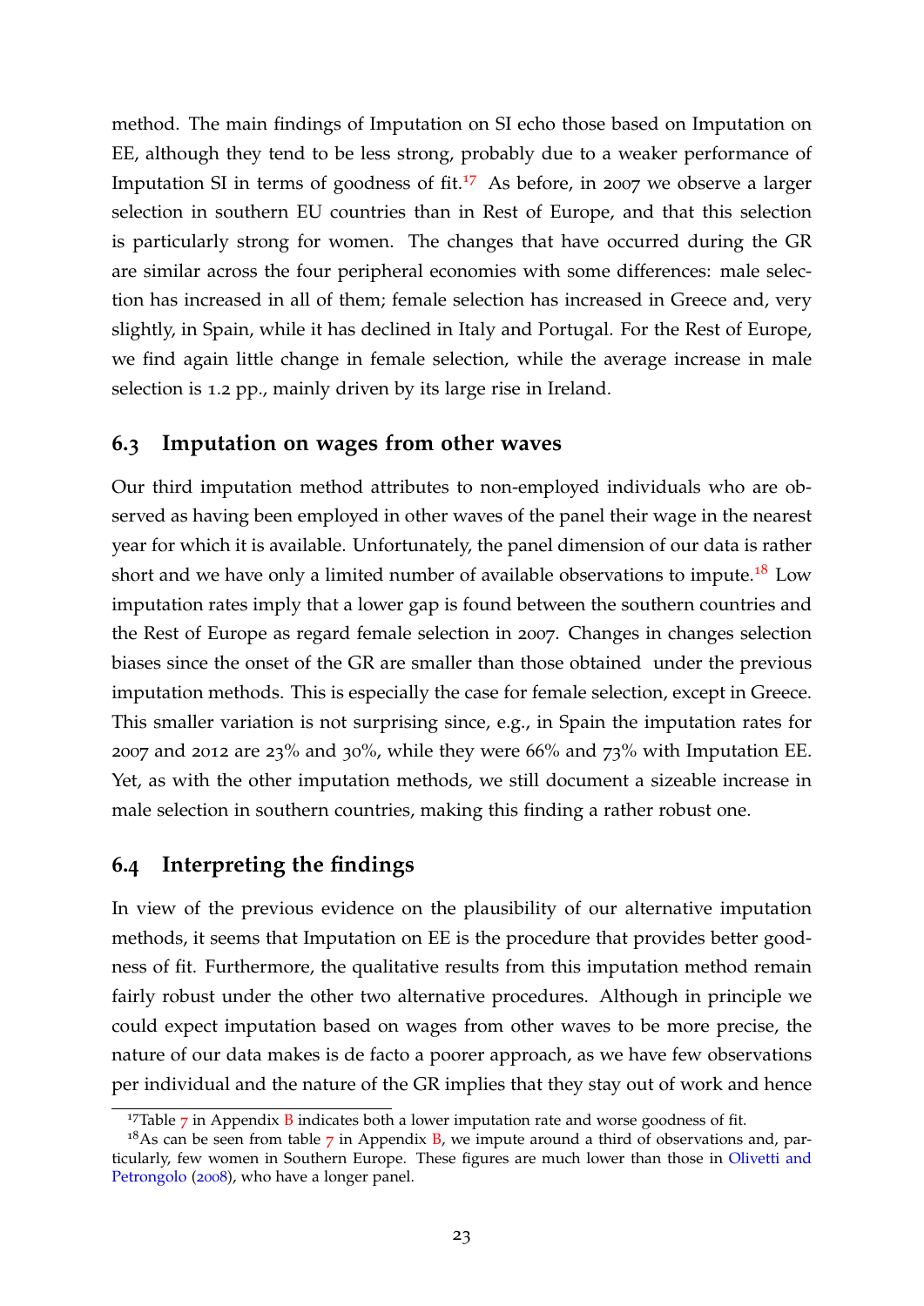method. The main findings of Imputation on SI echo those based on Imputation on EE, although they tend to be less strong, probably due to a weaker performance of Imputation SI in terms of goodness of fit.[17] As before, in 2007 we observe a larger selection in southern EU countries than in Rest of Europe, and that this selection is particularly strong for women. The changes that have occurred during the GR are similar across the four peripheral economies with some differences: male selection has increased in all of them; female selection has increased in Greece and, very slightly, in Spain, while it has declined in Italy and Portugal. For the Rest of Europe, we find again little change in female selection, while the average increase in male selection is 1.2 pp., mainly driven by its large rise in Ireland.

## 6.3 Imputation on wages from other waves

Our third imputation method attributes to non-employed individuals who are observed as having been employed in other waves of the panel their wage in the nearest year for which it is available. Unfortunately, the panel dimension of our data is rather short and we have only a limited number of available observations to impute.[18] Low imputation rates imply that a lower gap is found between the southern countries and the Rest of Europe as regard female selection in 2007. Changes in changes selection biases since the onset of the GR are smaller than those obtained under the previous imputation methods. This is especially the case for female selection, except in Greece. This smaller variation is not surprising since, e.g., in Spain the imputation rates for 2007 and 2012 are 23% and 30%, while they were 66% and 73% with Imputation EE. Yet, as with the other imputation methods, we still document a sizeable increase in male selection in southern countries, making this finding a rather robust one.

## 6.4 Interpreting the findings

In view of the previous evidence on the plausibility of our alternative imputation methods, it seems that Imputation on EE is the procedure that provides better goodness of fit. Furthermore, the qualitative results from this imputation method remain fairly robust under the other two alternative procedures. Although in principle we could expect imputation based on wages from other waves to be more precise, the nature of our data makes is de facto a poorer approach, as we have few observations per individual and the nature of the GR implies that they stay out of work and hence

[17] Table 7 in Appendix B indicates both a lower imputation rate and worse goodness of fit.

[18] As can be seen from table 7 in Appendix B, we impute around a third of observations and, particularly, few women in Southern Europe. These figures are much lower than those in Olivetti and Petrongolo (2008), who have a longer panel.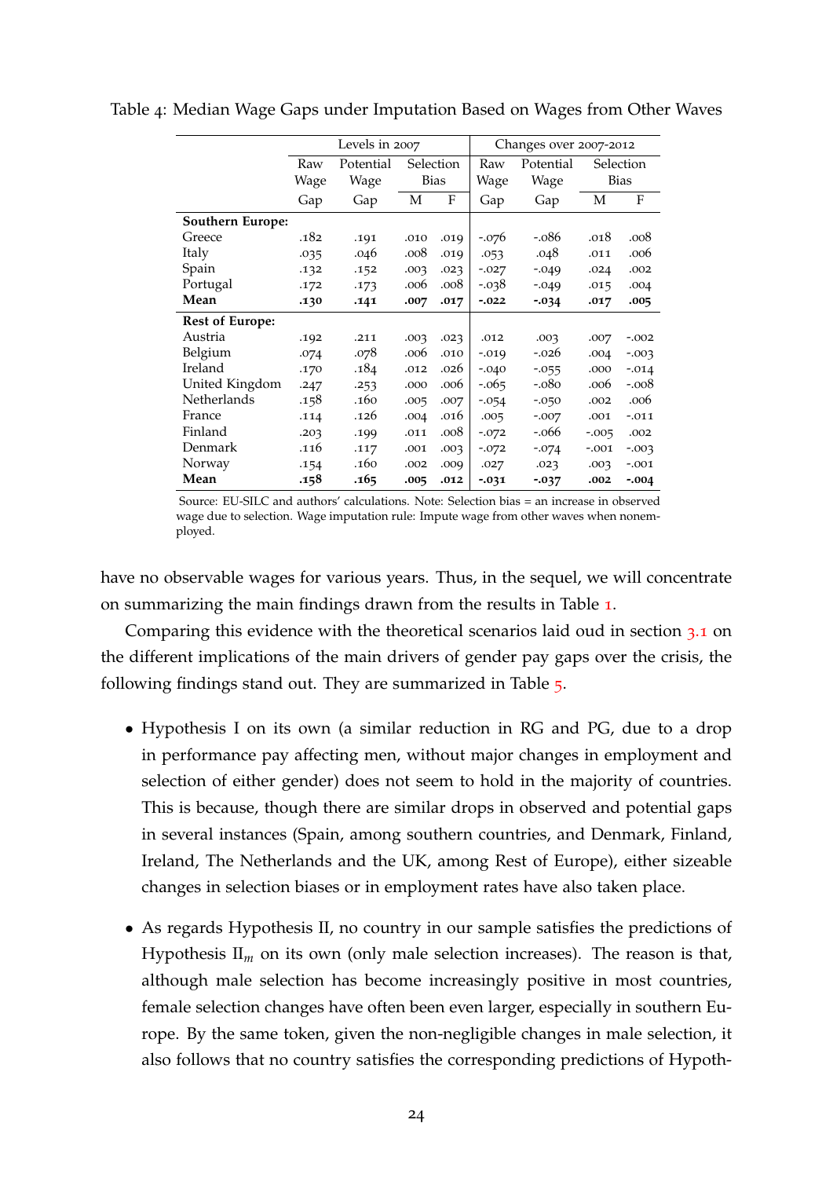Table 4: Median Wage Gaps under Imputation Based on Wages from Other Waves

| | Levels in 2007 | | | | Changes over 2007-2012 | | | |
|---|---|---|---|---|---|---|---|---|
| | Raw Wage Gap | Potential Wage Gap | Selection Bias | | Raw Wage Gap | Potential Wage Gap | Selection Bias | |
| | | | M | F | | | M | F |
| **Southern Europe:** | | | | | | | | |
| Greece | .182 | .191 | .010 | .019 | -.076 | -.086 | .018 | .008 |
| Italy | .035 | .046 | .008 | .019 | .053 | .048 | .011 | .006 |
| Spain | .132 | .152 | .003 | .023 | -.027 | -.049 | .024 | .002 |
| Portugal | .172 | .173 | .006 | .008 | -.038 | -.049 | .015 | .004 |
| **Mean** | **.130** | **.141** | **.007** | **.017** | **-.022** | **-.034** | **.017** | **.005** |
| **Rest of Europe:** | | | | | | | | |
| Austria | .192 | .211 | .003 | .023 | .012 | .003 | .007 | -.002 |
| Belgium | .074 | .078 | .006 | .010 | -.019 | -.026 | .004 | -.003 |
| Ireland | .170 | .184 | .012 | .026 | -.040 | -.055 | .000 | -.014 |
| United Kingdom | .247 | .253 | .000 | .006 | -.065 | -.080 | .006 | -.008 |
| Netherlands | .158 | .160 | .005 | .007 | -.054 | -.050 | .002 | .006 |
| France | .114 | .126 | .004 | .016 | .005 | -.007 | .001 | -.011 |
| Finland | .203 | .199 | .011 | .008 | -.072 | -.066 | -.005 | .002 |
| Denmark | .116 | .117 | .001 | .003 | -.072 | -.074 | -.001 | -.003 |
| Norway | .154 | .160 | .002 | .009 | .027 | .023 | .003 | -.001 |
| **Mean** | **.158** | **.165** | **.005** | **.012** | **-.031** | **-.037** | **.002** | **-.004** |

Source: EU-SILC and authors' calculations. Note: Selection bias = an increase in observed wage due to selection. Wage imputation rule: Impute wage from other waves when nonemployed.

have no observable wages for various years. Thus, in the sequel, we will concentrate on summarizing the main findings drawn from the results in Table 1.

Comparing this evidence with the theoretical scenarios laid oud in section 3.1 on the different implications of the main drivers of gender pay gaps over the crisis, the following findings stand out. They are summarized in Table 5.

- Hypothesis I on its own (a similar reduction in RG and PG, due to a drop in performance pay affecting men, without major changes in employment and selection of either gender) does not seem to hold in the majority of countries. This is because, though there are similar drops in observed and potential gaps in several instances (Spain, among southern countries, and Denmark, Finland, Ireland, The Netherlands and the UK, among Rest of Europe), either sizeable changes in selection biases or in employment rates have also taken place.

- As regards Hypothesis II, no country in our sample satisfies the predictions of Hypothesis $\text{II}_m$ on its own (only male selection increases). The reason is that, although male selection has become increasingly positive in most countries, female selection changes have often been even larger, especially in southern Europe. By the same token, given the non-negligible changes in male selection, it also follows that no country satisfies the corresponding predictions of Hypoth-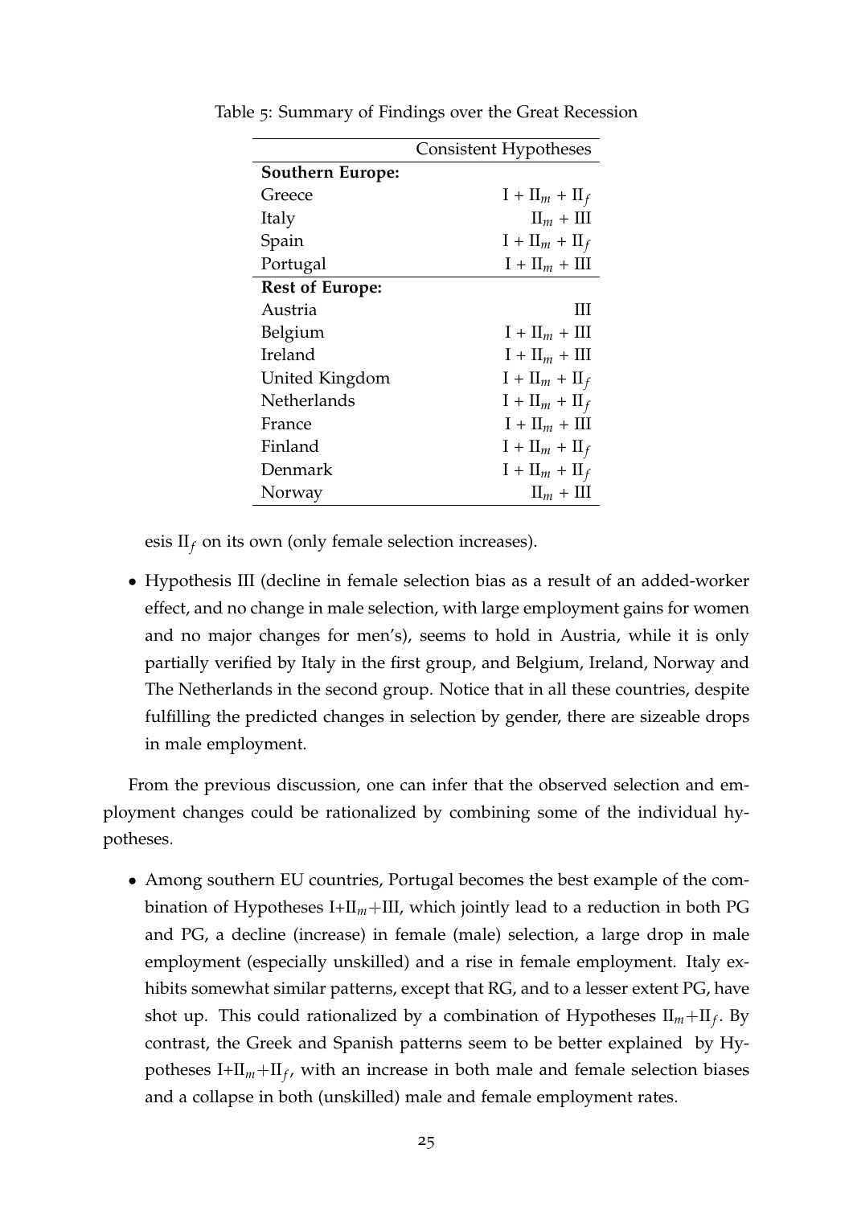Table 5: Summary of Findings over the Great Recession

| | Consistent Hypotheses |
|---|---|
| **Southern Europe:** | |
| Greece | I + $\text{II}_m$ + $\text{II}_f$ |
| Italy | $\text{II}_m$ + III |
| Spain | I + $\text{II}_m$ + $\text{II}_f$ |
| Portugal | I + $\text{II}_m$ + III |
| **Rest of Europe:** | |
| Austria | III |
| Belgium | I + $\text{II}_m$ + III |
| Ireland | I + $\text{II}_m$ + III |
| United Kingdom | I + $\text{II}_m$ + $\text{II}_f$ |
| Netherlands | I + $\text{II}_m$ + $\text{II}_f$ |
| France | I + $\text{II}_m$ + III |
| Finland | I + $\text{II}_m$ + $\text{II}_f$ |
| Denmark | I + $\text{II}_m$ + $\text{II}_f$ |
| Norway | $\text{II}_m$ + III |

esis $\text{II}_f$ on its own (only female selection increases).

- Hypothesis III (decline in female selection bias as a result of an added-worker effect, and no change in male selection, with large employment gains for women and no major changes for men's), seems to hold in Austria, while it is only partially verified by Italy in the first group, and Belgium, Ireland, Norway and The Netherlands in the second group. Notice that in all these countries, despite fulfilling the predicted changes in selection by gender, there are sizeable drops in male employment.

From the previous discussion, one can infer that the observed selection and employment changes could be rationalized by combining some of the individual hypotheses.

- Among southern EU countries, Portugal becomes the best example of the combination of Hypotheses I+$\text{II}_m$+III, which jointly lead to a reduction in both PG and PG, a decline (increase) in female (male) selection, a large drop in male employment (especially unskilled) and a rise in female employment. Italy exhibits somewhat similar patterns, except that RG, and to a lesser extent PG, have shot up. This could rationalized by a combination of Hypotheses $\text{II}_m$+$\text{II}_f$. By contrast, the Greek and Spanish patterns seem to be better explained by Hypotheses I+$\text{II}_m$+$\text{II}_f$, with an increase in both male and female selection biases and a collapse in both (unskilled) male and female employment rates.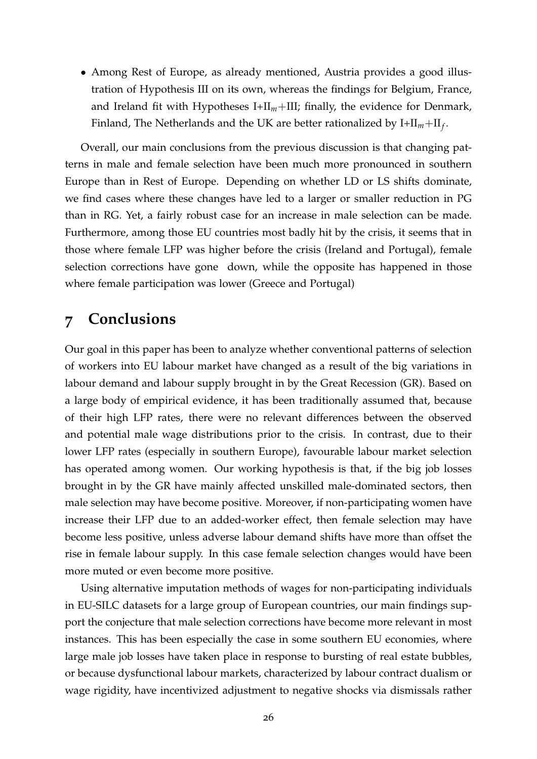- Among Rest of Europe, as already mentioned, Austria provides a good illustration of Hypothesis III on its own, whereas the findings for Belgium, France, and Ireland fit with Hypotheses I+II$_m$+III; finally, the evidence for Denmark, Finland, The Netherlands and the UK are better rationalized by I+II$_m$+II$_f$.

Overall, our main conclusions from the previous discussion is that changing patterns in male and female selection have been much more pronounced in southern Europe than in Rest of Europe. Depending on whether LD or LS shifts dominate, we find cases where these changes have led to a larger or smaller reduction in PG than in RG. Yet, a fairly robust case for an increase in male selection can be made. Furthermore, among those EU countries most badly hit by the crisis, it seems that in those where female LFP was higher before the crisis (Ireland and Portugal), female selection corrections have gone down, while the opposite has happened in those where female participation was lower (Greece and Portugal)

# 7 Conclusions

Our goal in this paper has been to analyze whether conventional patterns of selection of workers into EU labour market have changed as a result of the big variations in labour demand and labour supply brought in by the Great Recession (GR). Based on a large body of empirical evidence, it has been traditionally assumed that, because of their high LFP rates, there were no relevant differences between the observed and potential male wage distributions prior to the crisis. In contrast, due to their lower LFP rates (especially in southern Europe), favourable labour market selection has operated among women. Our working hypothesis is that, if the big job losses brought in by the GR have mainly affected unskilled male-dominated sectors, then male selection may have become positive. Moreover, if non-participating women have increase their LFP due to an added-worker effect, then female selection may have become less positive, unless adverse labour demand shifts have more than offset the rise in female labour supply. In this case female selection changes would have been more muted or even become more positive.

Using alternative imputation methods of wages for non-participating individuals in EU-SILC datasets for a large group of European countries, our main findings support the conjecture that male selection corrections have become more relevant in most instances. This has been especially the case in some southern EU economies, where large male job losses have taken place in response to bursting of real estate bubbles, or because dysfunctional labour markets, characterized by labour contract dualism or wage rigidity, have incentivized adjustment to negative shocks via dismissals rather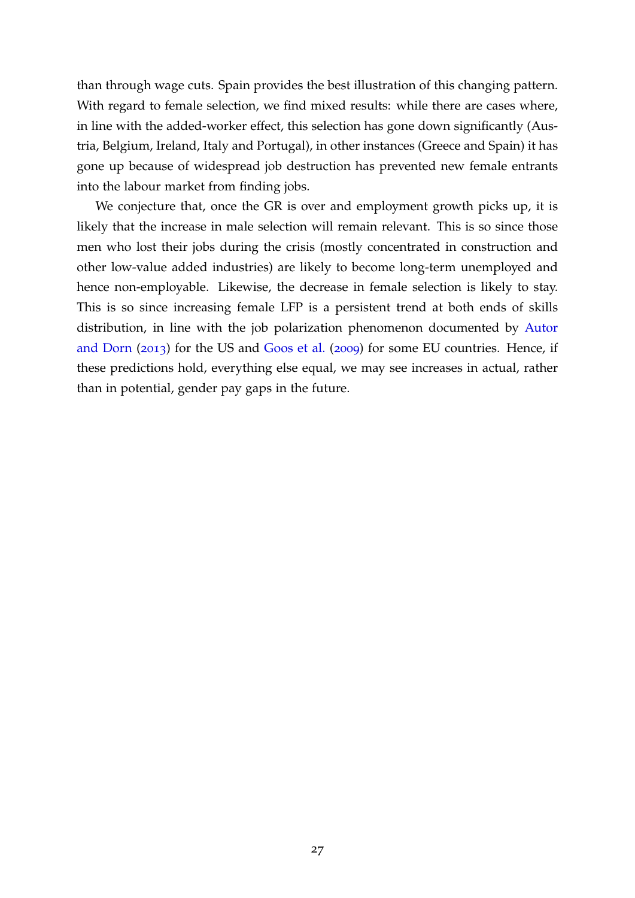than through wage cuts. Spain provides the best illustration of this changing pattern. With regard to female selection, we find mixed results: while there are cases where, in line with the added-worker effect, this selection has gone down significantly (Austria, Belgium, Ireland, Italy and Portugal), in other instances (Greece and Spain) it has gone up because of widespread job destruction has prevented new female entrants into the labour market from finding jobs.

We conjecture that, once the GR is over and employment growth picks up, it is likely that the increase in male selection will remain relevant. This is so since those men who lost their jobs during the crisis (mostly concentrated in construction and other low-value added industries) are likely to become long-term unemployed and hence non-employable. Likewise, the decrease in female selection is likely to stay. This is so since increasing female LFP is a persistent trend at both ends of skills distribution, in line with the job polarization phenomenon documented by Autor and Dorn (2013) for the US and Goos et al. (2009) for some EU countries. Hence, if these predictions hold, everything else equal, we may see increases in actual, rather than in potential, gender pay gaps in the future.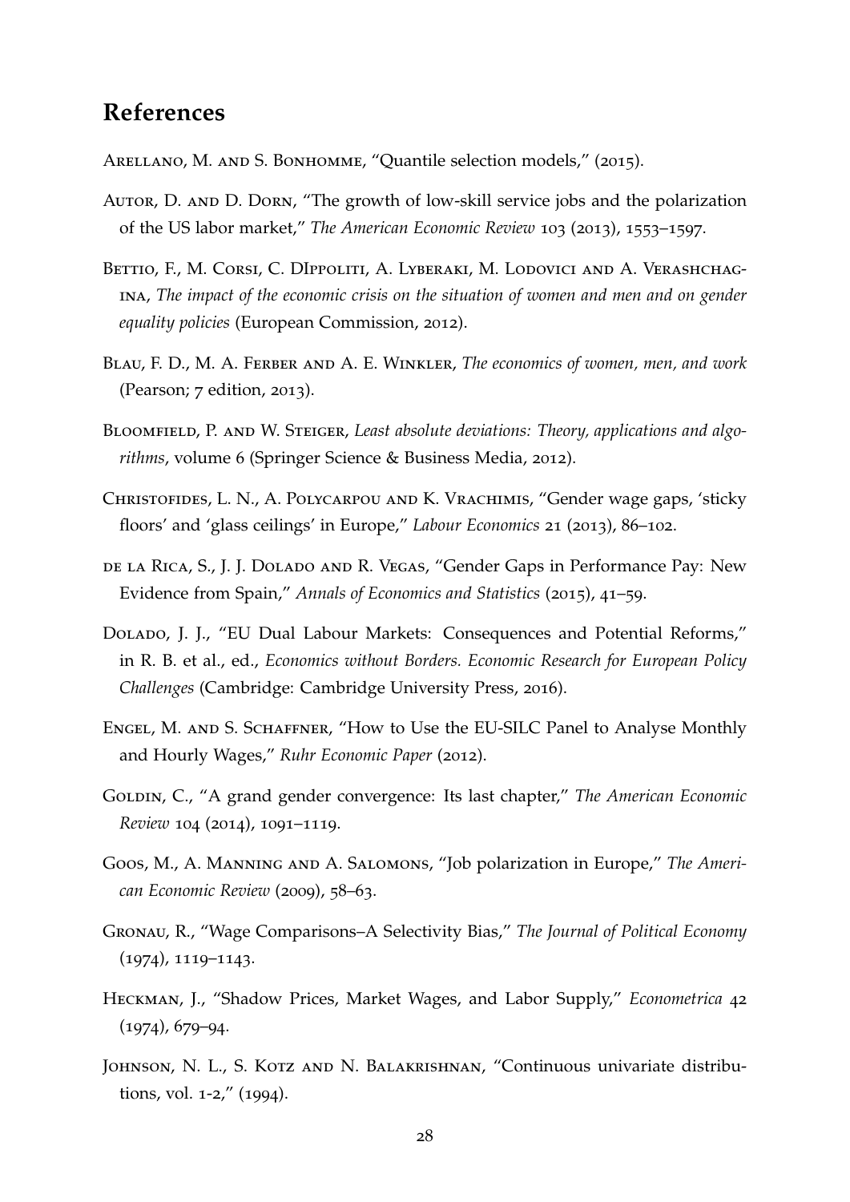## References

Arellano, M. and S. Bonhomme, "Quantile selection models," (2015).

Autor, D. and D. Dorn, "The growth of low-skill service jobs and the polarization of the US labor market," *The American Economic Review* 103 (2013), 1553–1597.

Bettio, F., M. Corsi, C. DIppoliti, A. Lyberaki, M. Lodovici and A. Verashchagina, *The impact of the economic crisis on the situation of women and men and on gender equality policies* (European Commission, 2012).

Blau, F. D., M. A. Ferber and A. E. Winkler, *The economics of women, men, and work* (Pearson; 7 edition, 2013).

Bloomfield, P. and W. Steiger, *Least absolute deviations: Theory, applications and algorithms*, volume 6 (Springer Science & Business Media, 2012).

Christofides, L. N., A. Polycarpou and K. Vrachimis, "Gender wage gaps, 'sticky floors' and 'glass ceilings' in Europe," *Labour Economics* 21 (2013), 86–102.

de la Rica, S., J. J. Dolado and R. Vegas, "Gender Gaps in Performance Pay: New Evidence from Spain," *Annals of Economics and Statistics* (2015), 41–59.

Dolado, J. J., "EU Dual Labour Markets: Consequences and Potential Reforms," in R. B. et al., ed., *Economics without Borders. Economic Research for European Policy Challenges* (Cambridge: Cambridge University Press, 2016).

Engel, M. and S. Schaffner, "How to Use the EU-SILC Panel to Analyse Monthly and Hourly Wages," *Ruhr Economic Paper* (2012).

Goldin, C., "A grand gender convergence: Its last chapter," *The American Economic Review* 104 (2014), 1091–1119.

Goos, M., A. Manning and A. Salomons, "Job polarization in Europe," *The American Economic Review* (2009), 58–63.

Gronau, R., "Wage Comparisons–A Selectivity Bias," *The Journal of Political Economy* (1974), 1119–1143.

Heckman, J., "Shadow Prices, Market Wages, and Labor Supply," *Econometrica* 42 (1974), 679–94.

Johnson, N. L., S. Kotz and N. Balakrishnan, "Continuous univariate distributions, vol. 1-2," (1994).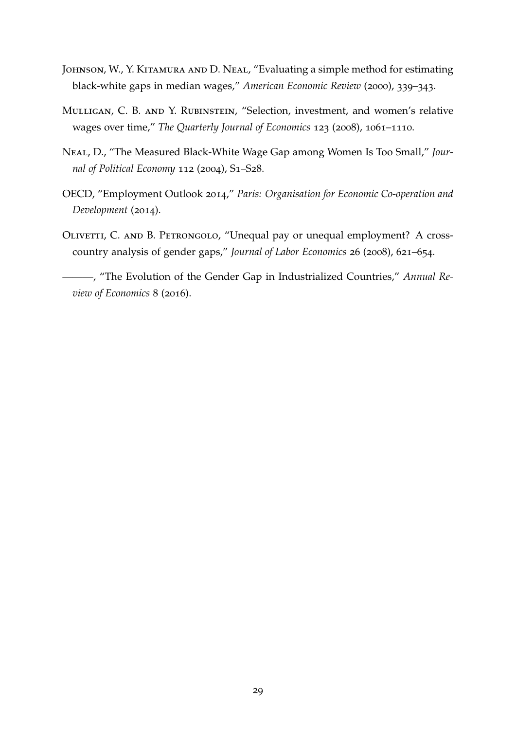Johnson, W., Y. Kitamura and D. Neal, "Evaluating a simple method for estimating black-white gaps in median wages," *American Economic Review* (2000), 339–343.

Mulligan, C. B. and Y. Rubinstein, "Selection, investment, and women's relative wages over time," *The Quarterly Journal of Economics* 123 (2008), 1061–1110.

Neal, D., "The Measured Black-White Wage Gap among Women Is Too Small," *Journal of Political Economy* 112 (2004), S1–S28.

OECD, "Employment Outlook 2014," *Paris: Organisation for Economic Co-operation and Development* (2014).

Olivetti, C. and B. Petrongolo, "Unequal pay or unequal employment? A cross-country analysis of gender gaps," *Journal of Labor Economics* 26 (2008), 621–654.

———, "The Evolution of the Gender Gap in Industrialized Countries," *Annual Review of Economics* 8 (2016).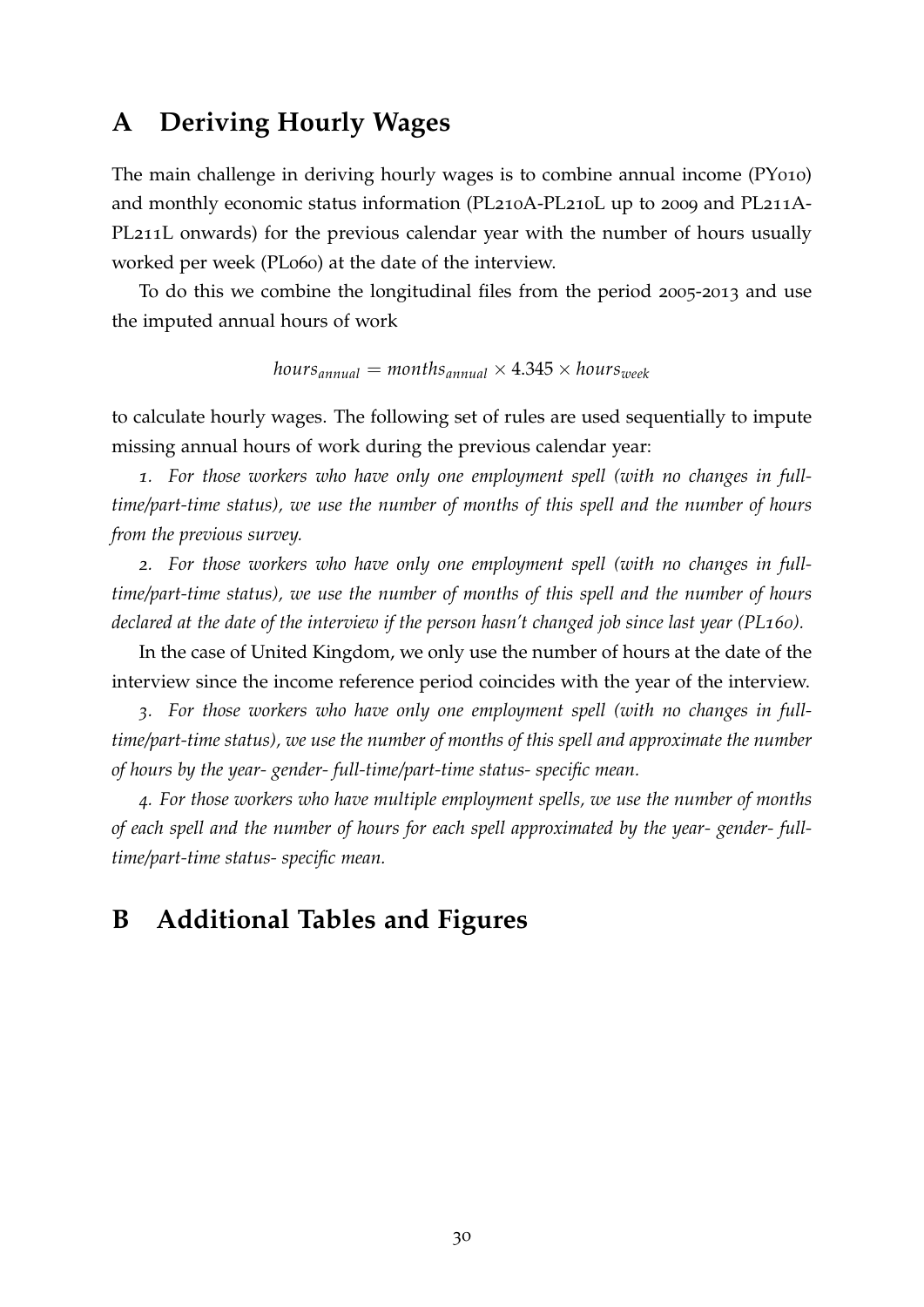# A Deriving Hourly Wages

The main challenge in deriving hourly wages is to combine annual income (PY010) and monthly economic status information (PL210A-PL210L up to 2009 and PL211A-PL211L onwards) for the previous calendar year with the number of hours usually worked per week (PL060) at the date of the interview.

To do this we combine the longitudinal files from the period 2005-2013 and use the imputed annual hours of work

$$hours_{annual} = months_{annual} \times 4.345 \times hours_{week}$$

to calculate hourly wages. The following set of rules are used sequentially to impute missing annual hours of work during the previous calendar year:

*1. For those workers who have only one employment spell (with no changes in full-time/part-time status), we use the number of months of this spell and the number of hours from the previous survey.*

*2. For those workers who have only one employment spell (with no changes in full-time/part-time status), we use the number of months of this spell and the number of hours declared at the date of the interview if the person hasn't changed job since last year (PL160).*

In the case of United Kingdom, we only use the number of hours at the date of the interview since the income reference period coincides with the year of the interview.

*3. For those workers who have only one employment spell (with no changes in full-time/part-time status), we use the number of months of this spell and approximate the number of hours by the year- gender- full-time/part-time status- specific mean.*

*4. For those workers who have multiple employment spells, we use the number of months of each spell and the number of hours for each spell approximated by the year- gender- full-time/part-time status- specific mean.*

# B Additional Tables and Figures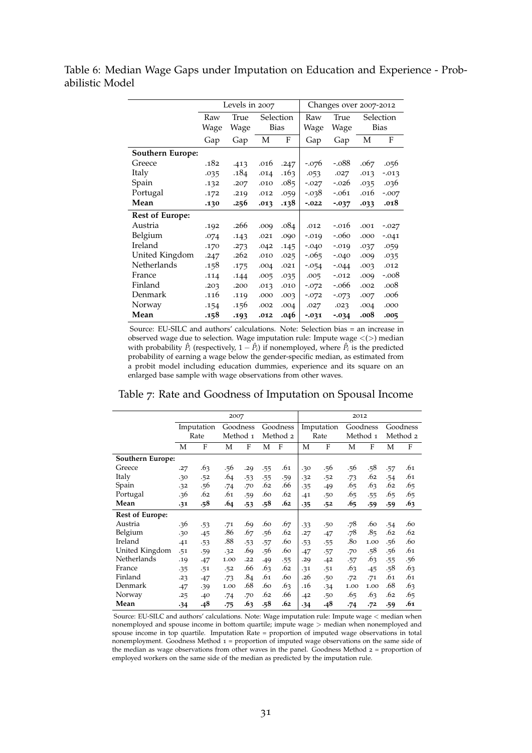Table 6: Median Wage Gaps under Imputation on Education and Experience - Probabilistic Model

| | Levels in 2007 | | | | Changes over 2007-2012 | | | |
|---|---|---|---|---|---|---|---|---|
| | Raw Wage Gap | True Wage Gap | Selection Bias | | Raw Wage Gap | True Wage Gap | Selection Bias | |
| | | | M | F | | | M | F |
| **Southern Europe:** | | | | | | | | |
| Greece | .182 | .413 | .016 | .247 | -.076 | -.088 | .067 | .056 |
| Italy | .035 | .184 | .014 | .163 | .053 | .027 | .013 | -.013 |
| Spain | .132 | .207 | .010 | .085 | -.027 | -.026 | .035 | .036 |
| Portugal | .172 | .219 | .012 | .059 | -.038 | -.061 | .016 | -.007 |
| **Mean** | **.130** | **.256** | **.013** | **.138** | **-.022** | **-.037** | **.033** | **.018** |
| **Rest of Europe:** | | | | | | | | |
| Austria | .192 | .266 | .009 | .084 | .012 | -.016 | .001 | -.027 |
| Belgium | .074 | .143 | .021 | .090 | -.019 | -.060 | .000 | -.041 |
| Ireland | .170 | .273 | .042 | .145 | -.040 | -.019 | .037 | .059 |
| United Kingdom | .247 | .262 | .010 | .025 | -.065 | -.040 | .009 | .035 |
| Netherlands | .158 | .175 | .004 | .021 | -.054 | -.044 | .003 | .012 |
| France | .114 | .144 | .005 | .035 | .005 | -.012 | .009 | -.008 |
| Finland | .203 | .200 | .013 | .010 | -.072 | -.066 | .002 | .008 |
| Denmark | .116 | .119 | .000 | .003 | -.072 | -.073 | .007 | .006 |
| Norway | .154 | .156 | .002 | .004 | .027 | .023 | .004 | .000 |
| **Mean** | **.158** | **.193** | **.012** | **.046** | **-.031** | **-.034** | **.008** | **.005** |

Source: EU-SILC and authors' calculations. Note: Selection bias = an increase in observed wage due to selection. Wage imputation rule: Impute wage <(>) median with probability $\hat{P}_i$ (respectively, $1 - \hat{P}_i$) if nonemployed, where $\hat{P}_i$ is the predicted probability of earning a wage below the gender-specific median, as estimated from a probit model including education dummies, experience and its square on an enlarged base sample with wage observations from other waves.

Table 7: Rate and Goodness of Imputation on Spousal Income

| | 2007 | | | | | | 2012 | | | | | |
|---|---|---|---|---|---|---|---|---|---|---|---|---|
| | Imputation Rate | | Goodness Method 1 | | Goodness Method 2 | | Imputation Rate | | Goodness Method 1 | | Goodness Method 2 | |
| | M | F | M | F | M | F | M | F | M | F | M | F |
| **Southern Europe:** | | | | | | | | | | | | |
| Greece | .27 | .63 | .56 | .29 | .55 | .61 | .30 | .56 | .56 | .58 | .57 | .61 |
| Italy | .30 | .52 | .64 | .53 | .55 | .59 | .32 | .52 | .73 | .62 | .54 | .61 |
| Spain | .32 | .56 | .74 | .70 | .62 | .66 | .35 | .49 | .65 | .63 | .62 | .65 |
| Portugal | .36 | .62 | .61 | .59 | .60 | .62 | .41 | .50 | .65 | .55 | .65 | .65 |
| **Mean** | **.31** | **.58** | **.64** | **.53** | **.58** | **.62** | **.35** | **.52** | **.65** | **.59** | **.59** | **.63** |
| **Rest of Europe:** | | | | | | | | | | | | |
| Austria | .36 | .53 | .71 | .69 | .60 | .67 | .33 | .50 | .78 | .60 | .54 | .60 |
| Belgium | .30 | .45 | .86 | .67 | .56 | .62 | .27 | .47 | .78 | .85 | .62 | .62 |
| Ireland | .41 | .53 | .88 | .53 | .57 | .60 | .53 | .55 | .80 | 1.00 | .56 | .60 |
| United Kingdom | .51 | .59 | .32 | .69 | .56 | .60 | .47 | .57 | .70 | .58 | .56 | .61 |
| Netherlands | .19 | .47 | 1.00 | .22 | .49 | .55 | .29 | .42 | .57 | .63 | .55 | .56 |
| France | .35 | .51 | .52 | .66 | .63 | .62 | .31 | .51 | .63 | .45 | .58 | .63 |
| Finland | .23 | .47 | .73 | .84 | .61 | .60 | .26 | .50 | .72 | .71 | .61 | .61 |
| Denmark | .47 | .39 | 1.00 | .68 | .60 | .63 | .16 | .34 | 1.00 | 1.00 | .68 | .63 |
| Norway | .25 | .40 | .74 | .70 | .62 | .66 | .42 | .50 | .65 | .63 | .62 | .65 |
| **Mean** | **.34** | **.48** | **.75** | **.63** | **.58** | **.62** | **.34** | **.48** | **.74** | **.72** | **.59** | **.61** |

Source: EU-SILC and authors' calculations. Note: Wage imputation rule: Impute wage < median when nonemployed and spouse income in bottom quartile; impute wage > median when nonemployed and spouse income in top quartile. Imputation Rate = proportion of imputed wage observations in total nonemployment. Goodness Method 1 = proportion of imputed wage observations on the same side of the median as wage observations from other waves in the panel. Goodness Method 2 = proportion of employed workers on the same side of the median as predicted by the imputation rule.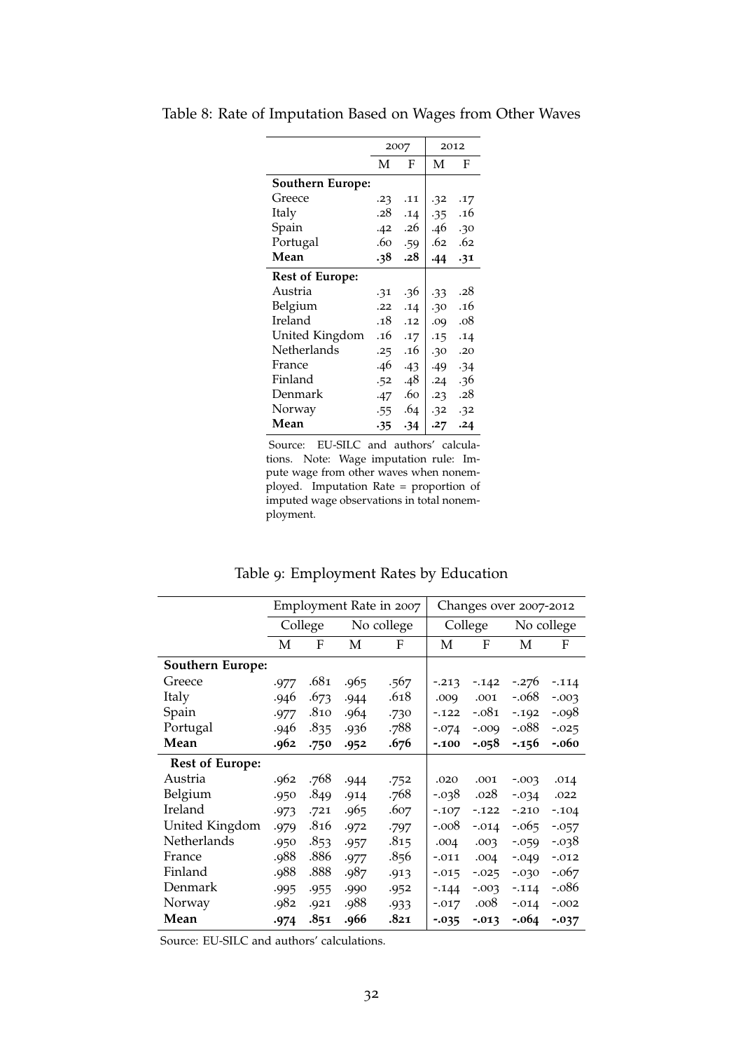Table 8: Rate of Imputation Based on Wages from Other Waves

| | 2007 | | 2012 | |
|---|---|---|---|---|
| | M | F | M | F |
| **Southern Europe:** | | | | |
| Greece | .23 | .11 | .32 | .17 |
| Italy | .28 | .14 | .35 | .16 |
| Spain | .42 | .26 | .46 | .30 |
| Portugal | .60 | .59 | .62 | .62 |
| **Mean** | **.38** | **.28** | **.44** | **.31** |
| **Rest of Europe:** | | | | |
| Austria | .31 | .36 | .33 | .28 |
| Belgium | .22 | .14 | .30 | .16 |
| Ireland | .18 | .12 | .09 | .08 |
| United Kingdom | .16 | .17 | .15 | .14 |
| Netherlands | .25 | .16 | .30 | .20 |
| France | .46 | .43 | .49 | .34 |
| Finland | .52 | .48 | .24 | .36 |
| Denmark | .47 | .60 | .23 | .28 |
| Norway | .55 | .64 | .32 | .32 |
| **Mean** | **.35** | **.34** | **.27** | **.24** |

Source: EU-SILC and authors' calculations. Note: Wage imputation rule: Impute wage from other waves when nonemployed. Imputation Rate = proportion of imputed wage observations in total nonemployment.

Table 9: Employment Rates by Education

| | Employment Rate in 2007 | | | | Changes over 2007-2012 | | | |
|---|---|---|---|---|---|---|---|---|
| | College | | No college | | College | | No college | |
| | M | F | M | F | M | F | M | F |
| **Southern Europe:** | | | | | | | | |
| Greece | .977 | .681 | .965 | .567 | -.213 | -.142 | -.276 | -.114 |
| Italy | .946 | .673 | .944 | .618 | .009 | .001 | -.068 | -.003 |
| Spain | .977 | .810 | .964 | .730 | -.122 | -.081 | -.192 | -.098 |
| Portugal | .946 | .835 | .936 | .788 | -.074 | -.009 | -.088 | -.025 |
| **Mean** | **.962** | **.750** | **.952** | **.676** | **-.100** | **-.058** | **-.156** | **-.060** |
| **Rest of Europe:** | | | | | | | | |
| Austria | .962 | .768 | .944 | .752 | .020 | .001 | -.003 | .014 |
| Belgium | .950 | .849 | .914 | .768 | -.038 | .028 | -.034 | .022 |
| Ireland | .973 | .721 | .965 | .607 | -.107 | -.122 | -.210 | -.104 |
| United Kingdom | .979 | .816 | .972 | .797 | -.008 | -.014 | -.065 | -.057 |
| Netherlands | .950 | .853 | .957 | .815 | .004 | .003 | -.059 | -.038 |
| France | .988 | .886 | .977 | .856 | -.011 | .004 | -.049 | -.012 |
| Finland | .988 | .888 | .987 | .913 | -.015 | -.025 | -.030 | -.067 |
| Denmark | .995 | .955 | .990 | .952 | -.144 | -.003 | -.114 | -.086 |
| Norway | .982 | .921 | .988 | .933 | -.017 | .008 | -.014 | -.002 |
| **Mean** | **.974** | **.851** | **.966** | **.821** | **-.035** | **-.013** | **-.064** | **-.037** |

Source: EU-SILC and authors' calculations.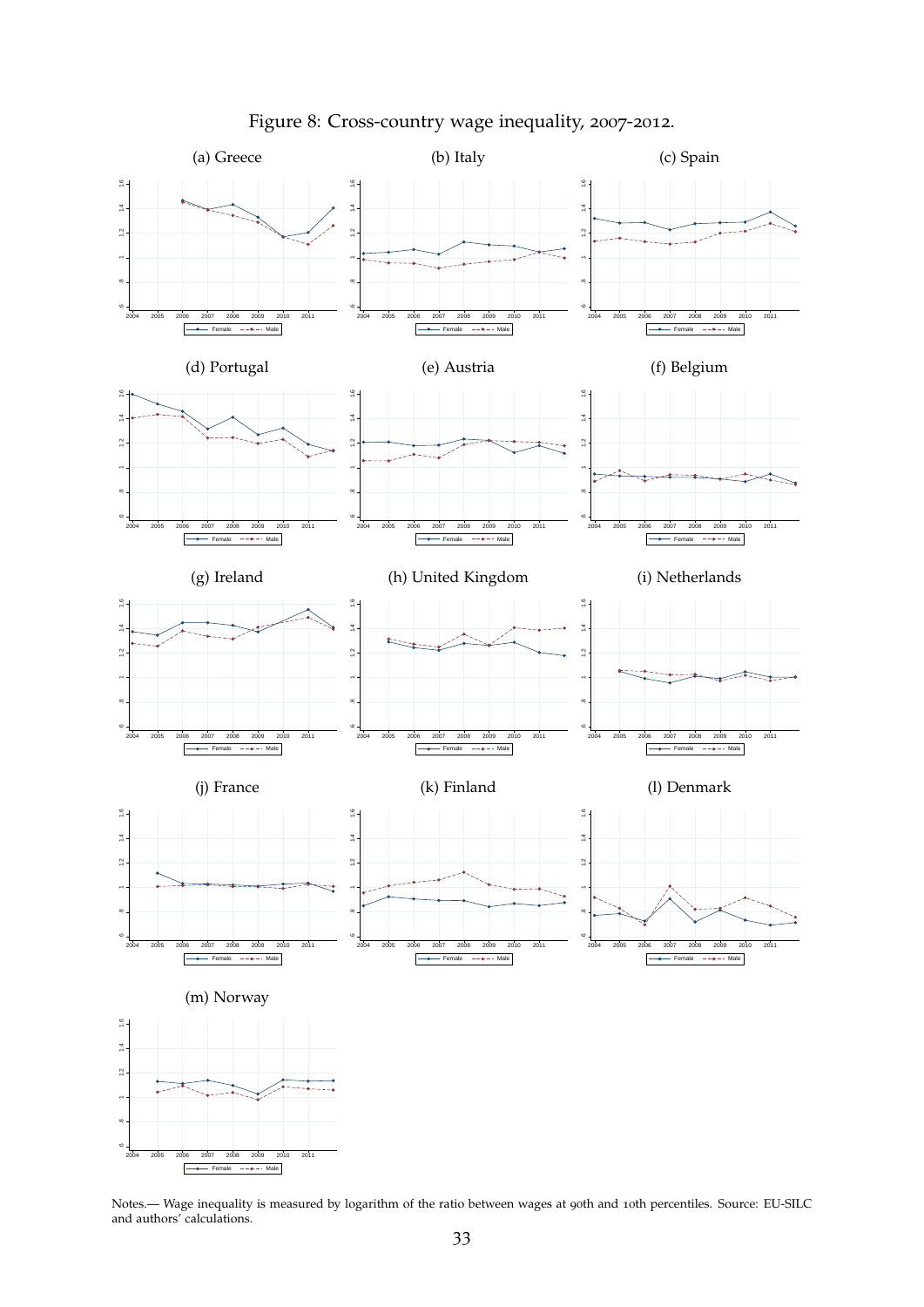Figure 8: Cross-country wage inequality, 2007-2012.

(a) Greece

(b) Italy

(c) Spain

(d) Portugal

(e) Austria

(f) Belgium

(g) Ireland

(h) United Kingdom

(i) Netherlands

(j) France

(k) Finland

(l) Denmark

(m) Norway

Notes.— Wage inequality is measured by logarithm of the ratio between wages at 90th and 10th percentiles. Source: EU-SILC and authors' calculations.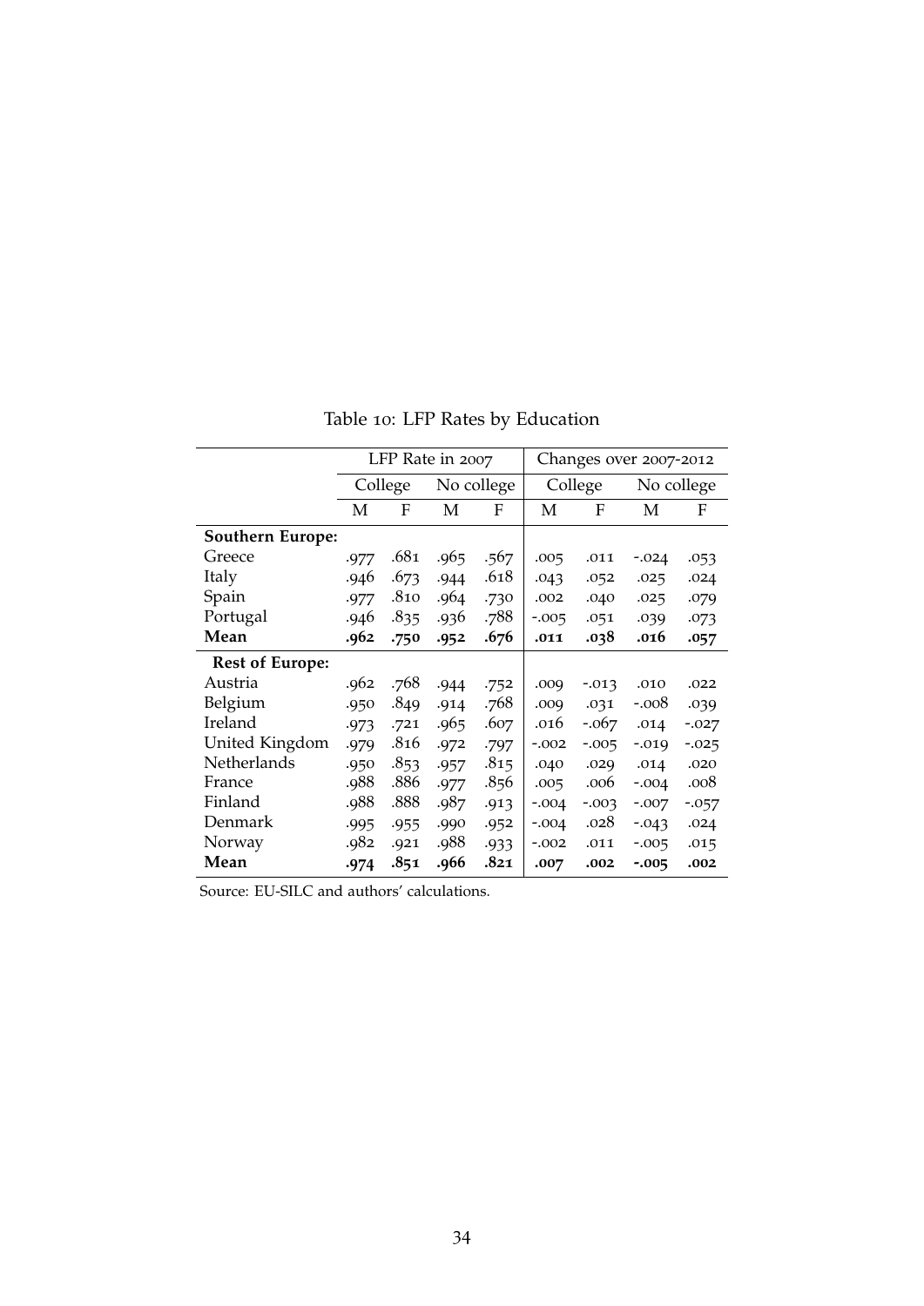Table 10: LFP Rates by Education

| | LFP Rate in 2007 | | | | Changes over 2007-2012 | | | |
|---|---|---|---|---|---|---|---|---|
| | College | | No college | | College | | No college | |
| | M | F | M | F | M | F | M | F |
| **Southern Europe:** | | | | | | | | |
| Greece | .977 | .681 | .965 | .567 | .005 | .011 | -.024 | .053 |
| Italy | .946 | .673 | .944 | .618 | .043 | .052 | .025 | .024 |
| Spain | .977 | .810 | .964 | .730 | .002 | .040 | .025 | .079 |
| Portugal | .946 | .835 | .936 | .788 | -.005 | .051 | .039 | .073 |
| **Mean** | **.962** | **.750** | **.952** | **.676** | **.011** | **.038** | **.016** | **.057** |
| **Rest of Europe:** | | | | | | | | |
| Austria | .962 | .768 | .944 | .752 | .009 | -.013 | .010 | .022 |
| Belgium | .950 | .849 | .914 | .768 | .009 | .031 | -.008 | .039 |
| Ireland | .973 | .721 | .965 | .607 | .016 | -.067 | .014 | -.027 |
| United Kingdom | .979 | .816 | .972 | .797 | -.002 | -.005 | -.019 | -.025 |
| Netherlands | .950 | .853 | .957 | .815 | .040 | .029 | .014 | .020 |
| France | .988 | .886 | .977 | .856 | .005 | .006 | -.004 | .008 |
| Finland | .988 | .888 | .987 | .913 | -.004 | -.003 | -.007 | -.057 |
| Denmark | .995 | .955 | .990 | .952 | -.004 | .028 | -.043 | .024 |
| Norway | .982 | .921 | .988 | .933 | -.002 | .011 | -.005 | .015 |
| **Mean** | **.974** | **.851** | **.966** | **.821** | **.007** | **.002** | **-.005** | **.002** |

Source: EU-SILC and authors' calculations.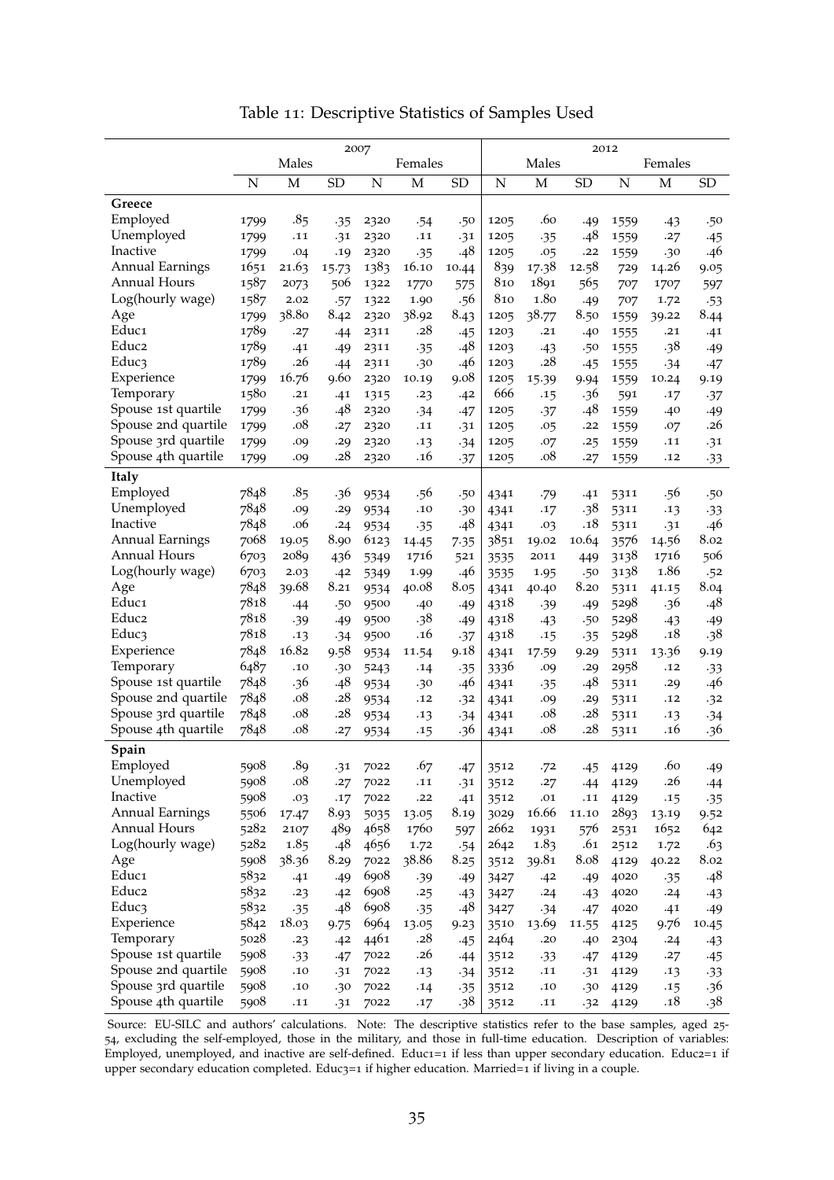Table 11: Descriptive Statistics of Samples Used

| | 2007 | | | | | | 2012 | | | | | |
|---|---|---|---|---|---|---|---|---|---|---|---|---|
| | Males | | | Females | | | Males | | | Females | | |
| | N | M | SD | N | M | SD | N | M | SD | N | M | SD |
| **Greece** | | | | | | | | | | | | |
| Employed | 1799 | .85 | .35 | 2320 | .54 | .50 | 1205 | .60 | .49 | 1559 | .43 | .50 |
| Unemployed | 1799 | .11 | .31 | 2320 | .11 | .31 | 1205 | .35 | .48 | 1559 | .27 | .45 |
| Inactive | 1799 | .04 | .19 | 2320 | .35 | .48 | 1205 | .05 | .22 | 1559 | .30 | .46 |
| Annual Earnings | 1651 | 21.63 | 15.73 | 1383 | 16.10 | 10.44 | 839 | 17.38 | 12.58 | 729 | 14.26 | 9.05 |
| Annual Hours | 1587 | 2073 | 506 | 1322 | 1770 | 575 | 810 | 1891 | 565 | 707 | 1707 | 597 |
| Log(hourly wage) | 1587 | 2.02 | .57 | 1322 | 1.90 | .56 | 810 | 1.80 | .49 | 707 | 1.72 | .53 |
| Age | 1799 | 38.80 | 8.42 | 2320 | 38.92 | 8.43 | 1205 | 38.77 | 8.50 | 1559 | 39.22 | 8.44 |
| Educ1 | 1789 | .27 | .44 | 2311 | .28 | .45 | 1203 | .21 | .40 | 1555 | .21 | .41 |
| Educ2 | 1789 | .41 | .49 | 2311 | .35 | .48 | 1203 | .43 | .50 | 1555 | .38 | .49 |
| Educ3 | 1789 | .26 | .44 | 2311 | .30 | .46 | 1203 | .28 | .45 | 1555 | .34 | .47 |
| Experience | 1799 | 16.76 | 9.60 | 2320 | 10.19 | 9.08 | 1205 | 15.39 | 9.94 | 1559 | 10.24 | 9.19 |
| Temporary | 1580 | .21 | .41 | 1315 | .23 | .42 | 666 | .15 | .36 | 591 | .17 | .37 |
| Spouse 1st quartile | 1799 | .36 | .48 | 2320 | .34 | .47 | 1205 | .37 | .48 | 1559 | .40 | .49 |
| Spouse 2nd quartile | 1799 | .08 | .27 | 2320 | .11 | .31 | 1205 | .05 | .22 | 1559 | .07 | .26 |
| Spouse 3rd quartile | 1799 | .09 | .29 | 2320 | .13 | .34 | 1205 | .07 | .25 | 1559 | .11 | .31 |
| Spouse 4th quartile | 1799 | .09 | .28 | 2320 | .16 | .37 | 1205 | .08 | .27 | 1559 | .12 | .33 |
| **Italy** | | | | | | | | | | | | |
| Employed | 7848 | .85 | .36 | 9534 | .56 | .50 | 4341 | .79 | .41 | 5311 | .56 | .50 |
| Unemployed | 7848 | .09 | .29 | 9534 | .10 | .30 | 4341 | .17 | .38 | 5311 | .13 | .33 |
| Inactive | 7848 | .06 | .24 | 9534 | .35 | .48 | 4341 | .03 | .18 | 5311 | .31 | .46 |
| Annual Earnings | 7068 | 19.05 | 8.90 | 6123 | 14.45 | 7.35 | 3851 | 19.02 | 10.64 | 3576 | 14.56 | 8.02 |
| Annual Hours | 6703 | 2089 | 436 | 5349 | 1716 | 521 | 3535 | 2011 | 449 | 3138 | 1716 | 506 |
| Log(hourly wage) | 6703 | 2.03 | .42 | 5349 | 1.99 | .46 | 3535 | 1.95 | .50 | 3138 | 1.86 | .52 |
| Age | 7848 | 39.68 | 8.21 | 9534 | 40.08 | 8.05 | 4341 | 40.40 | 8.20 | 5311 | 41.15 | 8.04 |
| Educ1 | 7818 | .44 | .50 | 9500 | .40 | .49 | 4318 | .39 | .49 | 5298 | .36 | .48 |
| Educ2 | 7818 | .39 | .49 | 9500 | .38 | .49 | 4318 | .43 | .50 | 5298 | .43 | .49 |
| Educ3 | 7818 | .13 | .34 | 9500 | .16 | .37 | 4318 | .15 | .35 | 5298 | .18 | .38 |
| Experience | 7848 | 16.82 | 9.58 | 9534 | 11.54 | 9.18 | 4341 | 17.59 | 9.29 | 5311 | 13.36 | 9.19 |
| Temporary | 6487 | .10 | .30 | 5243 | .14 | .35 | 3336 | .09 | .29 | 2958 | .12 | .33 |
| Spouse 1st quartile | 7848 | .36 | .48 | 9534 | .30 | .46 | 4341 | .35 | .48 | 5311 | .29 | .46 |
| Spouse 2nd quartile | 7848 | .08 | .28 | 9534 | .12 | .32 | 4341 | .09 | .29 | 5311 | .12 | .32 |
| Spouse 3rd quartile | 7848 | .08 | .28 | 9534 | .13 | .34 | 4341 | .08 | .28 | 5311 | .13 | .34 |
| Spouse 4th quartile | 7848 | .08 | .27 | 9534 | .15 | .36 | 4341 | .08 | .28 | 5311 | .16 | .36 |
| **Spain** | | | | | | | | | | | | |
| Employed | 5908 | .89 | .31 | 7022 | .67 | .47 | 3512 | .72 | .45 | 4129 | .60 | .49 |
| Unemployed | 5908 | .08 | .27 | 7022 | .11 | .31 | 3512 | .27 | .44 | 4129 | .26 | .44 |
| Inactive | 5908 | .03 | .17 | 7022 | .22 | .41 | 3512 | .01 | .11 | 4129 | .15 | .35 |
| Annual Earnings | 5506 | 17.47 | 8.93 | 5035 | 13.05 | 8.19 | 3029 | 16.66 | 11.10 | 2893 | 13.19 | 9.52 |
| Annual Hours | 5282 | 2107 | 489 | 4658 | 1760 | 597 | 2662 | 1931 | 576 | 2531 | 1652 | 642 |
| Log(hourly wage) | 5282 | 1.85 | .48 | 4656 | 1.72 | .54 | 2642 | 1.83 | .61 | 2512 | 1.72 | .63 |
| Age | 5908 | 38.36 | 8.29 | 7022 | 38.86 | 8.25 | 3512 | 39.81 | 8.08 | 4129 | 40.22 | 8.02 |
| Educ1 | 5832 | .41 | .49 | 6908 | .39 | .49 | 3427 | .42 | .49 | 4020 | .35 | .48 |
| Educ2 | 5832 | .23 | .42 | 6908 | .25 | .43 | 3427 | .24 | .43 | 4020 | .24 | .43 |
| Educ3 | 5832 | .35 | .48 | 6908 | .35 | .48 | 3427 | .34 | .47 | 4020 | .41 | .49 |
| Experience | 5842 | 18.03 | 9.75 | 6964 | 13.05 | 9.23 | 3510 | 13.69 | 11.55 | 4125 | 9.76 | 10.45 |
| Temporary | 5028 | .23 | .42 | 4461 | .28 | .45 | 2464 | .20 | .40 | 2304 | .24 | .43 |
| Spouse 1st quartile | 5908 | .33 | .47 | 7022 | .26 | .44 | 3512 | .33 | .47 | 4129 | .27 | .45 |
| Spouse 2nd quartile | 5908 | .10 | .31 | 7022 | .13 | .34 | 3512 | .11 | .31 | 4129 | .13 | .33 |
| Spouse 3rd quartile | 5908 | .10 | .30 | 7022 | .14 | .35 | 3512 | .10 | .30 | 4129 | .15 | .36 |
| Spouse 4th quartile | 5908 | .11 | .31 | 7022 | .17 | .38 | 3512 | .11 | .32 | 4129 | .18 | .38 |

Source: EU-SILC and authors' calculations. Note: The descriptive statistics refer to the base samples, aged 25-54, excluding the self-employed, those in the military, and those in full-time education. Description of variables: Employed, unemployed, and inactive are self-defined. Educ1=1 if less than upper secondary education. Educ2=1 if upper secondary education completed. Educ3=1 if higher education. Married=1 if living in a couple.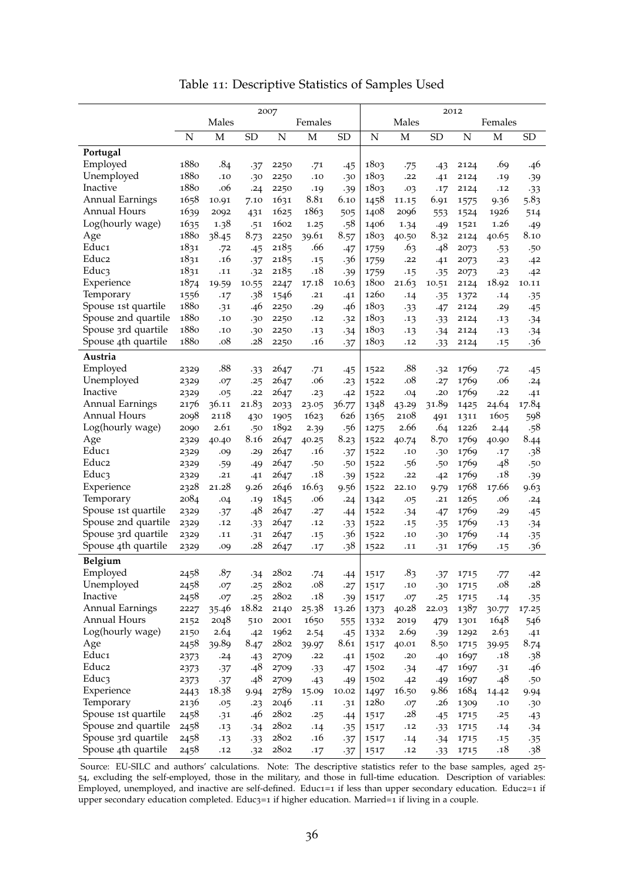Table 11: Descriptive Statistics of Samples Used

| | 2007 | | | | | | 2012 | | | | | |
|---|---|---|---|---|---|---|---|---|---|---|---|---|
| | Males | | | Females | | | Males | | | Females | | |
| | N | M | SD | N | M | SD | N | M | SD | N | M | SD |
| **Portugal** | | | | | | | | | | | | |
| Employed | 1880 | .84 | .37 | 2250 | .71 | .45 | 1803 | .75 | .43 | 2124 | .69 | .46 |
| Unemployed | 1880 | .10 | .30 | 2250 | .10 | .30 | 1803 | .22 | .41 | 2124 | .19 | .39 |
| Inactive | 1880 | .06 | .24 | 2250 | .19 | .39 | 1803 | .03 | .17 | 2124 | .12 | .33 |
| Annual Earnings | 1658 | 10.91 | 7.10 | 1631 | 8.81 | 6.10 | 1458 | 11.15 | 6.91 | 1575 | 9.36 | 5.83 |
| Annual Hours | 1639 | 2092 | 431 | 1625 | 1863 | 505 | 1408 | 2096 | 553 | 1524 | 1926 | 514 |
| Log(hourly wage) | 1635 | 1.38 | .51 | 1602 | 1.25 | .58 | 1406 | 1.34 | .49 | 1521 | 1.26 | .49 |
| Age | 1880 | 38.45 | 8.73 | 2250 | 39.61 | 8.57 | 1803 | 40.50 | 8.32 | 2124 | 40.65 | 8.10 |
| Educ1 | 1831 | .72 | .45 | 2185 | .66 | .47 | 1759 | .63 | .48 | 2073 | .53 | .50 |
| Educ2 | 1831 | .16 | .37 | 2185 | .15 | .36 | 1759 | .22 | .41 | 2073 | .23 | .42 |
| Educ3 | 1831 | .11 | .32 | 2185 | .18 | .39 | 1759 | .15 | .35 | 2073 | .23 | .42 |
| Experience | 1874 | 19.59 | 10.55 | 2247 | 17.18 | 10.63 | 1800 | 21.63 | 10.51 | 2124 | 18.92 | 10.11 |
| Temporary | 1556 | .17 | .38 | 1546 | .21 | .41 | 1260 | .14 | .35 | 1372 | .14 | .35 |
| Spouse 1st quartile | 1880 | .31 | .46 | 2250 | .29 | .46 | 1803 | .33 | .47 | 2124 | .29 | .45 |
| Spouse 2nd quartile | 1880 | .10 | .30 | 2250 | .12 | .32 | 1803 | .13 | .33 | 2124 | .13 | .34 |
| Spouse 3rd quartile | 1880 | .10 | .30 | 2250 | .13 | .34 | 1803 | .13 | .34 | 2124 | .13 | .34 |
| Spouse 4th quartile | 1880 | .08 | .28 | 2250 | .16 | .37 | 1803 | .12 | .33 | 2124 | .15 | .36 |
| **Austria** | | | | | | | | | | | | |
| Employed | 2329 | .88 | .33 | 2647 | .71 | .45 | 1522 | .88 | .32 | 1769 | .72 | .45 |
| Unemployed | 2329 | .07 | .25 | 2647 | .06 | .23 | 1522 | .08 | .27 | 1769 | .06 | .24 |
| Inactive | 2329 | .05 | .22 | 2647 | .23 | .42 | 1522 | .04 | .20 | 1769 | .22 | .41 |
| Annual Earnings | 2176 | 36.11 | 21.83 | 2033 | 23.05 | 36.77 | 1348 | 43.29 | 31.89 | 1425 | 24.64 | 17.84 |
| Annual Hours | 2098 | 2118 | 430 | 1905 | 1623 | 626 | 1365 | 2108 | 491 | 1311 | 1605 | 598 |
| Log(hourly wage) | 2090 | 2.61 | .50 | 1892 | 2.39 | .56 | 1275 | 2.66 | .64 | 1226 | 2.44 | .58 |
| Age | 2329 | 40.40 | 8.16 | 2647 | 40.25 | 8.23 | 1522 | 40.74 | 8.70 | 1769 | 40.90 | 8.44 |
| Educ1 | 2329 | .09 | .29 | 2647 | .16 | .37 | 1522 | .10 | .30 | 1769 | .17 | .38 |
| Educ2 | 2329 | .59 | .49 | 2647 | .50 | .50 | 1522 | .56 | .50 | 1769 | .48 | .50 |
| Educ3 | 2329 | .21 | .41 | 2647 | .18 | .39 | 1522 | .22 | .42 | 1769 | .18 | .39 |
| Experience | 2328 | 21.28 | 9.26 | 2646 | 16.63 | 9.56 | 1522 | 22.10 | 9.79 | 1768 | 17.66 | 9.63 |
| Temporary | 2084 | .04 | .19 | 1845 | .06 | .24 | 1342 | .05 | .21 | 1265 | .06 | .24 |
| Spouse 1st quartile | 2329 | .37 | .48 | 2647 | .27 | .44 | 1522 | .34 | .47 | 1769 | .29 | .45 |
| Spouse 2nd quartile | 2329 | .12 | .33 | 2647 | .12 | .33 | 1522 | .15 | .35 | 1769 | .13 | .34 |
| Spouse 3rd quartile | 2329 | .11 | .31 | 2647 | .15 | .36 | 1522 | .10 | .30 | 1769 | .14 | .35 |
| Spouse 4th quartile | 2329 | .09 | .28 | 2647 | .17 | .38 | 1522 | .11 | .31 | 1769 | .15 | .36 |
| **Belgium** | | | | | | | | | | | | |
| Employed | 2458 | .87 | .34 | 2802 | .74 | .44 | 1517 | .83 | .37 | 1715 | .77 | .42 |
| Unemployed | 2458 | .07 | .25 | 2802 | .08 | .27 | 1517 | .10 | .30 | 1715 | .08 | .28 |
| Inactive | 2458 | .07 | .25 | 2802 | .18 | .39 | 1517 | .07 | .25 | 1715 | .14 | .35 |
| Annual Earnings | 2227 | 35.46 | 18.82 | 2140 | 25.38 | 13.26 | 1373 | 40.28 | 22.03 | 1387 | 30.77 | 17.25 |
| Annual Hours | 2152 | 2048 | 510 | 2001 | 1650 | 555 | 1332 | 2019 | 479 | 1301 | 1648 | 546 |
| Log(hourly wage) | 2150 | 2.64 | .42 | 1962 | 2.54 | .45 | 1332 | 2.69 | .39 | 1292 | 2.63 | .41 |
| Age | 2458 | 39.89 | 8.47 | 2802 | 39.97 | 8.61 | 1517 | 40.01 | 8.50 | 1715 | 39.95 | 8.74 |
| Educ1 | 2373 | .24 | .43 | 2709 | .22 | .41 | 1502 | .20 | .40 | 1697 | .18 | .38 |
| Educ2 | 2373 | .37 | .48 | 2709 | .33 | .47 | 1502 | .34 | .47 | 1697 | .31 | .46 |
| Educ3 | 2373 | .37 | .48 | 2709 | .43 | .49 | 1502 | .42 | .49 | 1697 | .48 | .50 |
| Experience | 2443 | 18.38 | 9.94 | 2789 | 15.09 | 10.02 | 1497 | 16.50 | 9.86 | 1684 | 14.42 | 9.94 |
| Temporary | 2136 | .05 | .23 | 2046 | .11 | .31 | 1280 | .07 | .26 | 1309 | .10 | .30 |
| Spouse 1st quartile | 2458 | .31 | .46 | 2802 | .25 | .44 | 1517 | .28 | .45 | 1715 | .25 | .43 |
| Spouse 2nd quartile | 2458 | .13 | .34 | 2802 | .14 | .35 | 1517 | .12 | .33 | 1715 | .14 | .34 |
| Spouse 3rd quartile | 2458 | .13 | .33 | 2802 | .16 | .37 | 1517 | .14 | .34 | 1715 | .15 | .35 |
| Spouse 4th quartile | 2458 | .12 | .32 | 2802 | .17 | .37 | 1517 | .12 | .33 | 1715 | .18 | .38 |

Source: EU-SILC and authors' calculations. Note: The descriptive statistics refer to the base samples, aged 25-54, excluding the self-employed, those in the military, and those in full-time education. Description of variables: Employed, unemployed, and inactive are self-defined. Educ1=1 if less than upper secondary education. Educ2=1 if upper secondary education completed. Educ3=1 if higher education. Married=1 if living in a couple.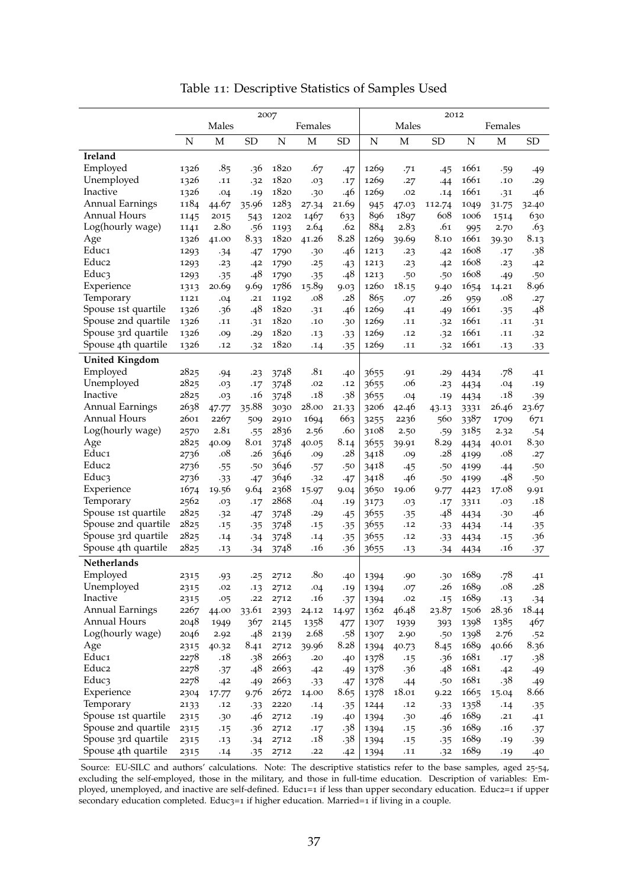Table 11: Descriptive Statistics of Samples Used

| | 2007 | | | | | | 2012 | | | | | |
|---|---|---|---|---|---|---|---|---|---|---|---|---|
| | Males | | | Females | | | Males | | | Females | | |
| | N | M | SD | N | M | SD | N | M | SD | N | M | SD |
| **Ireland** | | | | | | | | | | | | |
| Employed | 1326 | .85 | .36 | 1820 | .67 | .47 | 1269 | .71 | .45 | 1661 | .59 | .49 |
| Unemployed | 1326 | .11 | .32 | 1820 | .03 | .17 | 1269 | .27 | .44 | 1661 | .10 | .29 |
| Inactive | 1326 | .04 | .19 | 1820 | .30 | .46 | 1269 | .02 | .14 | 1661 | .31 | .46 |
| Annual Earnings | 1184 | 44.67 | 35.96 | 1283 | 27.34 | 21.69 | 945 | 47.03 | 112.74 | 1049 | 31.75 | 32.40 |
| Annual Hours | 1145 | 2015 | 543 | 1202 | 1467 | 633 | 896 | 1897 | 608 | 1006 | 1514 | 630 |
| Log(hourly wage) | 1141 | 2.80 | .56 | 1193 | 2.64 | .62 | 884 | 2.83 | .61 | 995 | 2.70 | .63 |
| Age | 1326 | 41.00 | 8.33 | 1820 | 41.26 | 8.28 | 1269 | 39.69 | 8.10 | 1661 | 39.30 | 8.13 |
| Educ1 | 1293 | .34 | .47 | 1790 | .30 | .46 | 1213 | .23 | .42 | 1608 | .17 | .38 |
| Educ2 | 1293 | .23 | .42 | 1790 | .25 | .43 | 1213 | .23 | .42 | 1608 | .23 | .42 |
| Educ3 | 1293 | .35 | .48 | 1790 | .35 | .48 | 1213 | .50 | .50 | 1608 | .49 | .50 |
| Experience | 1313 | 20.69 | 9.69 | 1786 | 15.89 | 9.03 | 1260 | 18.15 | 9.40 | 1654 | 14.21 | 8.96 |
| Temporary | 1121 | .04 | .21 | 1192 | .08 | .28 | 865 | .07 | .26 | 959 | .08 | .27 |
| Spouse 1st quartile | 1326 | .36 | .48 | 1820 | .31 | .46 | 1269 | .41 | .49 | 1661 | .35 | .48 |
| Spouse 2nd quartile | 1326 | .11 | .31 | 1820 | .10 | .30 | 1269 | .11 | .32 | 1661 | .11 | .31 |
| Spouse 3rd quartile | 1326 | .09 | .29 | 1820 | .13 | .33 | 1269 | .12 | .32 | 1661 | .11 | .32 |
| Spouse 4th quartile | 1326 | .12 | .32 | 1820 | .14 | .35 | 1269 | .11 | .32 | 1661 | .13 | .33 |
| **United Kingdom** | | | | | | | | | | | | |
| Employed | 2825 | .94 | .23 | 3748 | .81 | .40 | 3655 | .91 | .29 | 4434 | .78 | .41 |
| Unemployed | 2825 | .03 | .17 | 3748 | .02 | .12 | 3655 | .06 | .23 | 4434 | .04 | .19 |
| Inactive | 2825 | .03 | .16 | 3748 | .18 | .38 | 3655 | .04 | .19 | 4434 | .18 | .39 |
| Annual Earnings | 2638 | 47.77 | 35.88 | 3030 | 28.00 | 21.33 | 3206 | 42.46 | 43.13 | 3331 | 26.46 | 23.67 |
| Annual Hours | 2601 | 2267 | 509 | 2910 | 1694 | 663 | 3255 | 2236 | 560 | 3387 | 1709 | 671 |
| Log(hourly wage) | 2570 | 2.81 | .55 | 2836 | 2.56 | .60 | 3108 | 2.50 | .59 | 3185 | 2.32 | .54 |
| Age | 2825 | 40.09 | 8.01 | 3748 | 40.05 | 8.14 | 3655 | 39.91 | 8.29 | 4434 | 40.01 | 8.30 |
| Educ1 | 2736 | .08 | .26 | 3646 | .09 | .28 | 3418 | .09 | .28 | 4199 | .08 | .27 |
| Educ2 | 2736 | .55 | .50 | 3646 | .57 | .50 | 3418 | .45 | .50 | 4199 | .44 | .50 |
| Educ3 | 2736 | .33 | .47 | 3646 | .32 | .47 | 3418 | .46 | .50 | 4199 | .48 | .50 |
| Experience | 1674 | 19.56 | 9.64 | 2368 | 15.97 | 9.04 | 3650 | 19.06 | 9.77 | 4423 | 17.08 | 9.91 |
| Temporary | 2562 | .03 | .17 | 2868 | .04 | .19 | 3173 | .03 | .17 | 3311 | .03 | .18 |
| Spouse 1st quartile | 2825 | .32 | .47 | 3748 | .29 | .45 | 3655 | .35 | .48 | 4434 | .30 | .46 |
| Spouse 2nd quartile | 2825 | .15 | .35 | 3748 | .15 | .35 | 3655 | .12 | .33 | 4434 | .14 | .35 |
| Spouse 3rd quartile | 2825 | .14 | .34 | 3748 | .14 | .35 | 3655 | .12 | .33 | 4434 | .15 | .36 |
| Spouse 4th quartile | 2825 | .13 | .34 | 3748 | .16 | .36 | 3655 | .13 | .34 | 4434 | .16 | .37 |
| **Netherlands** | | | | | | | | | | | | |
| Employed | 2315 | .93 | .25 | 2712 | .80 | .40 | 1394 | .90 | .30 | 1689 | .78 | .41 |
| Unemployed | 2315 | .02 | .13 | 2712 | .04 | .19 | 1394 | .07 | .26 | 1689 | .08 | .28 |
| Inactive | 2315 | .05 | .22 | 2712 | .16 | .37 | 1394 | .02 | .15 | 1689 | .13 | .34 |
| Annual Earnings | 2267 | 44.00 | 33.61 | 2393 | 24.12 | 14.97 | 1362 | 46.48 | 23.87 | 1506 | 28.36 | 18.44 |
| Annual Hours | 2048 | 1949 | 367 | 2145 | 1358 | 477 | 1307 | 1939 | 393 | 1398 | 1385 | 467 |
| Log(hourly wage) | 2046 | 2.92 | .48 | 2139 | 2.68 | .58 | 1307 | 2.90 | .50 | 1398 | 2.76 | .52 |
| Age | 2315 | 40.32 | 8.41 | 2712 | 39.96 | 8.28 | 1394 | 40.73 | 8.45 | 1689 | 40.66 | 8.36 |
| Educ1 | 2278 | .18 | .38 | 2663 | .20 | .40 | 1378 | .15 | .36 | 1681 | .17 | .38 |
| Educ2 | 2278 | .37 | .48 | 2663 | .42 | .49 | 1378 | .36 | .48 | 1681 | .42 | .49 |
| Educ3 | 2278 | .42 | .49 | 2663 | .33 | .47 | 1378 | .44 | .50 | 1681 | .38 | .49 |
| Experience | 2304 | 17.77 | 9.76 | 2672 | 14.00 | 8.65 | 1378 | 18.01 | 9.22 | 1665 | 15.04 | 8.66 |
| Temporary | 2133 | .12 | .33 | 2220 | .14 | .35 | 1244 | .12 | .33 | 1358 | .14 | .35 |
| Spouse 1st quartile | 2315 | .30 | .46 | 2712 | .19 | .40 | 1394 | .30 | .46 | 1689 | .21 | .41 |
| Spouse 2nd quartile | 2315 | .15 | .36 | 2712 | .17 | .38 | 1394 | .15 | .36 | 1689 | .16 | .37 |
| Spouse 3rd quartile | 2315 | .13 | .34 | 2712 | .18 | .38 | 1394 | .15 | .35 | 1689 | .19 | .39 |
| Spouse 4th quartile | 2315 | .14 | .35 | 2712 | .22 | .42 | 1394 | .11 | .32 | 1689 | .19 | .40 |

Source: EU-SILC and authors' calculations. Note: The descriptive statistics refer to the base samples, aged 25-54, excluding the self-employed, those in the military, and those in full-time education. Description of variables: Employed, unemployed, and inactive are self-defined. Educ1=1 if less than upper secondary education. Educ2=1 if upper secondary education completed. Educ3=1 if higher education. Married=1 if living in a couple.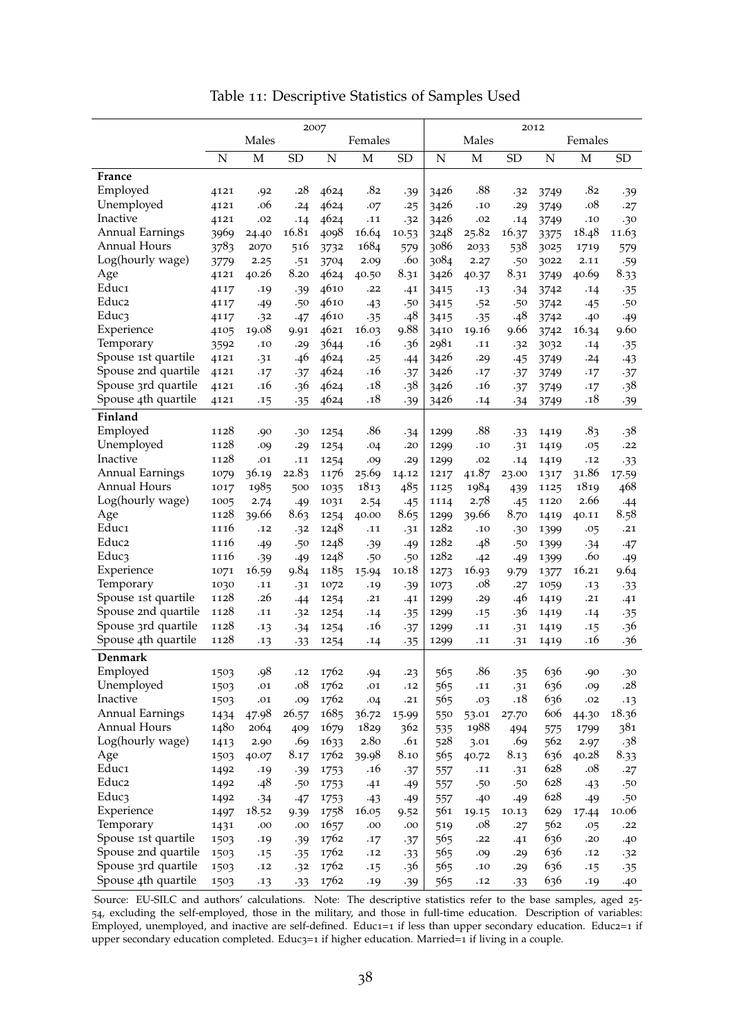Table 11: Descriptive Statistics of Samples Used

| | 2007 | | | | | | 2012 | | | | | |
|---|---|---|---|---|---|---|---|---|---|---|---|---|
| | Males | | | Females | | | Males | | | Females | | |
| | N | M | SD | N | M | SD | N | M | SD | N | M | SD |
| **France** | | | | | | | | | | | | |
| Employed | 4121 | .92 | .28 | 4624 | .82 | .39 | 3426 | .88 | .32 | 3749 | .82 | .39 |
| Unemployed | 4121 | .06 | .24 | 4624 | .07 | .25 | 3426 | .10 | .29 | 3749 | .08 | .27 |
| Inactive | 4121 | .02 | .14 | 4624 | .11 | .32 | 3426 | .02 | .14 | 3749 | .10 | .30 |
| Annual Earnings | 3969 | 24.40 | 16.81 | 4098 | 16.64 | 10.53 | 3248 | 25.82 | 16.37 | 3375 | 18.48 | 11.63 |
| Annual Hours | 3783 | 2070 | 516 | 3732 | 1684 | 579 | 3086 | 2033 | 538 | 3025 | 1719 | 579 |
| Log(hourly wage) | 3779 | 2.25 | .51 | 3704 | 2.09 | .60 | 3084 | 2.27 | .50 | 3022 | 2.11 | .59 |
| Age | 4121 | 40.26 | 8.20 | 4624 | 40.50 | 8.31 | 3426 | 40.37 | 8.31 | 3749 | 40.69 | 8.33 |
| Educ1 | 4117 | .19 | .39 | 4610 | .22 | .41 | 3415 | .13 | .34 | 3742 | .14 | .35 |
| Educ2 | 4117 | .49 | .50 | 4610 | .43 | .50 | 3415 | .52 | .50 | 3742 | .45 | .50 |
| Educ3 | 4117 | .32 | .47 | 4610 | .35 | .48 | 3415 | .35 | .48 | 3742 | .40 | .49 |
| Experience | 4105 | 19.08 | 9.91 | 4621 | 16.03 | 9.88 | 3410 | 19.16 | 9.66 | 3742 | 16.34 | 9.60 |
| Temporary | 3592 | .10 | .29 | 3644 | .16 | .36 | 2981 | .11 | .32 | 3032 | .14 | .35 |
| Spouse 1st quartile | 4121 | .31 | .46 | 4624 | .25 | .44 | 3426 | .29 | .45 | 3749 | .24 | .43 |
| Spouse 2nd quartile | 4121 | .17 | .37 | 4624 | .16 | .37 | 3426 | .17 | .37 | 3749 | .17 | .37 |
| Spouse 3rd quartile | 4121 | .16 | .36 | 4624 | .18 | .38 | 3426 | .16 | .37 | 3749 | .17 | .38 |
| Spouse 4th quartile | 4121 | .15 | .35 | 4624 | .18 | .39 | 3426 | .14 | .34 | 3749 | .18 | .39 |
| **Finland** | | | | | | | | | | | | |
| Employed | 1128 | .90 | .30 | 1254 | .86 | .34 | 1299 | .88 | .33 | 1419 | .83 | .38 |
| Unemployed | 1128 | .09 | .29 | 1254 | .04 | .20 | 1299 | .10 | .31 | 1419 | .05 | .22 |
| Inactive | 1128 | .01 | .11 | 1254 | .09 | .29 | 1299 | .02 | .14 | 1419 | .12 | .33 |
| Annual Earnings | 1079 | 36.19 | 22.83 | 1176 | 25.69 | 14.12 | 1217 | 41.87 | 23.00 | 1317 | 31.86 | 17.59 |
| Annual Hours | 1017 | 1985 | 500 | 1035 | 1813 | 485 | 1125 | 1984 | 439 | 1125 | 1819 | 468 |
| Log(hourly wage) | 1005 | 2.74 | .49 | 1031 | 2.54 | .45 | 1114 | 2.78 | .45 | 1120 | 2.66 | .44 |
| Age | 1128 | 39.66 | 8.63 | 1254 | 40.00 | 8.65 | 1299 | 39.66 | 8.70 | 1419 | 40.11 | 8.58 |
| Educ1 | 1116 | .12 | .32 | 1248 | .11 | .31 | 1282 | .10 | .30 | 1399 | .05 | .21 |
| Educ2 | 1116 | .49 | .50 | 1248 | .39 | .49 | 1282 | .48 | .50 | 1399 | .34 | .47 |
| Educ3 | 1116 | .39 | .49 | 1248 | .50 | .50 | 1282 | .42 | .49 | 1399 | .60 | .49 |
| Experience | 1071 | 16.59 | 9.84 | 1185 | 15.94 | 10.18 | 1273 | 16.93 | 9.79 | 1377 | 16.21 | 9.64 |
| Temporary | 1030 | .11 | .31 | 1072 | .19 | .39 | 1073 | .08 | .27 | 1059 | .13 | .33 |
| Spouse 1st quartile | 1128 | .26 | .44 | 1254 | .21 | .41 | 1299 | .29 | .46 | 1419 | .21 | .41 |
| Spouse 2nd quartile | 1128 | .11 | .32 | 1254 | .14 | .35 | 1299 | .15 | .36 | 1419 | .14 | .35 |
| Spouse 3rd quartile | 1128 | .13 | .34 | 1254 | .16 | .37 | 1299 | .11 | .31 | 1419 | .15 | .36 |
| Spouse 4th quartile | 1128 | .13 | .33 | 1254 | .14 | .35 | 1299 | .11 | .31 | 1419 | .16 | .36 |
| **Denmark** | | | | | | | | | | | | |
| Employed | 1503 | .98 | .12 | 1762 | .94 | .23 | 565 | .86 | .35 | 636 | .90 | .30 |
| Unemployed | 1503 | .01 | .08 | 1762 | .01 | .12 | 565 | .11 | .31 | 636 | .09 | .28 |
| Inactive | 1503 | .01 | .09 | 1762 | .04 | .21 | 565 | .03 | .18 | 636 | .02 | .13 |
| Annual Earnings | 1434 | 47.98 | 26.57 | 1685 | 36.72 | 15.99 | 550 | 53.01 | 27.70 | 606 | 44.30 | 18.36 |
| Annual Hours | 1480 | 2064 | 409 | 1679 | 1829 | 362 | 535 | 1988 | 494 | 575 | 1799 | 381 |
| Log(hourly wage) | 1413 | 2.90 | .69 | 1633 | 2.80 | .61 | 528 | 3.01 | .69 | 562 | 2.97 | .38 |
| Age | 1503 | 40.07 | 8.17 | 1762 | 39.98 | 8.10 | 565 | 40.72 | 8.13 | 636 | 40.28 | 8.33 |
| Educ1 | 1492 | .19 | .39 | 1753 | .16 | .37 | 557 | .11 | .31 | 628 | .08 | .27 |
| Educ2 | 1492 | .48 | .50 | 1753 | .41 | .49 | 557 | .50 | .50 | 628 | .43 | .50 |
| Educ3 | 1492 | .34 | .47 | 1753 | .43 | .49 | 557 | .40 | .49 | 628 | .49 | .50 |
| Experience | 1497 | 18.52 | 9.39 | 1758 | 16.05 | 9.52 | 561 | 19.15 | 10.13 | 629 | 17.44 | 10.06 |
| Temporary | 1431 | .00 | .00 | 1657 | .00 | .00 | 519 | .08 | .27 | 562 | .05 | .22 |
| Spouse 1st quartile | 1503 | .19 | .39 | 1762 | .17 | .37 | 565 | .22 | .41 | 636 | .20 | .40 |
| Spouse 2nd quartile | 1503 | .15 | .35 | 1762 | .12 | .33 | 565 | .09 | .29 | 636 | .12 | .32 |
| Spouse 3rd quartile | 1503 | .12 | .32 | 1762 | .15 | .36 | 565 | .10 | .29 | 636 | .15 | .35 |
| Spouse 4th quartile | 1503 | .13 | .33 | 1762 | .19 | .39 | 565 | .12 | .33 | 636 | .19 | .40 |

Source: EU-SILC and authors' calculations. Note: The descriptive statistics refer to the base samples, aged 25-54, excluding the self-employed, those in the military, and those in full-time education. Description of variables: Employed, unemployed, and inactive are self-defined. Educ1=1 if less than upper secondary education. Educ2=1 if upper secondary education completed. Educ3=1 if higher education. Married=1 if living in a couple.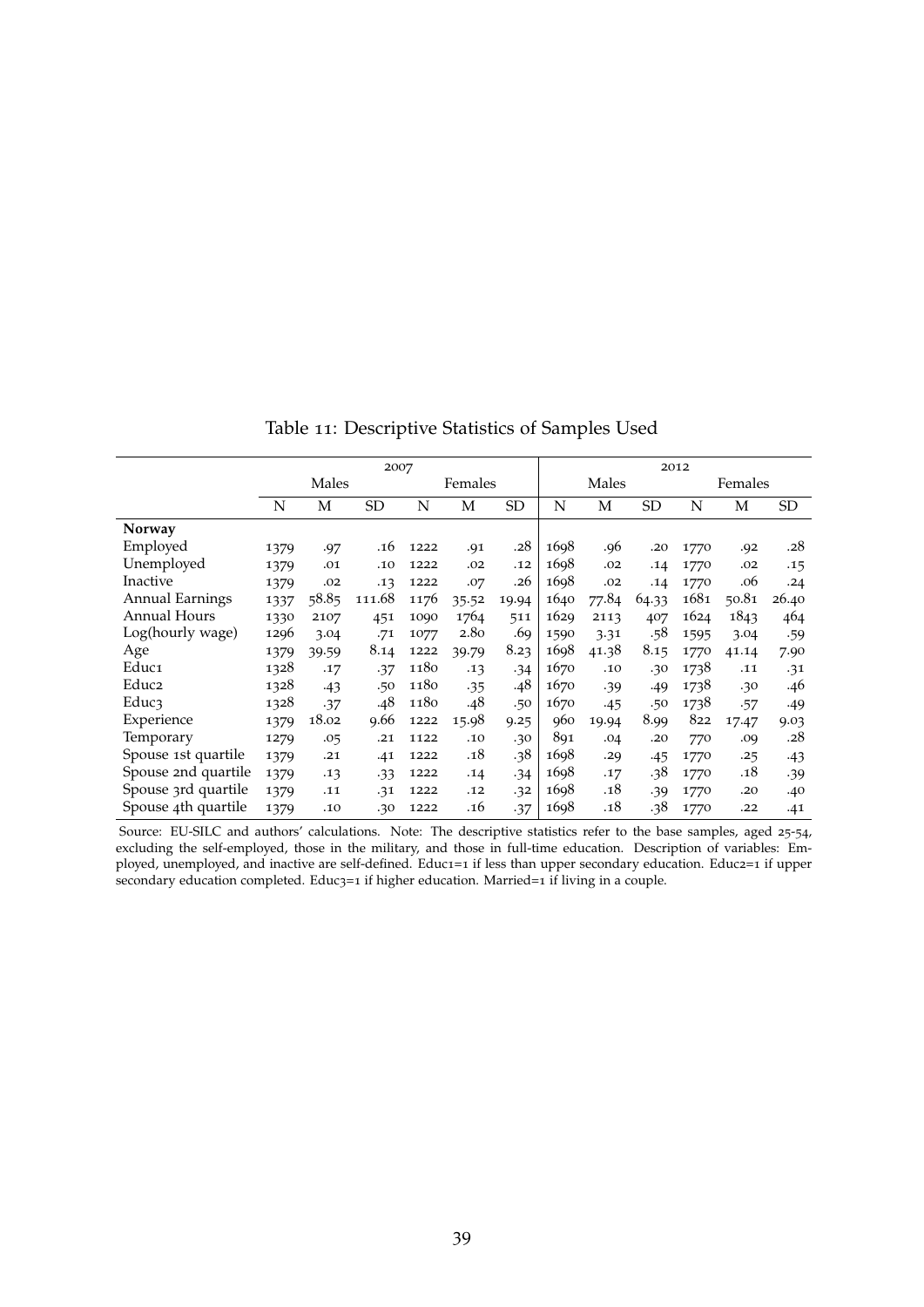Table 11: Descriptive Statistics of Samples Used

| | 2007 | | | | | | 2012 | | | | | |
|---|---|---|---|---|---|---|---|---|---|---|---|---|
| | Males | | | Females | | | Males | | | Females | | |
| | N | M | SD | N | M | SD | N | M | SD | N | M | SD |
| **Norway** | | | | | | | | | | | | |
| Employed | 1379 | .97 | .16 | 1222 | .91 | .28 | 1698 | .96 | .20 | 1770 | .92 | .28 |
| Unemployed | 1379 | .01 | .10 | 1222 | .02 | .12 | 1698 | .02 | .14 | 1770 | .02 | .15 |
| Inactive | 1379 | .02 | .13 | 1222 | .07 | .26 | 1698 | .02 | .14 | 1770 | .06 | .24 |
| Annual Earnings | 1337 | 58.85 | 111.68 | 1176 | 35.52 | 19.94 | 1640 | 77.84 | 64.33 | 1681 | 50.81 | 26.40 |
| Annual Hours | 1330 | 2107 | 451 | 1090 | 1764 | 511 | 1629 | 2113 | 407 | 1624 | 1843 | 464 |
| Log(hourly wage) | 1296 | 3.04 | .71 | 1077 | 2.80 | .69 | 1590 | 3.31 | .58 | 1595 | 3.04 | .59 |
| Age | 1379 | 39.59 | 8.14 | 1222 | 39.79 | 8.23 | 1698 | 41.38 | 8.15 | 1770 | 41.14 | 7.90 |
| Educ1 | 1328 | .17 | .37 | 1180 | .13 | .34 | 1670 | .10 | .30 | 1738 | .11 | .31 |
| Educ2 | 1328 | .43 | .50 | 1180 | .35 | .48 | 1670 | .39 | .49 | 1738 | .30 | .46 |
| Educ3 | 1328 | .37 | .48 | 1180 | .48 | .50 | 1670 | .45 | .50 | 1738 | .57 | .49 |
| Experience | 1379 | 18.02 | 9.66 | 1222 | 15.98 | 9.25 | 960 | 19.94 | 8.99 | 822 | 17.47 | 9.03 |
| Temporary | 1279 | .05 | .21 | 1122 | .10 | .30 | 891 | .04 | .20 | 770 | .09 | .28 |
| Spouse 1st quartile | 1379 | .21 | .41 | 1222 | .18 | .38 | 1698 | .29 | .45 | 1770 | .25 | .43 |
| Spouse 2nd quartile | 1379 | .13 | .33 | 1222 | .14 | .34 | 1698 | .17 | .38 | 1770 | .18 | .39 |
| Spouse 3rd quartile | 1379 | .11 | .31 | 1222 | .12 | .32 | 1698 | .18 | .39 | 1770 | .20 | .40 |
| Spouse 4th quartile | 1379 | .10 | .30 | 1222 | .16 | .37 | 1698 | .18 | .38 | 1770 | .22 | .41 |

Source: EU-SILC and authors' calculations. Note: The descriptive statistics refer to the base samples, aged 25-54, excluding the self-employed, those in the military, and those in full-time education. Description of variables: Employed, unemployed, and inactive are self-defined. Educ1=1 if less than upper secondary education. Educ2=1 if upper secondary education completed. Educ3=1 if higher education. Married=1 if living in a couple.